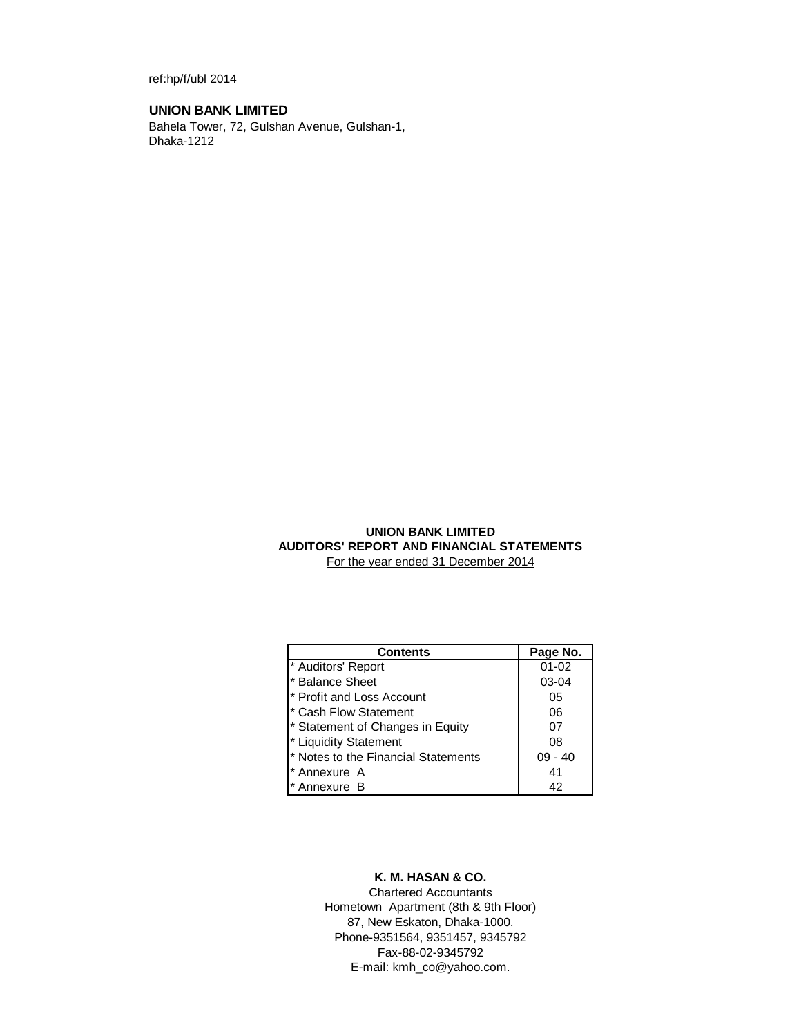ref:hp/f/ubl 2014

**UNION BANK LIMITED**

Bahela Tower, 72, Gulshan Avenue, Gulshan-1,
Dhaka-1212

**UNION BANK LIMITED**
**AUDITORS' REPORT AND FINANCIAL STATEMENTS**
For the year ended 31 December 2014

| Contents | Page No. |
|---|---|
| * Auditors' Report | 01-02 |
| * Balance Sheet | 03-04 |
| * Profit and Loss Account | 05 |
| * Cash Flow Statement | 06 |
| * Statement of Changes in Equity | 07 |
| * Liquidity Statement | 08 |
| * Notes to the Financial Statements | 09 - 40 |
| * Annexure A | 41 |
| * Annexure B | 42 |

**K. M. HASAN & CO.**
Chartered Accountants
Hometown Apartment (8th & 9th Floor)
87, New Eskaton, Dhaka-1000.
Phone-9351564, 9351457, 9345792
Fax-88-02-9345792
E-mail: kmh_co@yahoo.com.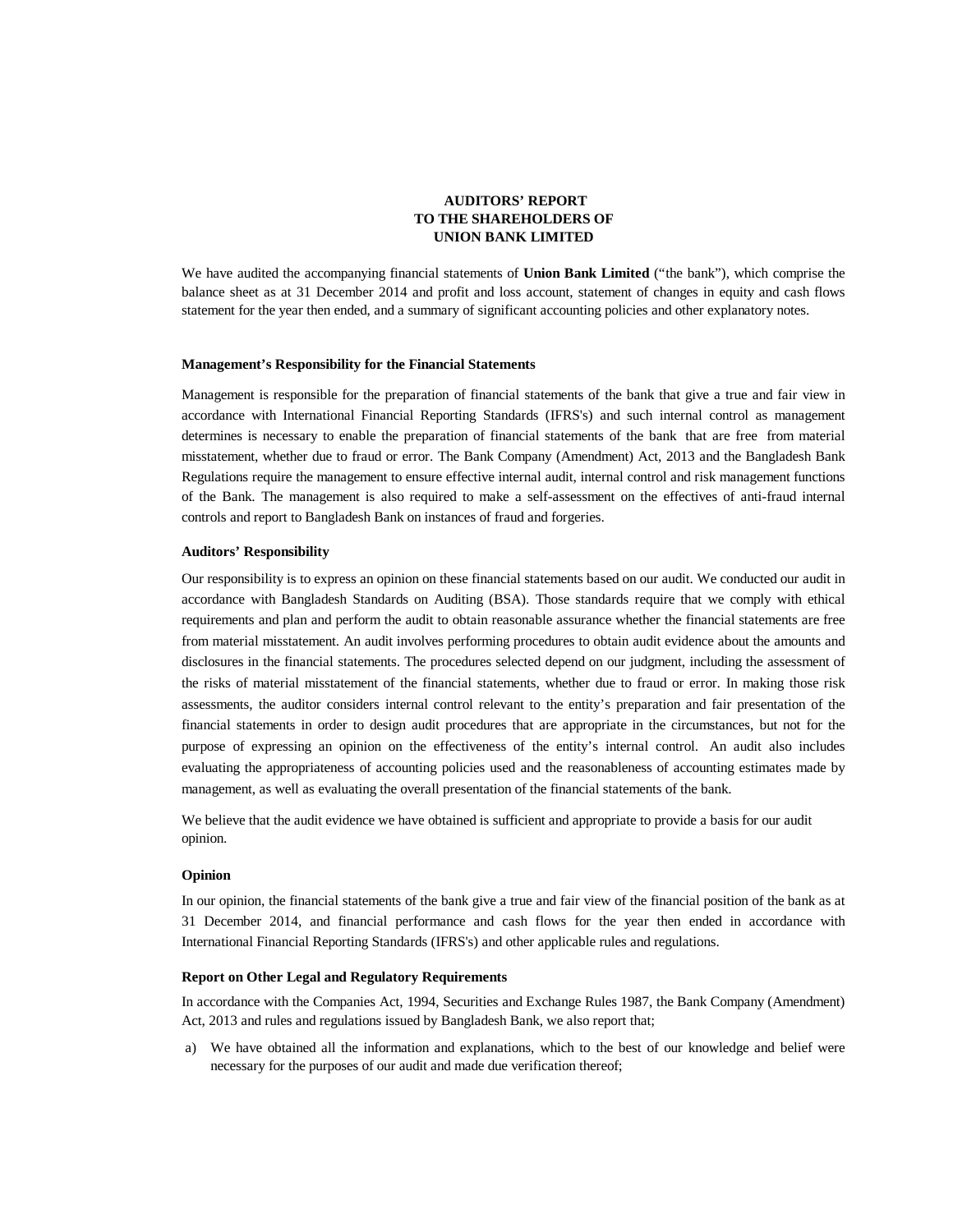# AUDITORS' REPORT
# TO THE SHAREHOLDERS OF
# UNION BANK LIMITED

We have audited the accompanying financial statements of **Union Bank Limited** ("the bank"), which comprise the balance sheet as at 31 December 2014 and profit and loss account, statement of changes in equity and cash flows statement for the year then ended, and a summary of significant accounting policies and other explanatory notes.

**Management's Responsibility for the Financial Statements**

Management is responsible for the preparation of financial statements of the bank that give a true and fair view in accordance with International Financial Reporting Standards (IFRS's) and such internal control as management determines is necessary to enable the preparation of financial statements of the bank that are free from material misstatement, whether due to fraud or error. The Bank Company (Amendment) Act, 2013 and the Bangladesh Bank Regulations require the management to ensure effective internal audit, internal control and risk management functions of the Bank. The management is also required to make a self-assessment on the effectives of anti-fraud internal controls and report to Bangladesh Bank on instances of fraud and forgeries.

**Auditors' Responsibility**

Our responsibility is to express an opinion on these financial statements based on our audit. We conducted our audit in accordance with Bangladesh Standards on Auditing (BSA). Those standards require that we comply with ethical requirements and plan and perform the audit to obtain reasonable assurance whether the financial statements are free from material misstatement. An audit involves performing procedures to obtain audit evidence about the amounts and disclosures in the financial statements. The procedures selected depend on our judgment, including the assessment of the risks of material misstatement of the financial statements, whether due to fraud or error. In making those risk assessments, the auditor considers internal control relevant to the entity's preparation and fair presentation of the financial statements in order to design audit procedures that are appropriate in the circumstances, but not for the purpose of expressing an opinion on the effectiveness of the entity's internal control. An audit also includes evaluating the appropriateness of accounting policies used and the reasonableness of accounting estimates made by management, as well as evaluating the overall presentation of the financial statements of the bank.

We believe that the audit evidence we have obtained is sufficient and appropriate to provide a basis for our audit opinion.

**Opinion**

In our opinion, the financial statements of the bank give a true and fair view of the financial position of the bank as at 31 December 2014, and financial performance and cash flows for the year then ended in accordance with International Financial Reporting Standards (IFRS's) and other applicable rules and regulations.

**Report on Other Legal and Regulatory Requirements**

In accordance with the Companies Act, 1994, Securities and Exchange Rules 1987, the Bank Company (Amendment) Act, 2013 and rules and regulations issued by Bangladesh Bank, we also report that;

a) We have obtained all the information and explanations, which to the best of our knowledge and belief were necessary for the purposes of our audit and made due verification thereof;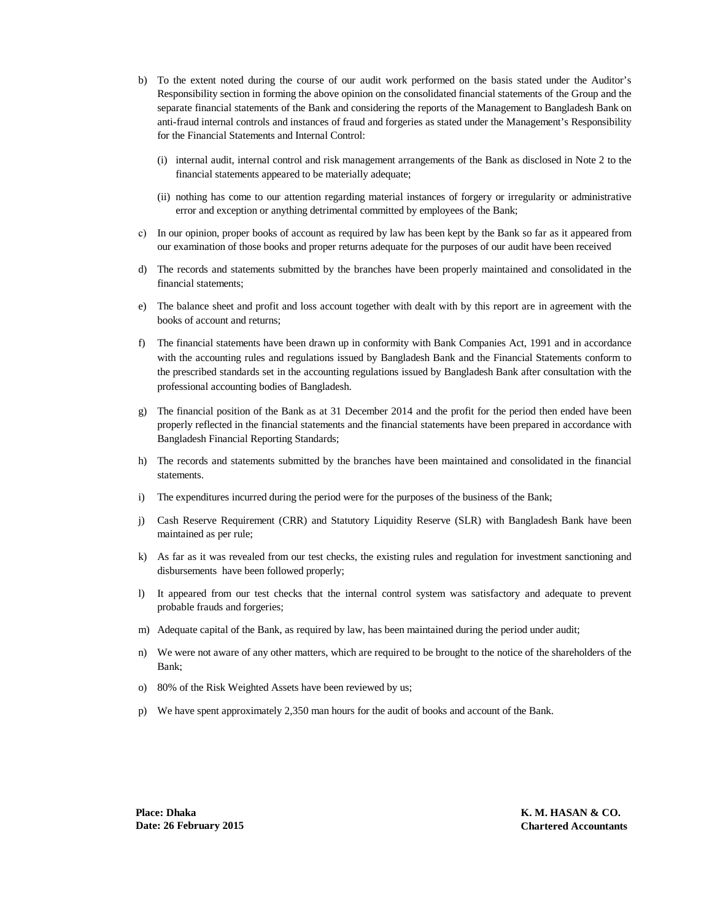b) To the extent noted during the course of our audit work performed on the basis stated under the Auditor's Responsibility section in forming the above opinion on the consolidated financial statements of the Group and the separate financial statements of the Bank and considering the reports of the Management to Bangladesh Bank on anti-fraud internal controls and instances of fraud and forgeries as stated under the Management's Responsibility for the Financial Statements and Internal Control:

   (i) internal audit, internal control and risk management arrangements of the Bank as disclosed in Note 2 to the financial statements appeared to be materially adequate;

   (ii) nothing has come to our attention regarding material instances of forgery or irregularity or administrative error and exception or anything detrimental committed by employees of the Bank;

c) In our opinion, proper books of account as required by law has been kept by the Bank so far as it appeared from our examination of those books and proper returns adequate for the purposes of our audit have been received

d) The records and statements submitted by the branches have been properly maintained and consolidated in the financial statements;

e) The balance sheet and profit and loss account together with dealt with by this report are in agreement with the books of account and returns;

f) The financial statements have been drawn up in conformity with Bank Companies Act, 1991 and in accordance with the accounting rules and regulations issued by Bangladesh Bank and the Financial Statements conform to the prescribed standards set in the accounting regulations issued by Bangladesh Bank after consultation with the professional accounting bodies of Bangladesh.

g) The financial position of the Bank as at 31 December 2014 and the profit for the period then ended have been properly reflected in the financial statements and the financial statements have been prepared in accordance with Bangladesh Financial Reporting Standards;

h) The records and statements submitted by the branches have been maintained and consolidated in the financial statements.

i) The expenditures incurred during the period were for the purposes of the business of the Bank;

j) Cash Reserve Requirement (CRR) and Statutory Liquidity Reserve (SLR) with Bangladesh Bank have been maintained as per rule;

k) As far as it was revealed from our test checks, the existing rules and regulation for investment sanctioning and disbursements have been followed properly;

l) It appeared from our test checks that the internal control system was satisfactory and adequate to prevent probable frauds and forgeries;

m) Adequate capital of the Bank, as required by law, has been maintained during the period under audit;

n) We were not aware of any other matters, which are required to be brought to the notice of the shareholders of the Bank;

o) 80% of the Risk Weighted Assets have been reviewed by us;

p) We have spent approximately 2,350 man hours for the audit of books and account of the Bank.

**Place: Dhaka**
**Date: 26 February 2015**

**K. M. HASAN & CO.**
**Chartered Accountants**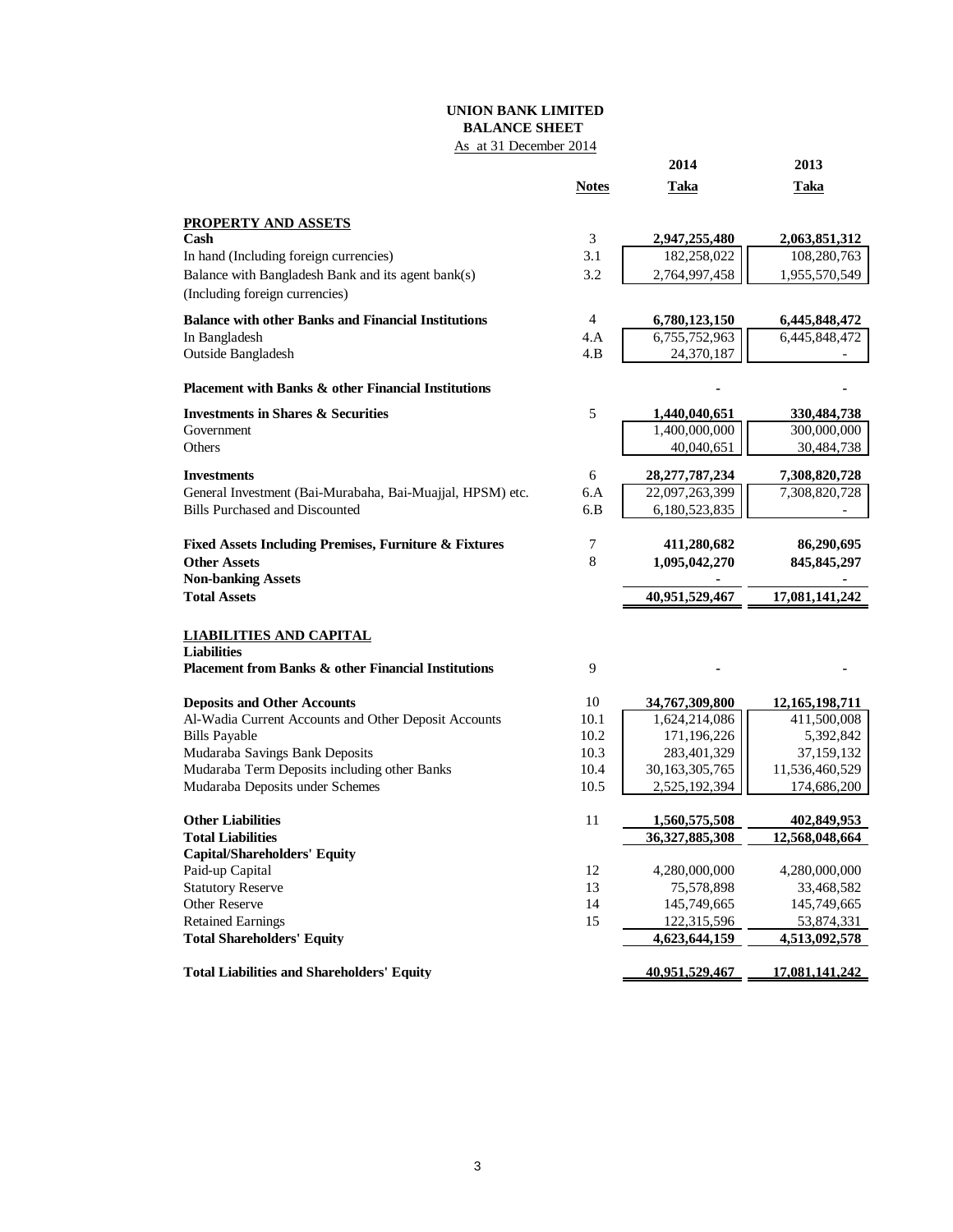# UNION BANK LIMITED
## BALANCE SHEET
As at 31 December 2014

| | Notes | 2014 Taka | 2013 Taka |
|---|---|---|---|
| **PROPERTY AND ASSETS** | | | |
| **Cash** | 3 | **2,947,255,480** | **2,063,851,312** |
| In hand (Including foreign currencies) | 3.1 | 182,258,022 | 108,280,763 |
| Balance with Bangladesh Bank and its agent bank(s) (Including foreign currencies) | 3.2 | 2,764,997,458 | 1,955,570,549 |
| **Balance with other Banks and Financial Institutions** | 4 | **6,780,123,150** | **6,445,848,472** |
| In Bangladesh | 4.A | 6,755,752,963 | 6,445,848,472 |
| Outside Bangladesh | 4.B | 24,370,187 | - |
| **Placement with Banks & other Financial Institutions** | | - | - |
| **Investments in Shares & Securities** | 5 | **1,440,040,651** | **330,484,738** |
| Government | | 1,400,000,000 | 300,000,000 |
| Others | | 40,040,651 | 30,484,738 |
| **Investments** | 6 | **28,277,787,234** | **7,308,820,728** |
| General Investment (Bai-Murabaha, Bai-Muajjal, HPSM) etc. | 6.A | 22,097,263,399 | 7,308,820,728 |
| Bills Purchased and Discounted | 6.B | 6,180,523,835 | - |
| **Fixed Assets Including Premises, Furniture & Fixtures** | 7 | **411,280,682** | **86,290,695** |
| **Other Assets** | 8 | **1,095,042,270** | **845,845,297** |
| **Non-banking Assets** | | - | - |
| **Total Assets** | | **40,951,529,467** | **17,081,141,242** |
| **LIABILITIES AND CAPITAL** | | | |
| **Liabilities** | | | |
| **Placement from Banks & other Financial Institutions** | 9 | - | - |
| **Deposits and Other Accounts** | 10 | **34,767,309,800** | **12,165,198,711** |
| Al-Wadia Current Accounts and Other Deposit Accounts | 10.1 | 1,624,214,086 | 411,500,008 |
| Bills Payable | 10.2 | 171,196,226 | 5,392,842 |
| Mudaraba Savings Bank Deposits | 10.3 | 283,401,329 | 37,159,132 |
| Mudaraba Term Deposits including other Banks | 10.4 | 30,163,305,765 | 11,536,460,529 |
| Mudaraba Deposits under Schemes | 10.5 | 2,525,192,394 | 174,686,200 |
| **Other Liabilities** | 11 | **1,560,575,508** | **402,849,953** |
| **Total Liabilities** | | **36,327,885,308** | **12,568,048,664** |
| **Capital/Shareholders' Equity** | | | |
| Paid-up Capital | 12 | 4,280,000,000 | 4,280,000,000 |
| Statutory Reserve | 13 | 75,578,898 | 33,468,582 |
| Other Reserve | 14 | 145,749,665 | 145,749,665 |
| Retained Earnings | 15 | 122,315,596 | 53,874,331 |
| **Total Shareholders' Equity** | | **4,623,644,159** | **4,513,092,578** |
| **Total Liabilities and Shareholders' Equity** | | **40,951,529,467** | **17,081,141,242** |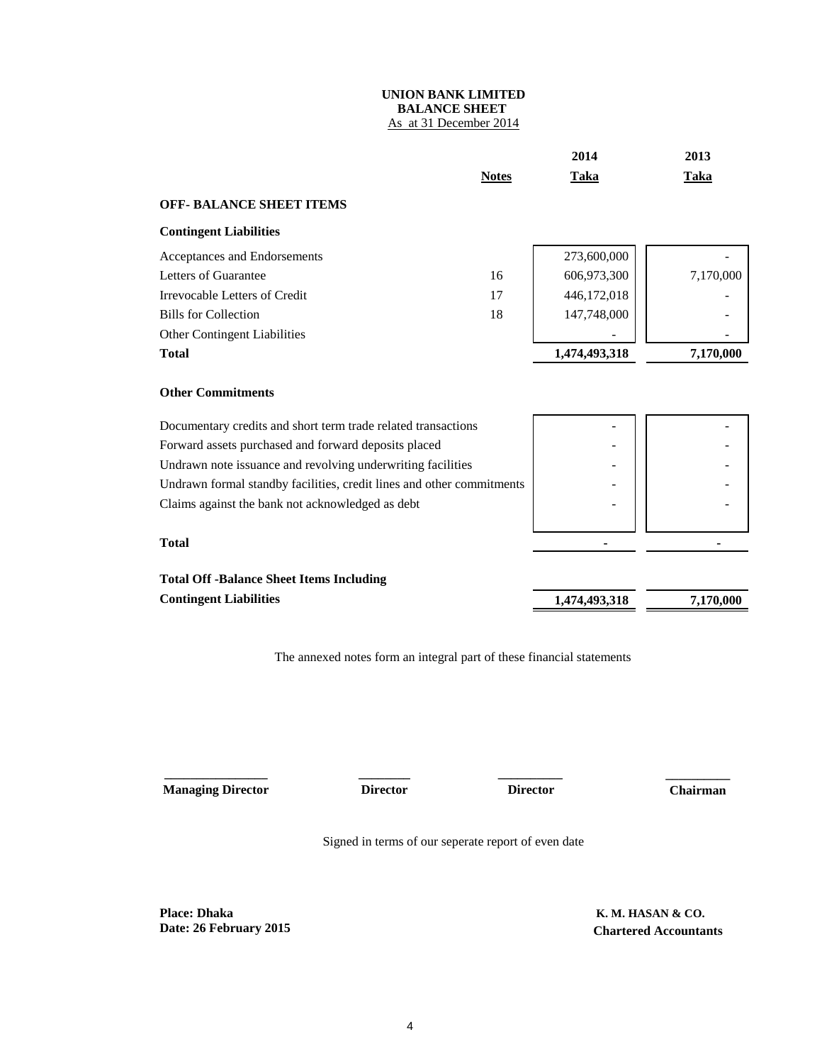**UNION BANK LIMITED**
**BALANCE SHEET**
As at 31 December 2014

| | Notes | 2014 Taka | 2013 Taka |
|---|---|---|---|
| **OFF- BALANCE SHEET ITEMS** | | | |
| **Contingent Liabilities** | | | |
| Acceptances and Endorsements | | 273,600,000 | - |
| Letters of Guarantee | 16 | 606,973,300 | 7,170,000 |
| Irrevocable Letters of Credit | 17 | 446,172,018 | - |
| Bills for Collection | 18 | 147,748,000 | - |
| Other Contingent Liabilities | | - | - |
| **Total** | | **1,474,493,318** | **7,170,000** |
| **Other Commitments** | | | |
| Documentary credits and short term trade related transactions | | - | - |
| Forward assets purchased and forward deposits placed | | - | - |
| Undrawn note issuance and revolving underwriting facilities | | - | - |
| Undrawn formal standby facilities, credit lines and other commitments | | - | - |
| Claims against the bank not acknowledged as debt | | - | - |
| **Total** | | **-** | **-** |
| **Total Off -Balance Sheet Items Including Contingent Liabilities** | | **1,474,493,318** | **7,170,000** |

The annexed notes form an integral part of these financial statements

**Managing Director** | **Director** | **Director** | **Chairman**

Signed in terms of our seperate report of even date

**Place: Dhaka**
**Date: 26 February 2015**

**K. M. HASAN & CO.**
**Chartered Accountants**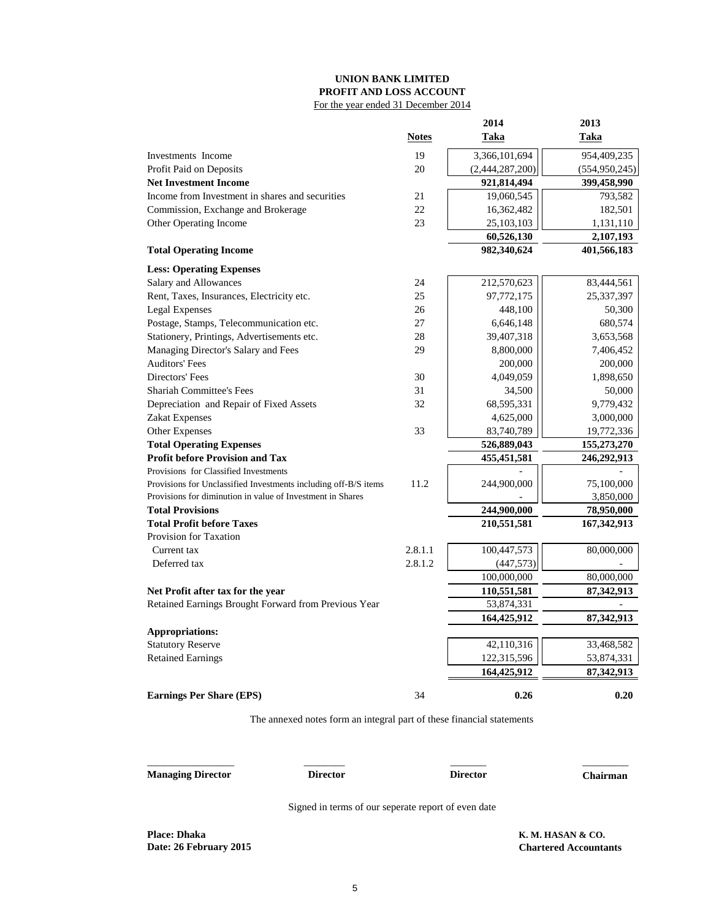**UNION BANK LIMITED**
**PROFIT AND LOSS ACCOUNT**
For the year ended 31 December 2014

| | Notes | 2014 Taka | 2013 Taka |
|---|---|---|---|
| Investments Income | 19 | 3,366,101,694 | 954,409,235 |
| Profit Paid on Deposits | 20 | (2,444,287,200) | (554,950,245) |
| **Net Investment Income** | | **921,814,494** | **399,458,990** |
| Income from Investment in shares and securities | 21 | 19,060,545 | 793,582 |
| Commission, Exchange and Brokerage | 22 | 16,362,482 | 182,501 |
| Other Operating Income | 23 | 25,103,103 | 1,131,110 |
| | | **60,526,130** | **2,107,193** |
| **Total Operating Income** | | **982,340,624** | **401,566,183** |
| **Less: Operating Expenses** | | | |
| Salary and Allowances | 24 | 212,570,623 | 83,444,561 |
| Rent, Taxes, Insurances, Electricity etc. | 25 | 97,772,175 | 25,337,397 |
| Legal Expenses | 26 | 448,100 | 50,300 |
| Postage, Stamps, Telecommunication etc. | 27 | 6,646,148 | 680,574 |
| Stationery, Printings, Advertisements etc. | 28 | 39,407,318 | 3,653,568 |
| Managing Director's Salary and Fees | 29 | 8,800,000 | 7,406,452 |
| Auditors' Fees | | 200,000 | 200,000 |
| Directors' Fees | 30 | 4,049,059 | 1,898,650 |
| Shariah Committee's Fees | 31 | 34,500 | 50,000 |
| Depreciation and Repair of Fixed Assets | 32 | 68,595,331 | 9,779,432 |
| Zakat Expenses | | 4,625,000 | 3,000,000 |
| Other Expenses | 33 | 83,740,789 | 19,772,336 |
| **Total Operating Expenses** | | **526,889,043** | **155,273,270** |
| **Profit before Provision and Tax** | | **455,451,581** | **246,292,913** |
| Provisions for Classified Investments | | - | - |
| Provisions for Unclassified Investments including off-B/S items | 11.2 | 244,900,000 | 75,100,000 |
| Provisions for diminution in value of Investment in Shares | | - | 3,850,000 |
| **Total Provisions** | | **244,900,000** | **78,950,000** |
| **Total Profit before Taxes** | | **210,551,581** | **167,342,913** |
| Provision for Taxation | | | |
| Current tax | 2.8.1.1 | 100,447,573 | 80,000,000 |
| Deferred tax | 2.8.1.2 | (447,573) | - |
| | | 100,000,000 | 80,000,000 |
| **Net Profit after tax for the year** | | **110,551,581** | **87,342,913** |
| Retained Earnings Brought Forward from Previous Year | | 53,874,331 | - |
| | | **164,425,912** | **87,342,913** |
| **Appropriations:** | | | |
| Statutory Reserve | | 42,110,316 | 33,468,582 |
| Retained Earnings | | 122,315,596 | 53,874,331 |
| | | **164,425,912** | **87,342,913** |
| **Earnings Per Share (EPS)** | 34 | **0.26** | **0.20** |

The annexed notes form an integral part of these financial statements

| **Managing Director** | **Director** | **Director** | **Chairman** |
|---|---|---|---|

Signed in terms of our seperate report of even date

**Place: Dhaka**
**Date: 26 February 2015**

**K. M. HASAN & CO.**
**Chartered Accountants**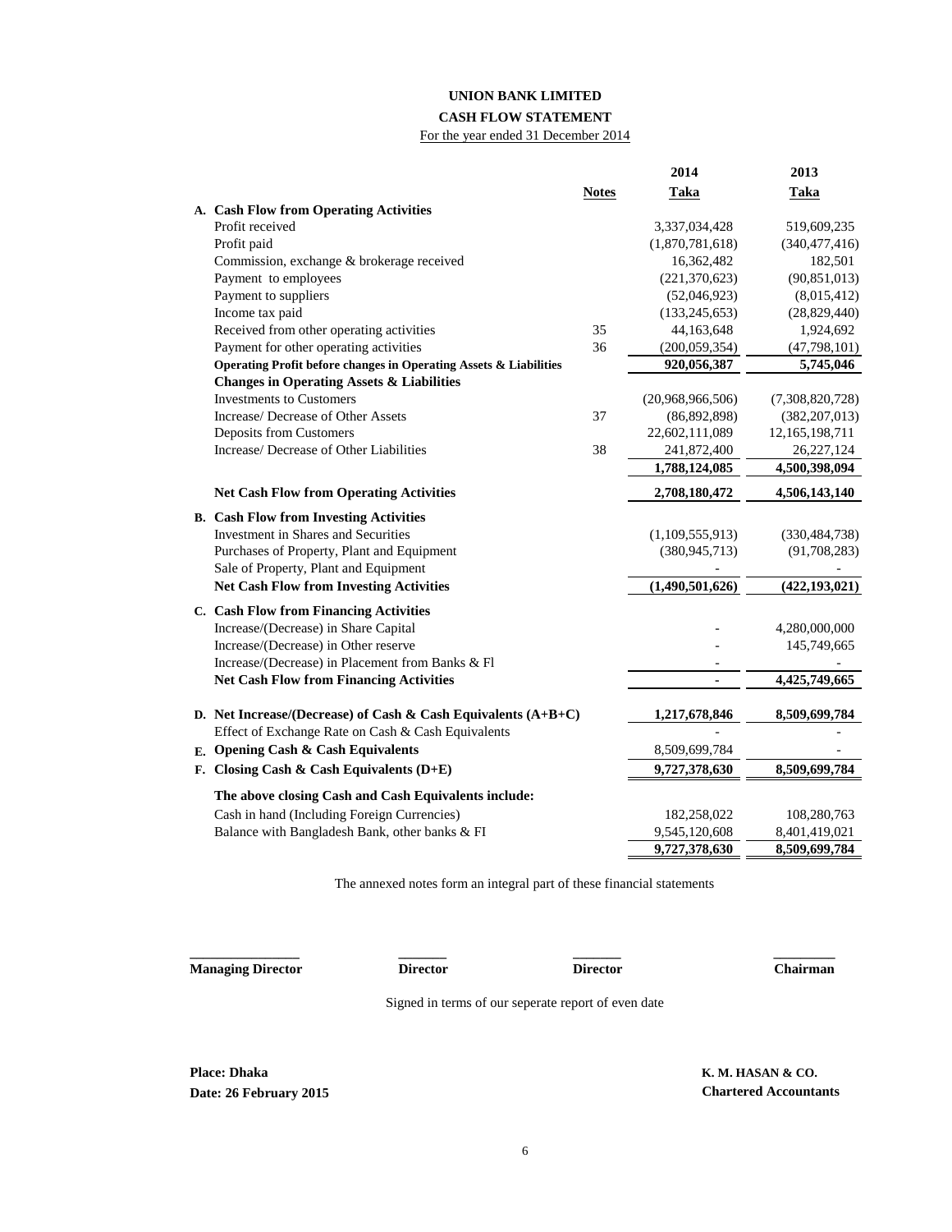# UNION BANK LIMITED

## CASH FLOW STATEMENT

For the year ended 31 December 2014

| | Notes | 2014 Taka | 2013 Taka |
|---|---|---|---|
| **A. Cash Flow from Operating Activities** | | | |
| Profit received | | 3,337,034,428 | 519,609,235 |
| Profit paid | | (1,870,781,618) | (340,477,416) |
| Commission, exchange & brokerage received | | 16,362,482 | 182,501 |
| Payment to employees | | (221,370,623) | (90,851,013) |
| Payment to suppliers | | (52,046,923) | (8,015,412) |
| Income tax paid | | (133,245,653) | (28,829,440) |
| Received from other operating activities | 35 | 44,163,648 | 1,924,692 |
| Payment for other operating activities | 36 | (200,059,354) | (47,798,101) |
| **Operating Profit before changes in Operating Assets & Liabilities** | | **920,056,387** | **5,745,046** |
| **Changes in Operating Assets & Liabilities** | | | |
| Investments to Customers | | (20,968,966,506) | (7,308,820,728) |
| Increase/ Decrease of Other Assets | 37 | (86,892,898) | (382,207,013) |
| Deposits from Customers | | 22,602,111,089 | 12,165,198,711 |
| Increase/ Decrease of Other Liabilities | 38 | 241,872,400 | 26,227,124 |
| | | **1,788,124,085** | **4,500,398,094** |
| **Net Cash Flow from Operating Activities** | | **2,708,180,472** | **4,506,143,140** |
| **B. Cash Flow from Investing Activities** | | | |
| Investment in Shares and Securities | | (1,109,555,913) | (330,484,738) |
| Purchases of Property, Plant and Equipment | | (380,945,713) | (91,708,283) |
| Sale of Property, Plant and Equipment | | - | - |
| **Net Cash Flow from Investing Activities** | | **(1,490,501,626)** | **(422,193,021)** |
| **C. Cash Flow from Financing Activities** | | | |
| Increase/(Decrease) in Share Capital | | - | 4,280,000,000 |
| Increase/(Decrease) in Other reserve | | - | 145,749,665 |
| Increase/(Decrease) in Placement from Banks & Fl | | - | - |
| **Net Cash Flow from Financing Activities** | | **-** | **4,425,749,665** |
| **D. Net Increase/(Decrease) of Cash & Cash Equivalents (A+B+C)** | | **1,217,678,846** | **8,509,699,784** |
| Effect of Exchange Rate on Cash & Cash Equivalents | | - | - |
| **E. Opening Cash & Cash Equivalents** | | 8,509,699,784 | - |
| **F. Closing Cash & Cash Equivalents (D+E)** | | **9,727,378,630** | **8,509,699,784** |
| **The above closing Cash and Cash Equivalents include:** | | | |
| Cash in hand (Including Foreign Currencies) | | 182,258,022 | 108,280,763 |
| Balance with Bangladesh Bank, other banks & FI | | 9,545,120,608 | 8,401,419,021 |
| | | **9,727,378,630** | **8,509,699,784** |

The annexed notes form an integral part of these financial statements

**Managing Director** | **Director** | **Director** | **Chairman**

Signed in terms of our seperate report of even date

**Place: Dhaka**
**Date: 26 February 2015**

**K. M. HASAN & CO.**
**Chartered Accountants**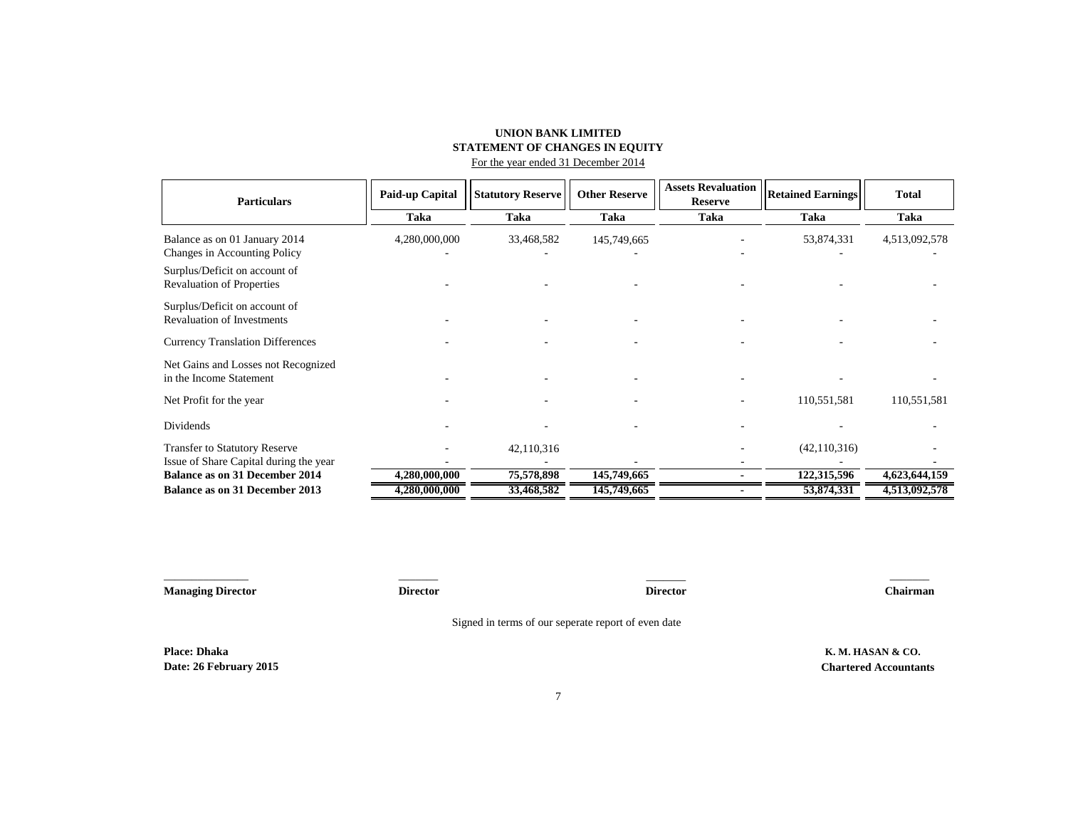**UNION BANK LIMITED**
**STATEMENT OF CHANGES IN EQUITY**
For the year ended 31 December 2014

| Particulars | Paid-up Capital | Statutory Reserve | Other Reserve | Assets Revaluation Reserve | Retained Earnings | Total |
|---|---|---|---|---|---|---|
| | Taka | Taka | Taka | Taka | Taka | Taka |
| Balance as on 01 January 2014 | 4,280,000,000 | 33,468,582 | 145,749,665 | - | 53,874,331 | 4,513,092,578 |
| Changes in Accounting Policy | - | - | - | - | - | - |
| Surplus/Deficit on account of Revaluation of Properties | - | - | - | - | - | - |
| Surplus/Deficit on account of Revaluation of Investments | - | - | - | - | - | - |
| Currency Translation Differences | - | - | - | - | - | - |
| Net Gains and Losses not Recognized in the Income Statement | - | - | - | - | - | - |
| Net Profit for the year | - | - | - | - | 110,551,581 | 110,551,581 |
| Dividends | - | - | - | - | - | - |
| Transfer to Statutory Reserve | - | 42,110,316 | | - | (42,110,316) | - |
| Issue of Share Capital during the year | - | - | - | - | - | - |
| **Balance as on 31 December 2014** | **4,280,000,000** | **75,578,898** | **145,749,665** | **-** | **122,315,596** | **4,623,644,159** |
| **Balance as on 31 December 2013** | **4,280,000,000** | **33,468,582** | **145,749,665** | **-** | **53,874,331** | **4,513,092,578** |

**Managing Director** | **Director** | **Director** | **Chairman**

Signed in terms of our seperate report of even date

**Place: Dhaka**
**Date: 26 February 2015**

**K. M. HASAN & CO.**
**Chartered Accountants**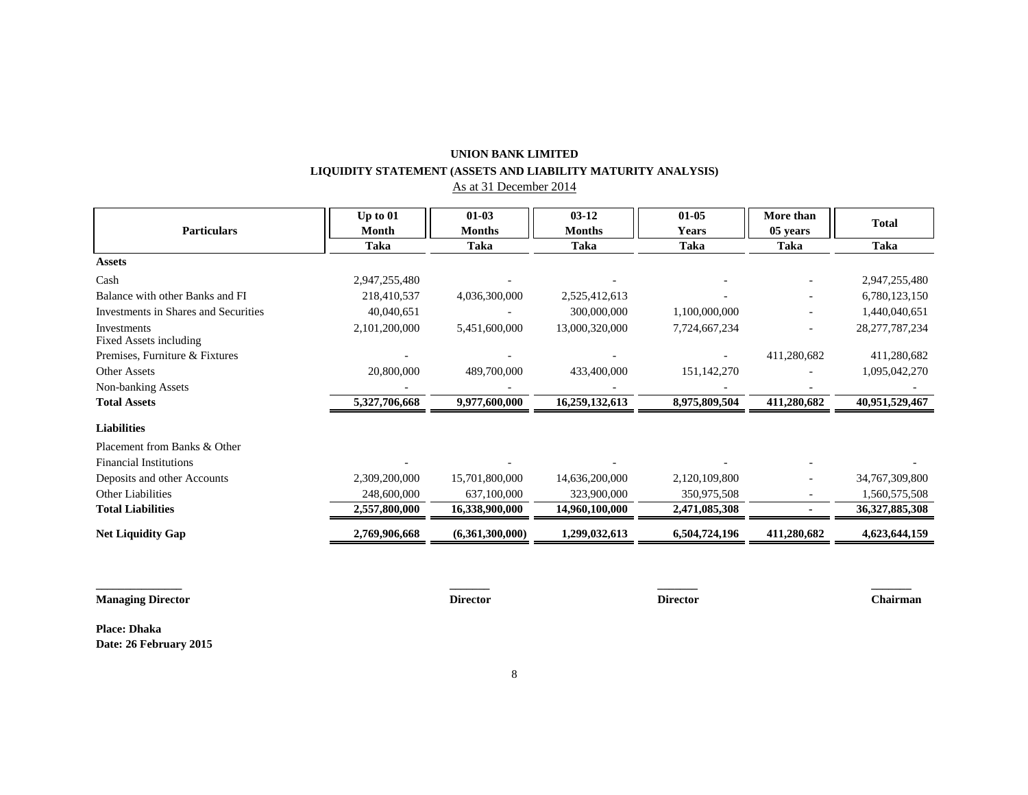**UNION BANK LIMITED**

**LIQUIDITY STATEMENT (ASSETS AND LIABILITY MATURITY ANALYSIS)**

As at 31 December 2014

| Particulars | Up to 01 Month | 01-03 Months | 03-12 Months | 01-05 Years | More than 05 years | Total |
|---|---|---|---|---|---|---|
| | Taka | Taka | Taka | Taka | Taka | Taka |
| **Assets** | | | | | | |
| Cash | 2,947,255,480 | - | - | - | - | 2,947,255,480 |
| Balance with other Banks and FI | 218,410,537 | 4,036,300,000 | 2,525,412,613 | - | - | 6,780,123,150 |
| Investments in Shares and Securities | 40,040,651 | - | 300,000,000 | 1,100,000,000 | - | 1,440,040,651 |
| Investments | 2,101,200,000 | 5,451,600,000 | 13,000,320,000 | 7,724,667,234 | - | 28,277,787,234 |
| Fixed Assets including Premises, Furniture & Fixtures | - | - | - | - | 411,280,682 | 411,280,682 |
| Other Assets | 20,800,000 | 489,700,000 | 433,400,000 | 151,142,270 | - | 1,095,042,270 |
| Non-banking Assets | - | - | - | - | - | - |
| **Total Assets** | **5,327,706,668** | **9,977,600,000** | **16,259,132,613** | **8,975,809,504** | **411,280,682** | **40,951,529,467** |
| **Liabilities** | | | | | | |
| Placement from Banks & Other Financial Institutions | - | - | - | - | - | - |
| Deposits and other Accounts | 2,309,200,000 | 15,701,800,000 | 14,636,200,000 | 2,120,109,800 | - | 34,767,309,800 |
| Other Liabilities | 248,600,000 | 637,100,000 | 323,900,000 | 350,975,508 | - | 1,560,575,508 |
| **Total Liabilities** | **2,557,800,000** | **16,338,900,000** | **14,960,100,000** | **2,471,085,308** | **-** | **36,327,885,308** |
| **Net Liquidity Gap** | **2,769,906,668** | **(6,361,300,000)** | **1,299,032,613** | **6,504,724,196** | **411,280,682** | **4,623,644,159** |

**Managing Director** | **Director** | **Director** | **Chairman**

**Place: Dhaka**
**Date: 26 February 2015**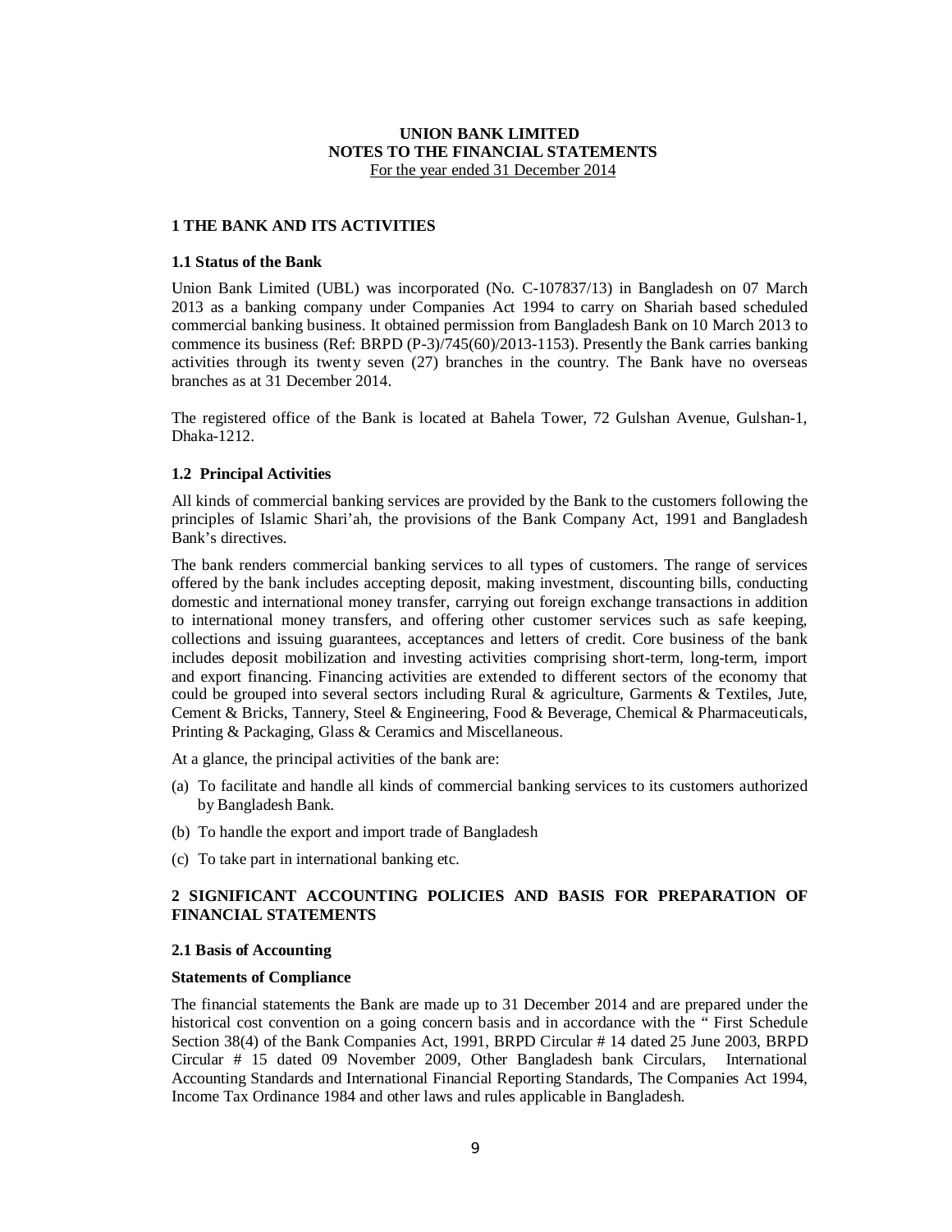**UNION BANK LIMITED**
**NOTES TO THE FINANCIAL STATEMENTS**
For the year ended 31 December 2014

## 1 THE BANK AND ITS ACTIVITIES

### 1.1 Status of the Bank

Union Bank Limited (UBL) was incorporated (No. C-107837/13) in Bangladesh on 07 March 2013 as a banking company under Companies Act 1994 to carry on Shariah based scheduled commercial banking business. It obtained permission from Bangladesh Bank on 10 March 2013 to commence its business (Ref: BRPD (P-3)/745(60)/2013-1153). Presently the Bank carries banking activities through its twenty seven (27) branches in the country. The Bank have no overseas branches as at 31 December 2014.

The registered office of the Bank is located at Bahela Tower, 72 Gulshan Avenue, Gulshan-1, Dhaka-1212.

### 1.2 Principal Activities

All kinds of commercial banking services are provided by the Bank to the customers following the principles of Islamic Shari'ah, the provisions of the Bank Company Act, 1991 and Bangladesh Bank's directives.

The bank renders commercial banking services to all types of customers. The range of services offered by the bank includes accepting deposit, making investment, discounting bills, conducting domestic and international money transfer, carrying out foreign exchange transactions in addition to international money transfers, and offering other customer services such as safe keeping, collections and issuing guarantees, acceptances and letters of credit. Core business of the bank includes deposit mobilization and investing activities comprising short-term, long-term, import and export financing. Financing activities are extended to different sectors of the economy that could be grouped into several sectors including Rural & agriculture, Garments & Textiles, Jute, Cement & Bricks, Tannery, Steel & Engineering, Food & Beverage, Chemical & Pharmaceuticals, Printing & Packaging, Glass & Ceramics and Miscellaneous.

At a glance, the principal activities of the bank are:

(a) To facilitate and handle all kinds of commercial banking services to its customers authorized by Bangladesh Bank.

(b) To handle the export and import trade of Bangladesh

(c) To take part in international banking etc.

## 2 SIGNIFICANT ACCOUNTING POLICIES AND BASIS FOR PREPARATION OF FINANCIAL STATEMENTS

### 2.1 Basis of Accounting

**Statements of Compliance**

The financial statements the Bank are made up to 31 December 2014 and are prepared under the historical cost convention on a going concern basis and in accordance with the " First Schedule Section 38(4) of the Bank Companies Act, 1991, BRPD Circular # 14 dated 25 June 2003, BRPD Circular # 15 dated 09 November 2009, Other Bangladesh bank Circulars, International Accounting Standards and International Financial Reporting Standards, The Companies Act 1994, Income Tax Ordinance 1984 and other laws and rules applicable in Bangladesh.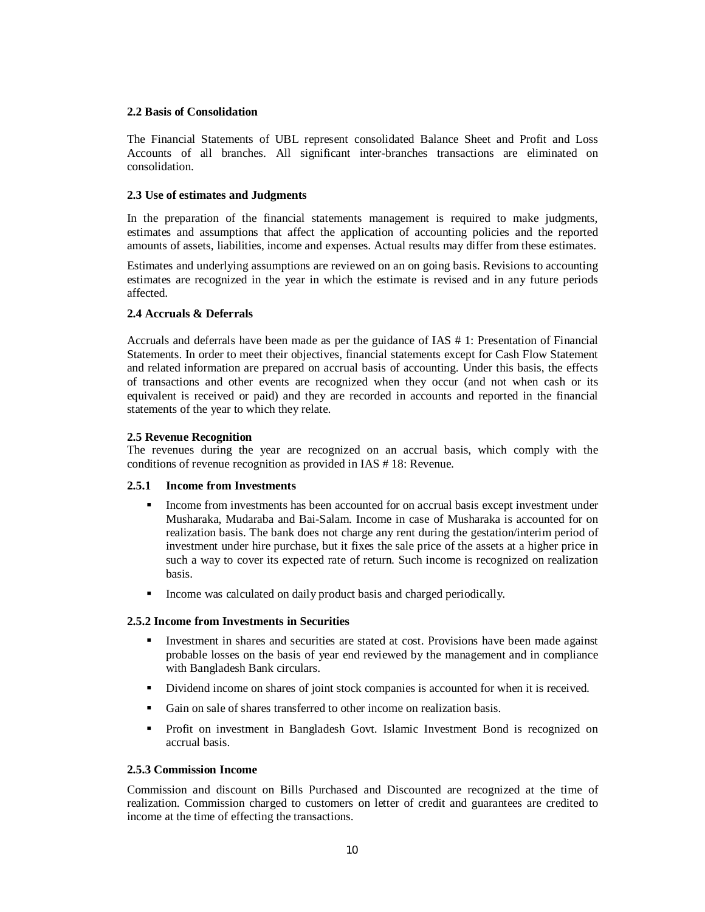### 2.2 Basis of Consolidation

The Financial Statements of UBL represent consolidated Balance Sheet and Profit and Loss Accounts of all branches. All significant inter-branches transactions are eliminated on consolidation.

### 2.3 Use of estimates and Judgments

In the preparation of the financial statements management is required to make judgments, estimates and assumptions that affect the application of accounting policies and the reported amounts of assets, liabilities, income and expenses. Actual results may differ from these estimates.

Estimates and underlying assumptions are reviewed on an on going basis. Revisions to accounting estimates are recognized in the year in which the estimate is revised and in any future periods affected.

### 2.4 Accruals & Deferrals

Accruals and deferrals have been made as per the guidance of IAS # 1: Presentation of Financial Statements. In order to meet their objectives, financial statements except for Cash Flow Statement and related information are prepared on accrual basis of accounting. Under this basis, the effects of transactions and other events are recognized when they occur (and not when cash or its equivalent is received or paid) and they are recorded in accounts and reported in the financial statements of the year to which they relate.

### 2.5 Revenue Recognition

The revenues during the year are recognized on an accrual basis, which comply with the conditions of revenue recognition as provided in IAS # 18: Revenue.

#### 2.5.1 Income from Investments

- Income from investments has been accounted for on accrual basis except investment under Musharaka, Mudaraba and Bai-Salam. Income in case of Musharaka is accounted for on realization basis. The bank does not charge any rent during the gestation/interim period of investment under hire purchase, but it fixes the sale price of the assets at a higher price in such a way to cover its expected rate of return. Such income is recognized on realization basis.
- Income was calculated on daily product basis and charged periodically.

#### 2.5.2 Income from Investments in Securities

- Investment in shares and securities are stated at cost. Provisions have been made against probable losses on the basis of year end reviewed by the management and in compliance with Bangladesh Bank circulars.
- Dividend income on shares of joint stock companies is accounted for when it is received.
- Gain on sale of shares transferred to other income on realization basis.
- Profit on investment in Bangladesh Govt. Islamic Investment Bond is recognized on accrual basis.

#### 2.5.3 Commission Income

Commission and discount on Bills Purchased and Discounted are recognized at the time of realization. Commission charged to customers on letter of credit and guarantees are credited to income at the time of effecting the transactions.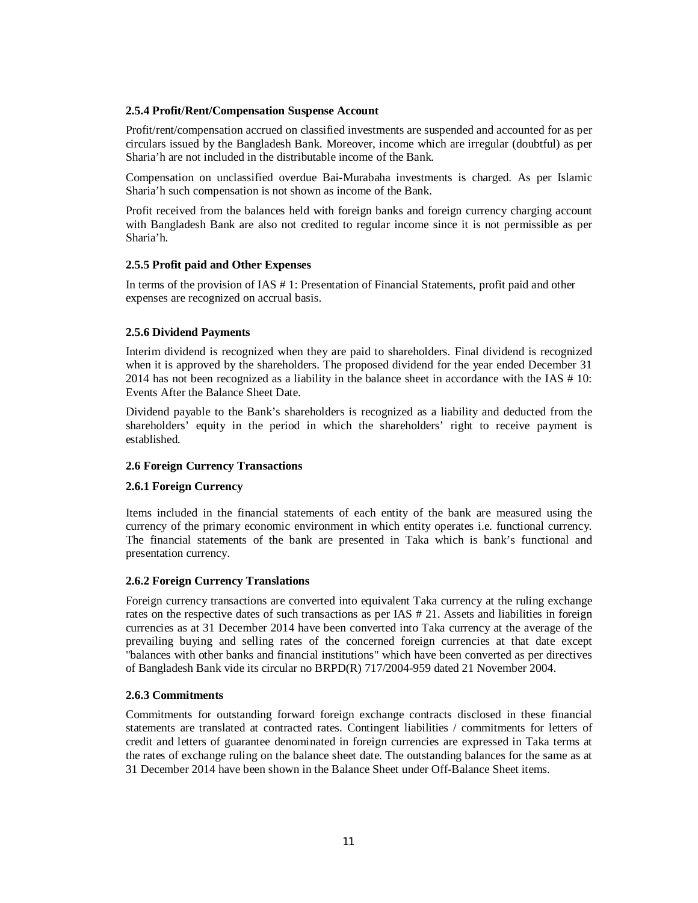### 2.5.4 Profit/Rent/Compensation Suspense Account

Profit/rent/compensation accrued on classified investments are suspended and accounted for as per circulars issued by the Bangladesh Bank. Moreover, income which are irregular (doubtful) as per Sharia'h are not included in the distributable income of the Bank.

Compensation on unclassified overdue Bai-Murabaha investments is charged. As per Islamic Sharia'h such compensation is not shown as income of the Bank.

Profit received from the balances held with foreign banks and foreign currency charging account with Bangladesh Bank are also not credited to regular income since it is not permissible as per Sharia'h.

### 2.5.5 Profit paid and Other Expenses

In terms of the provision of IAS # 1: Presentation of Financial Statements, profit paid and other expenses are recognized on accrual basis.

### 2.5.6 Dividend Payments

Interim dividend is recognized when they are paid to shareholders. Final dividend is recognized when it is approved by the shareholders. The proposed dividend for the year ended December 31 2014 has not been recognized as a liability in the balance sheet in accordance with the IAS # 10: Events After the Balance Sheet Date.

Dividend payable to the Bank's shareholders is recognized as a liability and deducted from the shareholders' equity in the period in which the shareholders' right to receive payment is established.

## 2.6 Foreign Currency Transactions

### 2.6.1 Foreign Currency

Items included in the financial statements of each entity of the bank are measured using the currency of the primary economic environment in which entity operates i.e. functional currency. The financial statements of the bank are presented in Taka which is bank's functional and presentation currency.

### 2.6.2 Foreign Currency Translations

Foreign currency transactions are converted into equivalent Taka currency at the ruling exchange rates on the respective dates of such transactions as per IAS # 21. Assets and liabilities in foreign currencies as at 31 December 2014 have been converted into Taka currency at the average of the prevailing buying and selling rates of the concerned foreign currencies at that date except "balances with other banks and financial institutions" which have been converted as per directives of Bangladesh Bank vide its circular no BRPD(R) 717/2004-959 dated 21 November 2004.

### 2.6.3 Commitments

Commitments for outstanding forward foreign exchange contracts disclosed in these financial statements are translated at contracted rates. Contingent liabilities / commitments for letters of credit and letters of guarantee denominated in foreign currencies are expressed in Taka terms at the rates of exchange ruling on the balance sheet date. The outstanding balances for the same as at 31 December 2014 have been shown in the Balance Sheet under Off-Balance Sheet items.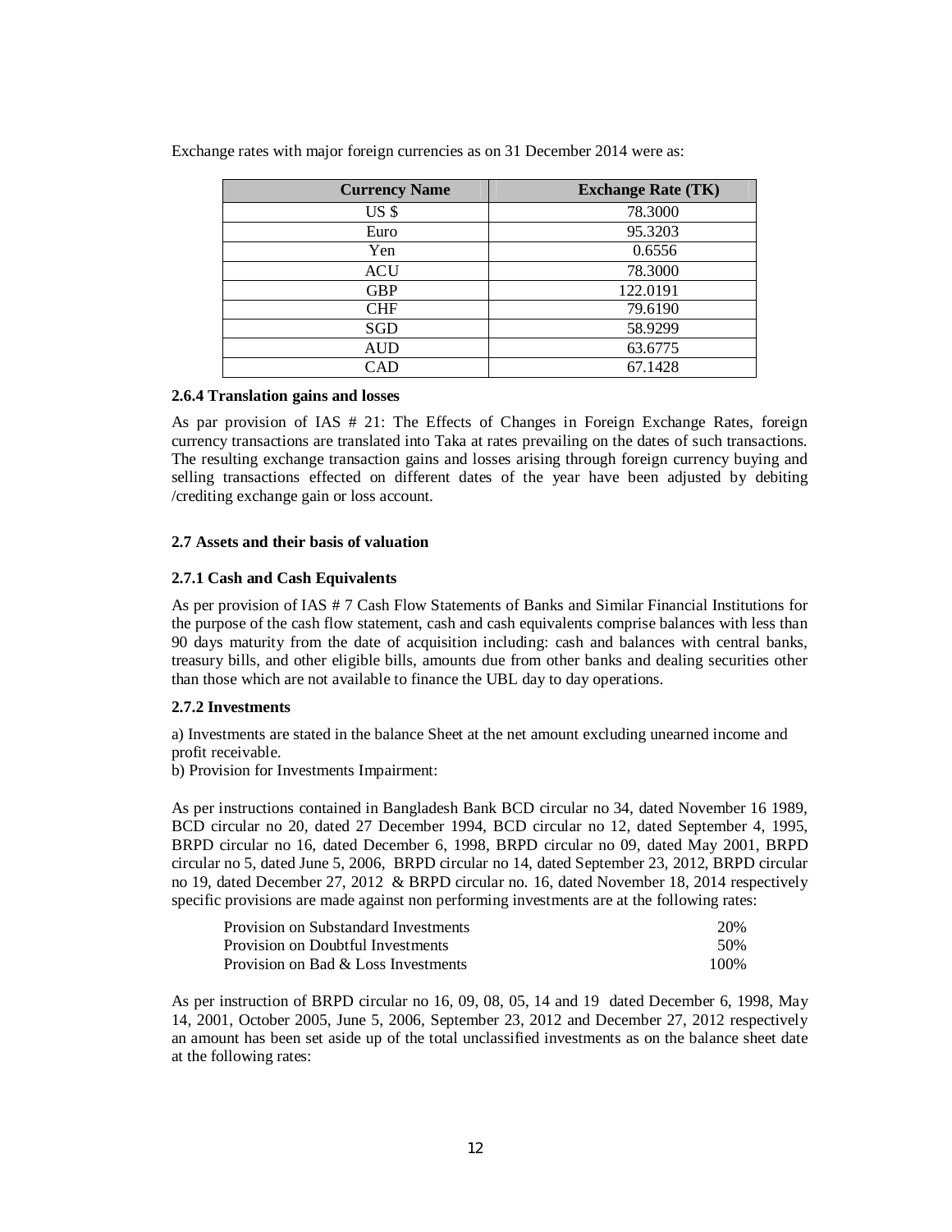Exchange rates with major foreign currencies as on 31 December 2014 were as:

| Currency Name | Exchange Rate (TK) |
|---|---|
| US $ | 78.3000 |
| Euro | 95.3203 |
| Yen | 0.6556 |
| ACU | 78.3000 |
| GBP | 122.0191 |
| CHF | 79.6190 |
| SGD | 58.9299 |
| AUD | 63.6775 |
| CAD | 67.1428 |

#### 2.6.4 Translation gains and losses

As par provision of IAS # 21: The Effects of Changes in Foreign Exchange Rates, foreign currency transactions are translated into Taka at rates prevailing on the dates of such transactions. The resulting exchange transaction gains and losses arising through foreign currency buying and selling transactions effected on different dates of the year have been adjusted by debiting /crediting exchange gain or loss account.

### 2.7 Assets and their basis of valuation

#### 2.7.1 Cash and Cash Equivalents

As per provision of IAS # 7 Cash Flow Statements of Banks and Similar Financial Institutions for the purpose of the cash flow statement, cash and cash equivalents comprise balances with less than 90 days maturity from the date of acquisition including: cash and balances with central banks, treasury bills, and other eligible bills, amounts due from other banks and dealing securities other than those which are not available to finance the UBL day to day operations.

#### 2.7.2 Investments

a) Investments are stated in the balance Sheet at the net amount excluding unearned income and profit receivable.
b) Provision for Investments Impairment:

As per instructions contained in Bangladesh Bank BCD circular no 34, dated November 16 1989, BCD circular no 20, dated 27 December 1994, BCD circular no 12, dated September 4, 1995, BRPD circular no 16, dated December 6, 1998, BRPD circular no 09, dated May 2001, BRPD circular no 5, dated June 5, 2006, BRPD circular no 14, dated September 23, 2012, BRPD circular no 19, dated December 27, 2012 & BRPD circular no. 16, dated November 18, 2014 respectively specific provisions are made against non performing investments are at the following rates:

| | |
|---|---|
| Provision on Substandard Investments | 20% |
| Provision on Doubtful Investments | 50% |
| Provision on Bad & Loss Investments | 100% |

As per instruction of BRPD circular no 16, 09, 08, 05, 14 and 19 dated December 6, 1998, May 14, 2001, October 2005, June 5, 2006, September 23, 2012 and December 27, 2012 respectively an amount has been set aside up of the total unclassified investments as on the balance sheet date at the following rates: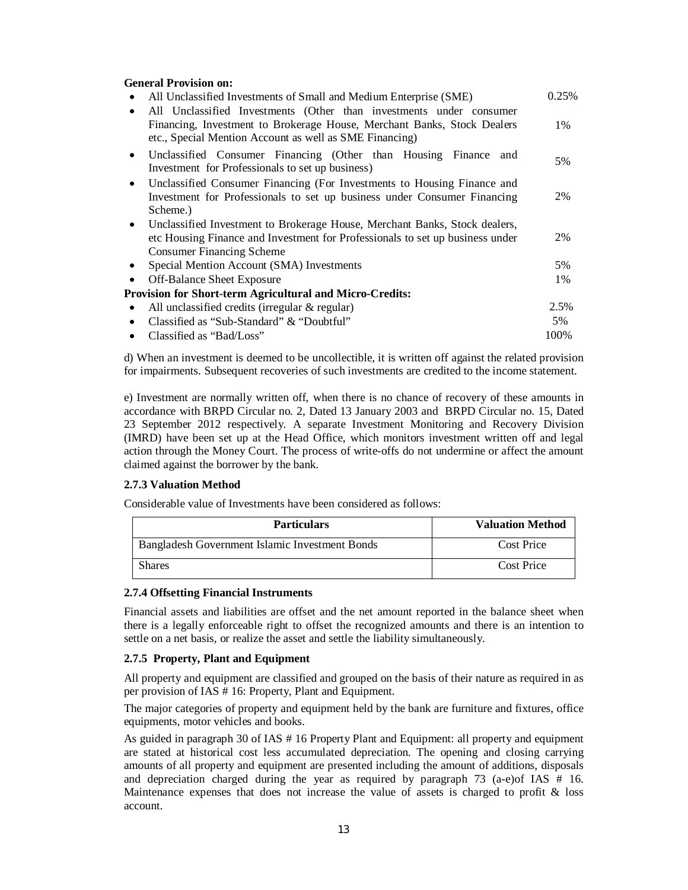**General Provision on:**

- All Unclassified Investments of Small and Medium Enterprise (SME) 0.25%
- All Unclassified Investments (Other than investments under consumer Financing, Investment to Brokerage House, Merchant Banks, Stock Dealers etc., Special Mention Account as well as SME Financing) 1%
- Unclassified Consumer Financing (Other than Housing Finance and Investment for Professionals to set up business) 5%
- Unclassified Consumer Financing (For Investments to Housing Finance and Investment for Professionals to set up business under Consumer Financing Scheme.) 2%
- Unclassified Investment to Brokerage House, Merchant Banks, Stock dealers, etc Housing Finance and Investment for Professionals to set up business under Consumer Financing Scheme 2%
- Special Mention Account (SMA) Investments 5%
- Off-Balance Sheet Exposure 1%

**Provision for Short-term Agricultural and Micro-Credits:**

- All unclassified credits (irregular & regular) 2.5%
- Classified as "Sub-Standard" & "Doubtful" 5%
- Classified as "Bad/Loss" 100%

d) When an investment is deemed to be uncollectible, it is written off against the related provision for impairments. Subsequent recoveries of such investments are credited to the income statement.

e) Investment are normally written off, when there is no chance of recovery of these amounts in accordance with BRPD Circular no. 2, Dated 13 January 2003 and BRPD Circular no. 15, Dated 23 September 2012 respectively. A separate Investment Monitoring and Recovery Division (IMRD) have been set up at the Head Office, which monitors investment written off and legal action through the Money Court. The process of write-offs do not undermine or affect the amount claimed against the borrower by the bank.

### 2.7.3 Valuation Method

Considerable value of Investments have been considered as follows:

| Particulars | Valuation Method |
|---|---|
| Bangladesh Government Islamic Investment Bonds | Cost Price |
| Shares | Cost Price |

### 2.7.4 Offsetting Financial Instruments

Financial assets and liabilities are offset and the net amount reported in the balance sheet when there is a legally enforceable right to offset the recognized amounts and there is an intention to settle on a net basis, or realize the asset and settle the liability simultaneously.

### 2.7.5 Property, Plant and Equipment

All property and equipment are classified and grouped on the basis of their nature as required in as per provision of IAS # 16: Property, Plant and Equipment.

The major categories of property and equipment held by the bank are furniture and fixtures, office equipments, motor vehicles and books.

As guided in paragraph 30 of IAS # 16 Property Plant and Equipment: all property and equipment are stated at historical cost less accumulated depreciation. The opening and closing carrying amounts of all property and equipment are presented including the amount of additions, disposals and depreciation charged during the year as required by paragraph 73 (a-e)of IAS # 16. Maintenance expenses that does not increase the value of assets is charged to profit & loss account.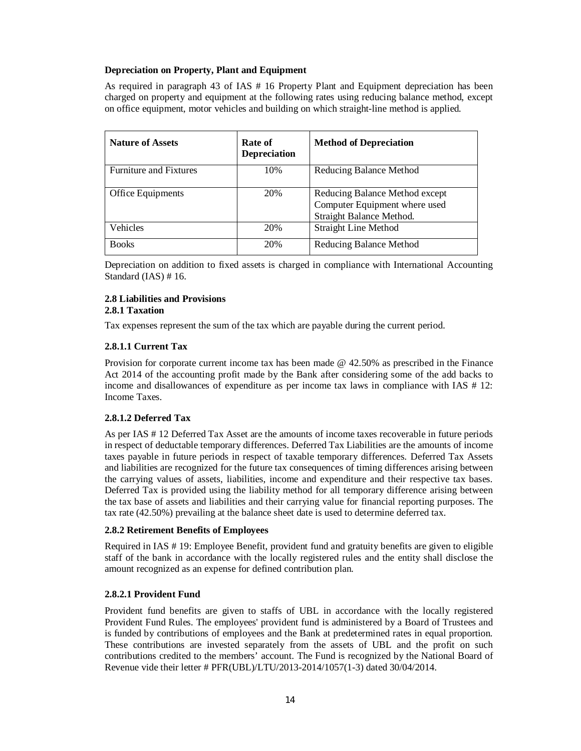**Depreciation on Property, Plant and Equipment**

As required in paragraph 43 of IAS # 16 Property Plant and Equipment depreciation has been charged on property and equipment at the following rates using reducing balance method, except on office equipment, motor vehicles and building on which straight-line method is applied.

| Nature of Assets | Rate of Depreciation | Method of Depreciation |
|---|---|---|
| Furniture and Fixtures | 10% | Reducing Balance Method |
| Office Equipments | 20% | Reducing Balance Method except Computer Equipment where used Straight Balance Method. |
| Vehicles | 20% | Straight Line Method |
| Books | 20% | Reducing Balance Method |

Depreciation on addition to fixed assets is charged in compliance with International Accounting Standard (IAS) # 16.

### 2.8 Liabilities and Provisions

#### 2.8.1 Taxation

Tax expenses represent the sum of the tax which are payable during the current period.

##### 2.8.1.1 Current Tax

Provision for corporate current income tax has been made @ 42.50% as prescribed in the Finance Act 2014 of the accounting profit made by the Bank after considering some of the add backs to income and disallowances of expenditure as per income tax laws in compliance with IAS # 12: Income Taxes.

##### 2.8.1.2 Deferred Tax

As per IAS # 12 Deferred Tax Asset are the amounts of income taxes recoverable in future periods in respect of deductable temporary differences. Deferred Tax Liabilities are the amounts of income taxes payable in future periods in respect of taxable temporary differences. Deferred Tax Assets and liabilities are recognized for the future tax consequences of timing differences arising between the carrying values of assets, liabilities, income and expenditure and their respective tax bases. Deferred Tax is provided using the liability method for all temporary difference arising between the tax base of assets and liabilities and their carrying value for financial reporting purposes. The tax rate (42.50%) prevailing at the balance sheet date is used to determine deferred tax.

#### 2.8.2 Retirement Benefits of Employees

Required in IAS # 19: Employee Benefit, provident fund and gratuity benefits are given to eligible staff of the bank in accordance with the locally registered rules and the entity shall disclose the amount recognized as an expense for defined contribution plan.

##### 2.8.2.1 Provident Fund

Provident fund benefits are given to staffs of UBL in accordance with the locally registered Provident Fund Rules. The employees' provident fund is administered by a Board of Trustees and is funded by contributions of employees and the Bank at predetermined rates in equal proportion. These contributions are invested separately from the assets of UBL and the profit on such contributions credited to the members' account. The Fund is recognized by the National Board of Revenue vide their letter # PFR(UBL)/LTU/2013-2014/1057(1-3) dated 30/04/2014.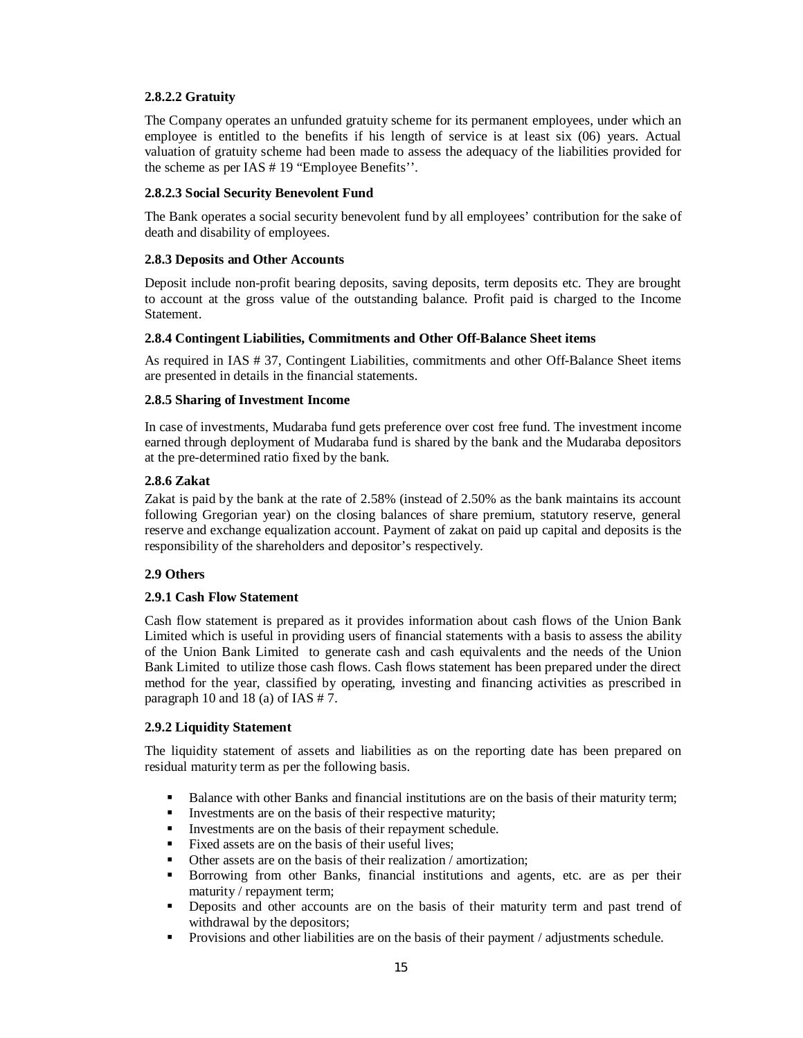#### 2.8.2.2 Gratuity

The Company operates an unfunded gratuity scheme for its permanent employees, under which an employee is entitled to the benefits if his length of service is at least six (06) years. Actual valuation of gratuity scheme had been made to assess the adequacy of the liabilities provided for the scheme as per IAS # 19 "Employee Benefits''.

#### 2.8.2.3 Social Security Benevolent Fund

The Bank operates a social security benevolent fund by all employees' contribution for the sake of death and disability of employees.

### 2.8.3 Deposits and Other Accounts

Deposit include non-profit bearing deposits, saving deposits, term deposits etc. They are brought to account at the gross value of the outstanding balance. Profit paid is charged to the Income Statement.

### 2.8.4 Contingent Liabilities, Commitments and Other Off-Balance Sheet items

As required in IAS # 37, Contingent Liabilities, commitments and other Off-Balance Sheet items are presented in details in the financial statements.

### 2.8.5 Sharing of Investment Income

In case of investments, Mudaraba fund gets preference over cost free fund. The investment income earned through deployment of Mudaraba fund is shared by the bank and the Mudaraba depositors at the pre-determined ratio fixed by the bank.

### 2.8.6 Zakat

Zakat is paid by the bank at the rate of 2.58% (instead of 2.50% as the bank maintains its account following Gregorian year) on the closing balances of share premium, statutory reserve, general reserve and exchange equalization account. Payment of zakat on paid up capital and deposits is the responsibility of the shareholders and depositor's respectively.

## 2.9 Others

### 2.9.1 Cash Flow Statement

Cash flow statement is prepared as it provides information about cash flows of the Union Bank Limited which is useful in providing users of financial statements with a basis to assess the ability of the Union Bank Limited to generate cash and cash equivalents and the needs of the Union Bank Limited to utilize those cash flows. Cash flows statement has been prepared under the direct method for the year, classified by operating, investing and financing activities as prescribed in paragraph 10 and 18 (a) of IAS # 7.

### 2.9.2 Liquidity Statement

The liquidity statement of assets and liabilities as on the reporting date has been prepared on residual maturity term as per the following basis.

- Balance with other Banks and financial institutions are on the basis of their maturity term;
- Investments are on the basis of their respective maturity;
- Investments are on the basis of their repayment schedule.
- Fixed assets are on the basis of their useful lives;
- Other assets are on the basis of their realization / amortization;
- Borrowing from other Banks, financial institutions and agents, etc. are as per their maturity / repayment term;
- Deposits and other accounts are on the basis of their maturity term and past trend of withdrawal by the depositors;
- Provisions and other liabilities are on the basis of their payment / adjustments schedule.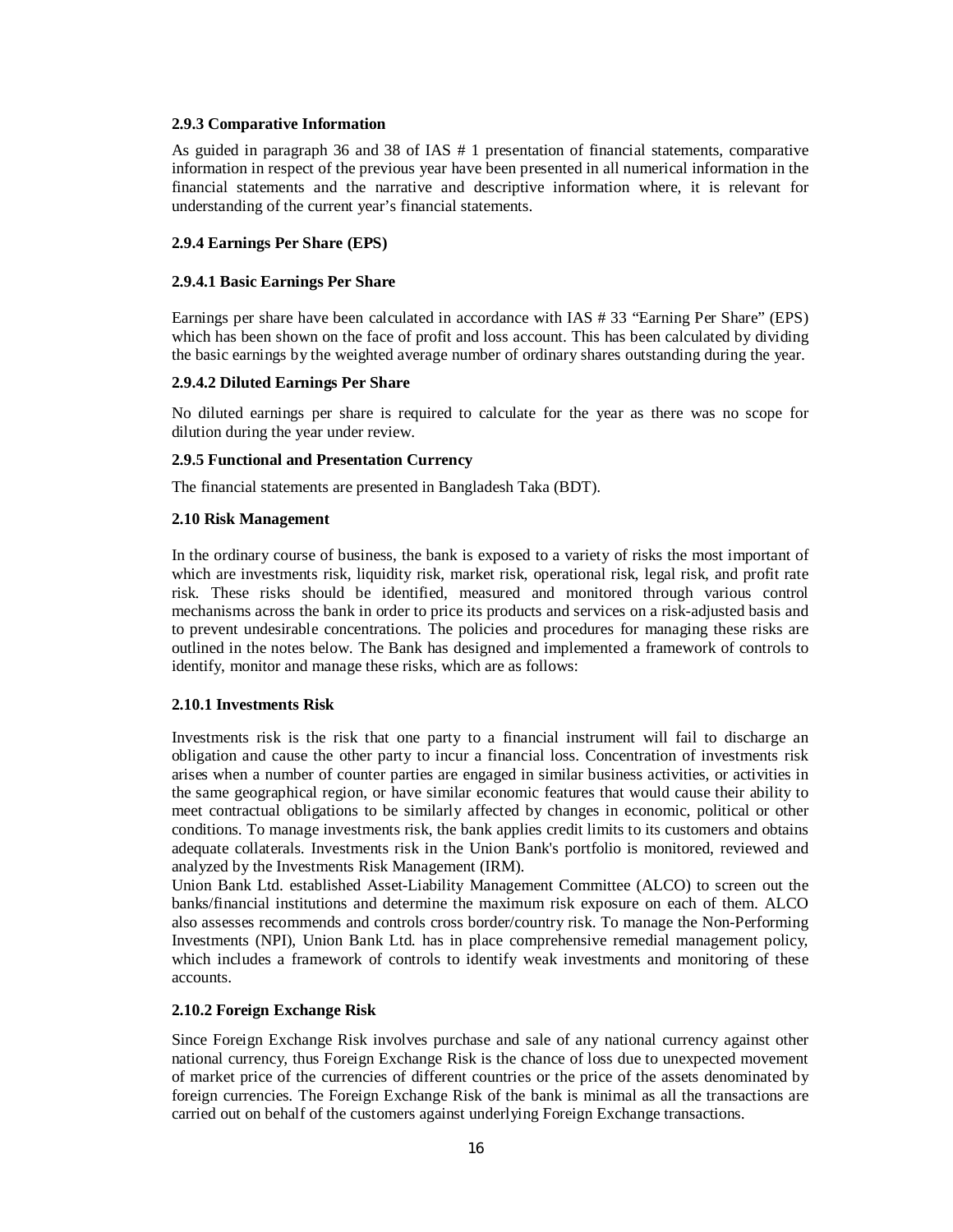### 2.9.3 Comparative Information

As guided in paragraph 36 and 38 of IAS # 1 presentation of financial statements, comparative information in respect of the previous year have been presented in all numerical information in the financial statements and the narrative and descriptive information where, it is relevant for understanding of the current year's financial statements.

### 2.9.4 Earnings Per Share (EPS)

#### 2.9.4.1 Basic Earnings Per Share

Earnings per share have been calculated in accordance with IAS # 33 "Earning Per Share" (EPS) which has been shown on the face of profit and loss account. This has been calculated by dividing the basic earnings by the weighted average number of ordinary shares outstanding during the year.

#### 2.9.4.2 Diluted Earnings Per Share

No diluted earnings per share is required to calculate for the year as there was no scope for dilution during the year under review.

### 2.9.5 Functional and Presentation Currency

The financial statements are presented in Bangladesh Taka (BDT).

## 2.10 Risk Management

In the ordinary course of business, the bank is exposed to a variety of risks the most important of which are investments risk, liquidity risk, market risk, operational risk, legal risk, and profit rate risk. These risks should be identified, measured and monitored through various control mechanisms across the bank in order to price its products and services on a risk-adjusted basis and to prevent undesirable concentrations. The policies and procedures for managing these risks are outlined in the notes below. The Bank has designed and implemented a framework of controls to identify, monitor and manage these risks, which are as follows:

### 2.10.1 Investments Risk

Investments risk is the risk that one party to a financial instrument will fail to discharge an obligation and cause the other party to incur a financial loss. Concentration of investments risk arises when a number of counter parties are engaged in similar business activities, or activities in the same geographical region, or have similar economic features that would cause their ability to meet contractual obligations to be similarly affected by changes in economic, political or other conditions. To manage investments risk, the bank applies credit limits to its customers and obtains adequate collaterals. Investments risk in the Union Bank's portfolio is monitored, reviewed and analyzed by the Investments Risk Management (IRM).

Union Bank Ltd. established Asset-Liability Management Committee (ALCO) to screen out the banks/financial institutions and determine the maximum risk exposure on each of them. ALCO also assesses recommends and controls cross border/country risk. To manage the Non-Performing Investments (NPI), Union Bank Ltd. has in place comprehensive remedial management policy, which includes a framework of controls to identify weak investments and monitoring of these accounts.

### 2.10.2 Foreign Exchange Risk

Since Foreign Exchange Risk involves purchase and sale of any national currency against other national currency, thus Foreign Exchange Risk is the chance of loss due to unexpected movement of market price of the currencies of different countries or the price of the assets denominated by foreign currencies. The Foreign Exchange Risk of the bank is minimal as all the transactions are carried out on behalf of the customers against underlying Foreign Exchange transactions.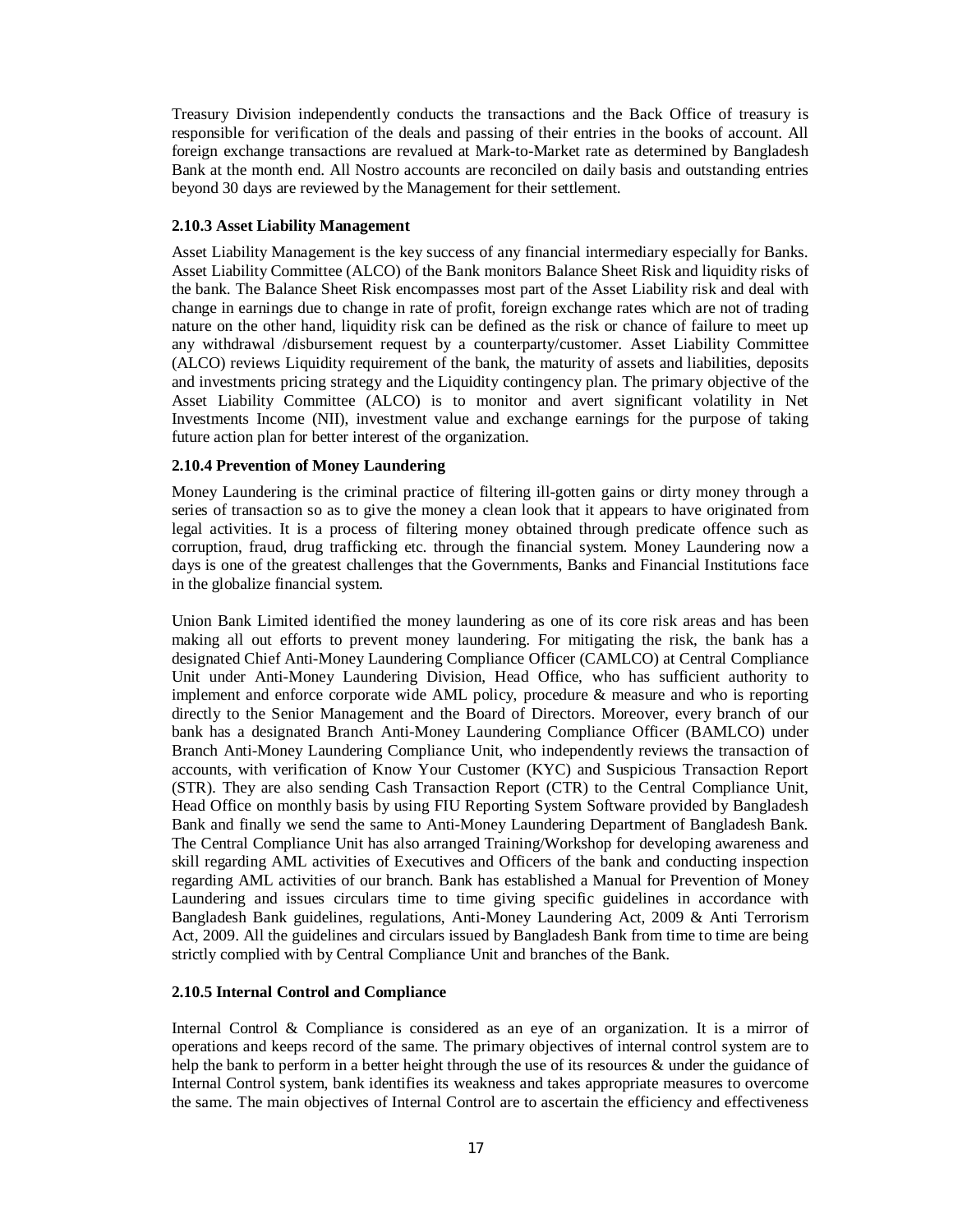Treasury Division independently conducts the transactions and the Back Office of treasury is responsible for verification of the deals and passing of their entries in the books of account. All foreign exchange transactions are revalued at Mark-to-Market rate as determined by Bangladesh Bank at the month end. All Nostro accounts are reconciled on daily basis and outstanding entries beyond 30 days are reviewed by the Management for their settlement.

### 2.10.3 Asset Liability Management

Asset Liability Management is the key success of any financial intermediary especially for Banks. Asset Liability Committee (ALCO) of the Bank monitors Balance Sheet Risk and liquidity risks of the bank. The Balance Sheet Risk encompasses most part of the Asset Liability risk and deal with change in earnings due to change in rate of profit, foreign exchange rates which are not of trading nature on the other hand, liquidity risk can be defined as the risk or chance of failure to meet up any withdrawal /disbursement request by a counterparty/customer. Asset Liability Committee (ALCO) reviews Liquidity requirement of the bank, the maturity of assets and liabilities, deposits and investments pricing strategy and the Liquidity contingency plan. The primary objective of the Asset Liability Committee (ALCO) is to monitor and avert significant volatility in Net Investments Income (NII), investment value and exchange earnings for the purpose of taking future action plan for better interest of the organization.

### 2.10.4 Prevention of Money Laundering

Money Laundering is the criminal practice of filtering ill-gotten gains or dirty money through a series of transaction so as to give the money a clean look that it appears to have originated from legal activities. It is a process of filtering money obtained through predicate offence such as corruption, fraud, drug trafficking etc. through the financial system. Money Laundering now a days is one of the greatest challenges that the Governments, Banks and Financial Institutions face in the globalize financial system.

Union Bank Limited identified the money laundering as one of its core risk areas and has been making all out efforts to prevent money laundering. For mitigating the risk, the bank has a designated Chief Anti-Money Laundering Compliance Officer (CAMLCO) at Central Compliance Unit under Anti-Money Laundering Division, Head Office, who has sufficient authority to implement and enforce corporate wide AML policy, procedure & measure and who is reporting directly to the Senior Management and the Board of Directors. Moreover, every branch of our bank has a designated Branch Anti-Money Laundering Compliance Officer (BAMLCO) under Branch Anti-Money Laundering Compliance Unit, who independently reviews the transaction of accounts, with verification of Know Your Customer (KYC) and Suspicious Transaction Report (STR). They are also sending Cash Transaction Report (CTR) to the Central Compliance Unit, Head Office on monthly basis by using FIU Reporting System Software provided by Bangladesh Bank and finally we send the same to Anti-Money Laundering Department of Bangladesh Bank. The Central Compliance Unit has also arranged Training/Workshop for developing awareness and skill regarding AML activities of Executives and Officers of the bank and conducting inspection regarding AML activities of our branch. Bank has established a Manual for Prevention of Money Laundering and issues circulars time to time giving specific guidelines in accordance with Bangladesh Bank guidelines, regulations, Anti-Money Laundering Act, 2009 & Anti Terrorism Act, 2009. All the guidelines and circulars issued by Bangladesh Bank from time to time are being strictly complied with by Central Compliance Unit and branches of the Bank.

### 2.10.5 Internal Control and Compliance

Internal Control & Compliance is considered as an eye of an organization. It is a mirror of operations and keeps record of the same. The primary objectives of internal control system are to help the bank to perform in a better height through the use of its resources & under the guidance of Internal Control system, bank identifies its weakness and takes appropriate measures to overcome the same. The main objectives of Internal Control are to ascertain the efficiency and effectiveness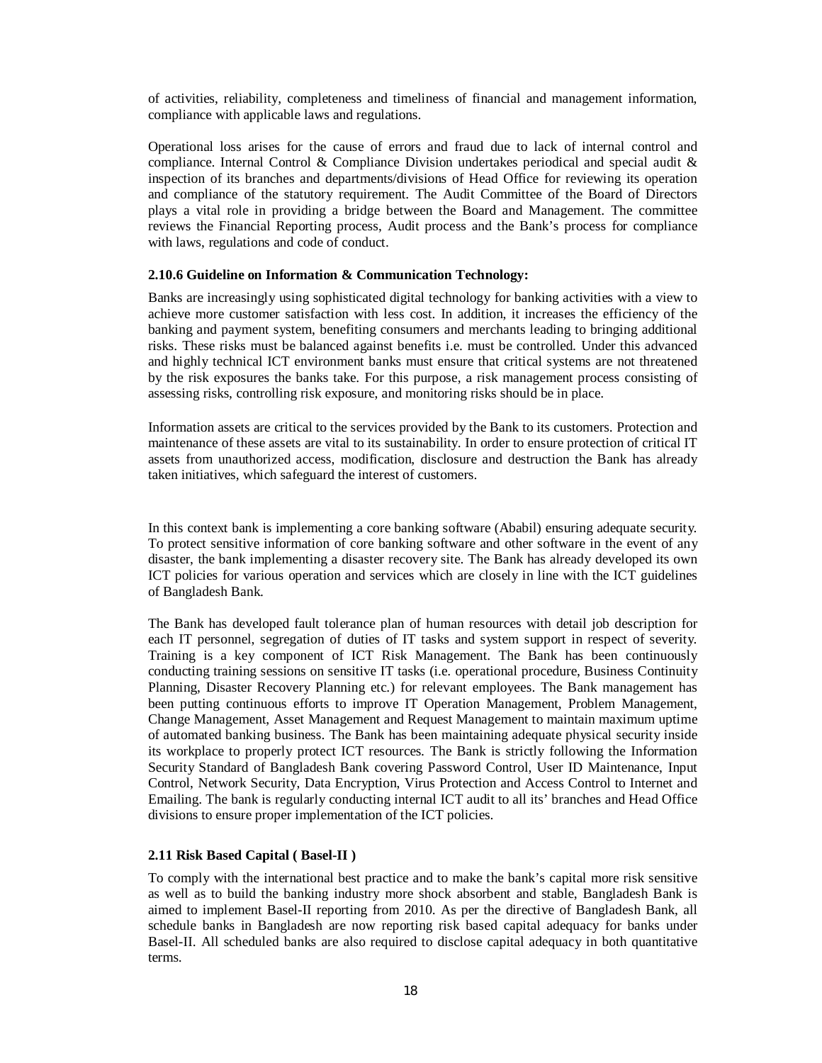of activities, reliability, completeness and timeliness of financial and management information, compliance with applicable laws and regulations.

Operational loss arises for the cause of errors and fraud due to lack of internal control and compliance. Internal Control & Compliance Division undertakes periodical and special audit & inspection of its branches and departments/divisions of Head Office for reviewing its operation and compliance of the statutory requirement. The Audit Committee of the Board of Directors plays a vital role in providing a bridge between the Board and Management. The committee reviews the Financial Reporting process, Audit process and the Bank's process for compliance with laws, regulations and code of conduct.

#### 2.10.6 Guideline on Information & Communication Technology:

Banks are increasingly using sophisticated digital technology for banking activities with a view to achieve more customer satisfaction with less cost. In addition, it increases the efficiency of the banking and payment system, benefiting consumers and merchants leading to bringing additional risks. These risks must be balanced against benefits i.e. must be controlled. Under this advanced and highly technical ICT environment banks must ensure that critical systems are not threatened by the risk exposures the banks take. For this purpose, a risk management process consisting of assessing risks, controlling risk exposure, and monitoring risks should be in place.

Information assets are critical to the services provided by the Bank to its customers. Protection and maintenance of these assets are vital to its sustainability. In order to ensure protection of critical IT assets from unauthorized access, modification, disclosure and destruction the Bank has already taken initiatives, which safeguard the interest of customers.

In this context bank is implementing a core banking software (Ababil) ensuring adequate security. To protect sensitive information of core banking software and other software in the event of any disaster, the bank implementing a disaster recovery site. The Bank has already developed its own ICT policies for various operation and services which are closely in line with the ICT guidelines of Bangladesh Bank.

The Bank has developed fault tolerance plan of human resources with detail job description for each IT personnel, segregation of duties of IT tasks and system support in respect of severity. Training is a key component of ICT Risk Management. The Bank has been continuously conducting training sessions on sensitive IT tasks (i.e. operational procedure, Business Continuity Planning, Disaster Recovery Planning etc.) for relevant employees. The Bank management has been putting continuous efforts to improve IT Operation Management, Problem Management, Change Management, Asset Management and Request Management to maintain maximum uptime of automated banking business. The Bank has been maintaining adequate physical security inside its workplace to properly protect ICT resources. The Bank is strictly following the Information Security Standard of Bangladesh Bank covering Password Control, User ID Maintenance, Input Control, Network Security, Data Encryption, Virus Protection and Access Control to Internet and Emailing. The bank is regularly conducting internal ICT audit to all its' branches and Head Office divisions to ensure proper implementation of the ICT policies.

### 2.11 Risk Based Capital ( Basel-II )

To comply with the international best practice and to make the bank's capital more risk sensitive as well as to build the banking industry more shock absorbent and stable, Bangladesh Bank is aimed to implement Basel-II reporting from 2010. As per the directive of Bangladesh Bank, all schedule banks in Bangladesh are now reporting risk based capital adequacy for banks under Basel-II. All scheduled banks are also required to disclose capital adequacy in both quantitative terms.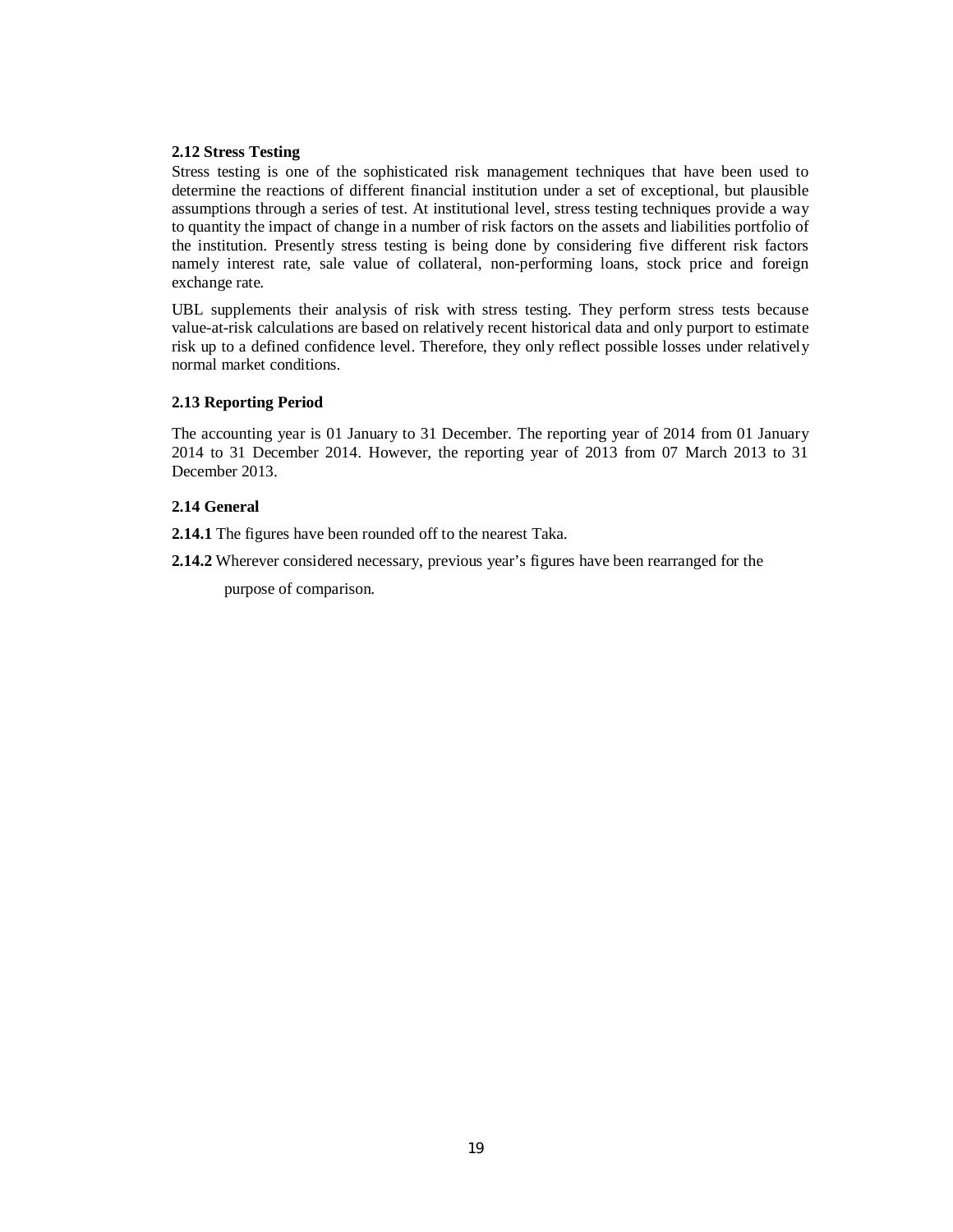**2.12 Stress Testing**

Stress testing is one of the sophisticated risk management techniques that have been used to determine the reactions of different financial institution under a set of exceptional, but plausible assumptions through a series of test. At institutional level, stress testing techniques provide a way to quantity the impact of change in a number of risk factors on the assets and liabilities portfolio of the institution. Presently stress testing is being done by considering five different risk factors namely interest rate, sale value of collateral, non-performing loans, stock price and foreign exchange rate.

UBL supplements their analysis of risk with stress testing. They perform stress tests because value-at-risk calculations are based on relatively recent historical data and only purport to estimate risk up to a defined confidence level. Therefore, they only reflect possible losses under relatively normal market conditions.

**2.13 Reporting Period**

The accounting year is 01 January to 31 December. The reporting year of 2014 from 01 January 2014 to 31 December 2014. However, the reporting year of 2013 from 07 March 2013 to 31 December 2013.

**2.14 General**

**2.14.1** The figures have been rounded off to the nearest Taka.

**2.14.2** Wherever considered necessary, previous year's figures have been rearranged for the purpose of comparison.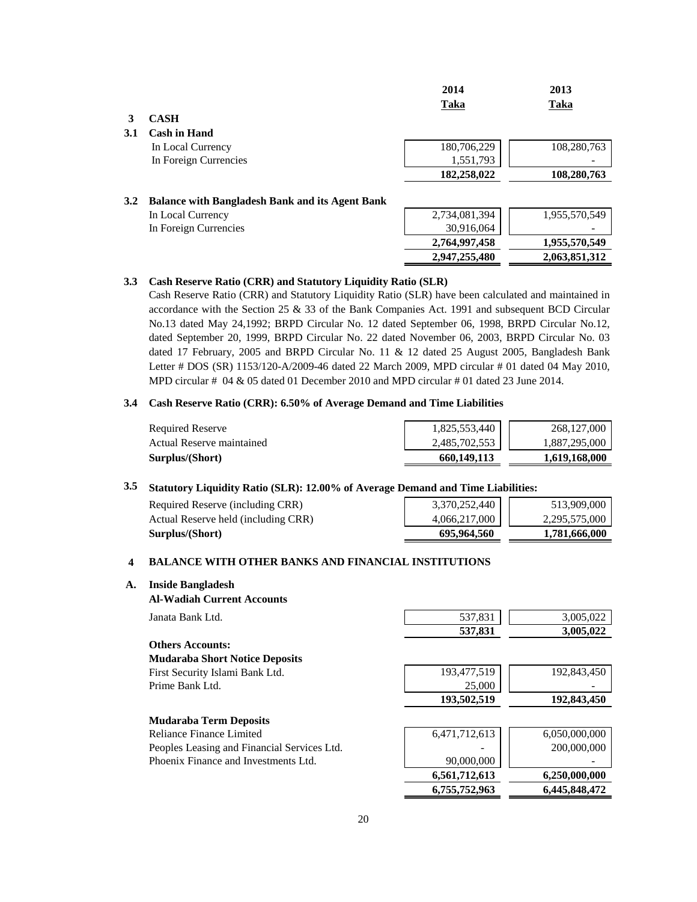| | | 2014 | 2013 |
|---|---|---|---|
| | | **Taka** | **Taka** |
| **3** | **CASH** | | |
| **3.1** | **Cash in Hand** | | |
| | In Local Currency | 180,706,229 | 108,280,763 |
| | In Foreign Currencies | 1,551,793 | - |
| | | **182,258,022** | **108,280,763** |
| **3.2** | **Balance with Bangladesh Bank and its Agent Bank** | | |
| | In Local Currency | 2,734,081,394 | 1,955,570,549 |
| | In Foreign Currencies | 30,916,064 | - |
| | | **2,764,997,458** | **1,955,570,549** |
| | | **2,947,255,480** | **2,063,851,312** |

**3.3 Cash Reserve Ratio (CRR) and Statutory Liquidity Ratio (SLR)**

Cash Reserve Ratio (CRR) and Statutory Liquidity Ratio (SLR) have been calculated and maintained in accordance with the Section 25 & 33 of the Bank Companies Act. 1991 and subsequent BCD Circular No.13 dated May 24,1992; BRPD Circular No. 12 dated September 06, 1998, BRPD Circular No.12, dated September 20, 1999, BRPD Circular No. 22 dated November 06, 2003, BRPD Circular No. 03 dated 17 February, 2005 and BRPD Circular No. 11 & 12 dated 25 August 2005, Bangladesh Bank Letter # DOS (SR) 1153/120-A/2009-46 dated 22 March 2009, MPD circular # 01 dated 04 May 2010, MPD circular # 04 & 05 dated 01 December 2010 and MPD circular # 01 dated 23 June 2014.

**3.4 Cash Reserve Ratio (CRR): 6.50% of Average Demand and Time Liabilities**

| | 2014 | 2013 |
|---|---|---|
| Required Reserve | 1,825,553,440 | 268,127,000 |
| Actual Reserve maintained | 2,485,702,553 | 1,887,295,000 |
| **Surplus/(Short)** | **660,149,113** | **1,619,168,000** |

**3.5 Statutory Liquidity Ratio (SLR): 12.00% of Average Demand and Time Liabilities:**

| | 2014 | 2013 |
|---|---|---|
| Required Reserve (including CRR) | 3,370,252,440 | 513,909,000 |
| Actual Reserve held (including CRR) | 4,066,217,000 | 2,295,575,000 |
| **Surplus/(Short)** | **695,964,560** | **1,781,666,000** |

**4 BALANCE WITH OTHER BANKS AND FINANCIAL INSTITUTIONS**

**A. Inside Bangladesh**

| | 2014 | 2013 |
|---|---|---|
| **Al-Wadiah Current Accounts** | | |
| Janata Bank Ltd. | 537,831 | 3,005,022 |
| | **537,831** | **3,005,022** |
| **Others Accounts:** | | |
| **Mudaraba Short Notice Deposits** | | |
| First Security Islami Bank Ltd. | 193,477,519 | 192,843,450 |
| Prime Bank Ltd. | 25,000 | - |
| | **193,502,519** | **192,843,450** |
| **Mudaraba Term Deposits** | | |
| Reliance Finance Limited | 6,471,712,613 | 6,050,000,000 |
| Peoples Leasing and Financial Services Ltd. | - | 200,000,000 |
| Phoenix Finance and Investments Ltd. | 90,000,000 | - |
| | **6,561,712,613** | **6,250,000,000** |
| | **6,755,752,963** | **6,445,848,472** |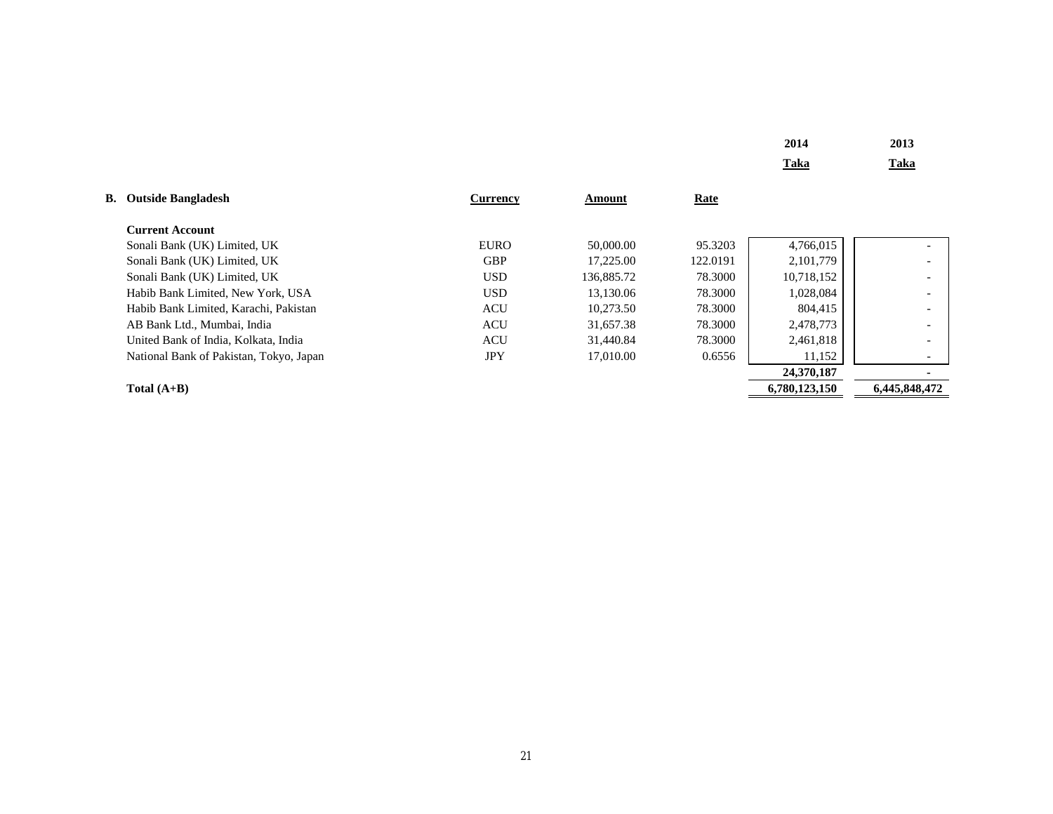| | Currency | Amount | Rate | 2014 Taka | 2013 Taka |
|---|---|---|---|---|---|
| **B. Outside Bangladesh** | | | | | |
| **Current Account** | | | | | |
| Sonali Bank (UK) Limited, UK | EURO | 50,000.00 | 95.3203 | 4,766,015 | - |
| Sonali Bank (UK) Limited, UK | GBP | 17,225.00 | 122.0191 | 2,101,779 | - |
| Sonali Bank (UK) Limited, UK | USD | 136,885.72 | 78.3000 | 10,718,152 | - |
| Habib Bank Limited, New York, USA | USD | 13,130.06 | 78.3000 | 1,028,084 | - |
| Habib Bank Limited, Karachi, Pakistan | ACU | 10,273.50 | 78.3000 | 804,415 | - |
| AB Bank Ltd., Mumbai, India | ACU | 31,657.38 | 78.3000 | 2,478,773 | - |
| United Bank of India, Kolkata, India | ACU | 31,440.84 | 78.3000 | 2,461,818 | - |
| National Bank of Pakistan, Tokyo, Japan | JPY | 17,010.00 | 0.6556 | 11,152 | - |
| | | | | **24,370,187** | **-** |
| **Total (A+B)** | | | | **6,780,123,150** | **6,445,848,472** |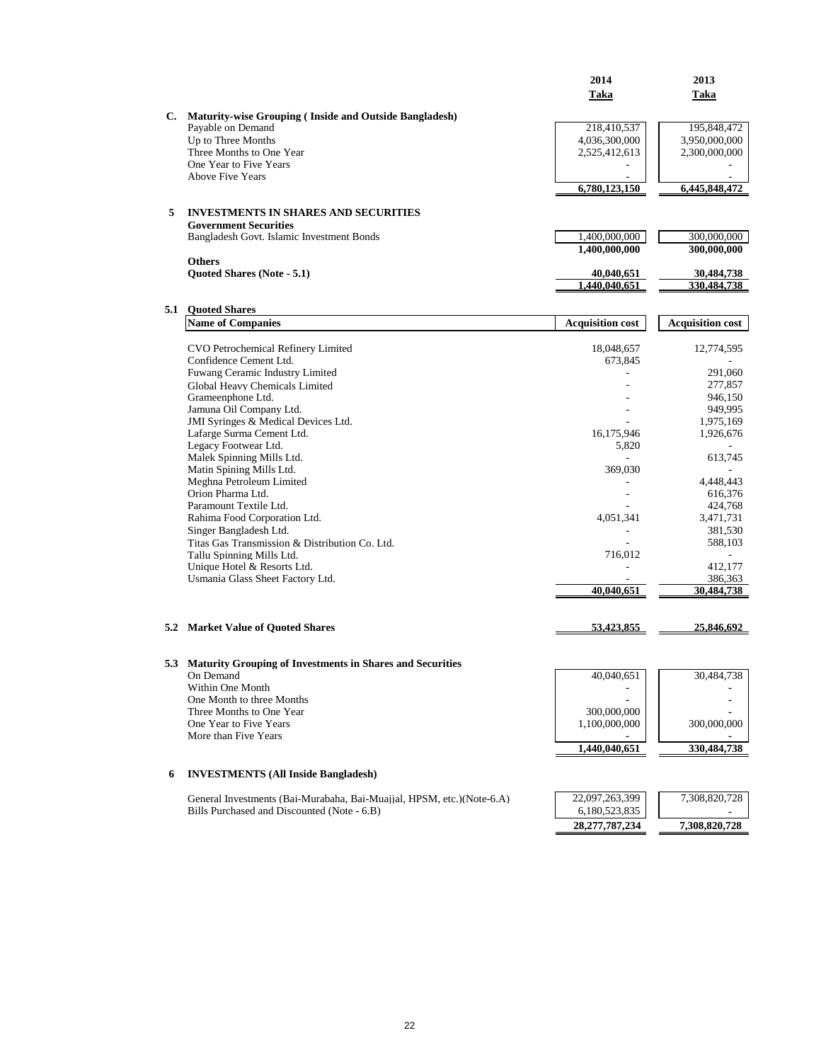| | | 2014 | 2013 |
|---|---|---|---|
| | | **Taka** | **Taka** |
| **C.** | **Maturity-wise Grouping ( Inside and Outside Bangladesh)** | | |
| | Payable on Demand | 218,410,537 | 195,848,472 |
| | Up to Three Months | 4,036,300,000 | 3,950,000,000 |
| | Three Months to One Year | 2,525,412,613 | 2,300,000,000 |
| | One Year to Five Years | - | - |
| | Above Five Years | - | - |
| | | **6,780,123,150** | **6,445,848,472** |
| **5** | **INVESTMENTS IN SHARES AND SECURITIES** | | |
| | **Government Securities** | | |
| | Bangladesh Govt. Islamic Investment Bonds | 1,400,000,000 | 300,000,000 |
| | | **1,400,000,000** | **300,000,000** |
| | **Others** | | |
| | **Quoted Shares (Note - 5.1)** | **40,040,651** | **30,484,738** |
| | | **1,440,040,651** | **330,484,738** |

**5.1 Quoted Shares**

| Name of Companies | Acquisition cost | Acquisition cost |
|---|---|---|
| CVO Petrochemical Refinery Limited | 18,048,657 | 12,774,595 |
| Confidence Cement Ltd. | 673,845 | - |
| Fuwang Ceramic Industry Limited | - | 291,060 |
| Global Heavy Chemicals Limited | - | 277,857 |
| Grameenphone Ltd. | - | 946,150 |
| Jamuna Oil Company Ltd. | - | 949,995 |
| JMI Syringes & Medical Devices Ltd. | - | 1,975,169 |
| Lafarge Surma Cement Ltd. | 16,175,946 | 1,926,676 |
| Legacy Footwear Ltd. | 5,820 | - |
| Malek Spinning Mills Ltd. | - | 613,745 |
| Matin Spining Mills Ltd. | 369,030 | - |
| Meghna Petroleum Limited | - | 4,448,443 |
| Orion Pharma Ltd. | - | 616,376 |
| Paramount Textile Ltd. | - | 424,768 |
| Rahima Food Corporation Ltd. | 4,051,341 | 3,471,731 |
| Singer Bangladesh Ltd. | - | 381,530 |
| Titas Gas Transmission & Distribution Co. Ltd. | - | 588,103 |
| Tallu Spinning Mills Ltd. | 716,012 | - |
| Unique Hotel & Resorts Ltd. | - | 412,177 |
| Usmania Glass Sheet Factory Ltd. | - | 386,363 |
| | **40,040,651** | **30,484,738** |

| | | 2014 | 2013 |
|---|---|---|---|
| **5.2** | **Market Value of Quoted Shares** | **53,423,855** | **25,846,692** |
| **5.3** | **Maturity Grouping of Investments in Shares and Securities** | | |
| | On Demand | 40,040,651 | 30,484,738 |
| | Within One Month | - | - |
| | One Month to three Months | - | - |
| | Three Months to One Year | 300,000,000 | - |
| | One Year to Five Years | 1,100,000,000 | 300,000,000 |
| | More than Five Years | - | - |
| | | **1,440,040,651** | **330,484,738** |
| **6** | **INVESTMENTS (All Inside Bangladesh)** | | |
| | General Investments (Bai-Murabaha, Bai-Muajjal, HPSM, etc.)(Note-6.A) | 22,097,263,399 | 7,308,820,728 |
| | Bills Purchased and Discounted (Note - 6.B) | 6,180,523,835 | - |
| | | **28,277,787,234** | **7,308,820,728** |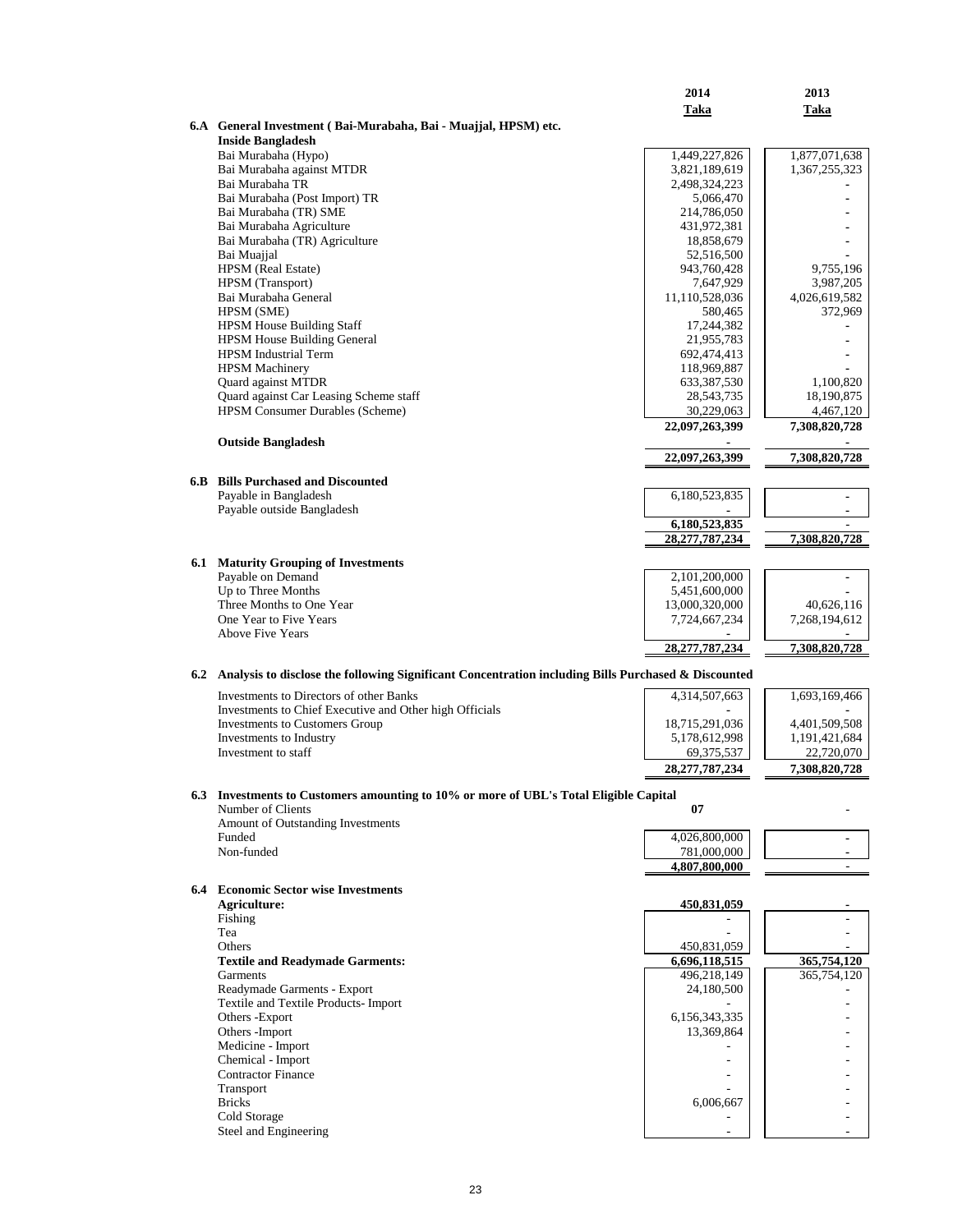| | 2014 Taka | 2013 Taka |
|---|---|---|
| **6.A General Investment ( Bai-Murabaha, Bai - Muajjal, HPSM) etc.** | | |
| **Inside Bangladesh** | | |
| Bai Murabaha (Hypo) | 1,449,227,826 | 1,877,071,638 |
| Bai Murabaha against MTDR | 3,821,189,619 | 1,367,255,323 |
| Bai Murabaha TR | 2,498,324,223 | - |
| Bai Murabaha (Post Import) TR | 5,066,470 | - |
| Bai Murabaha (TR) SME | 214,786,050 | - |
| Bai Murabaha Agriculture | 431,972,381 | - |
| Bai Murabaha (TR) Agriculture | 18,858,679 | - |
| Bai Muajjal | 52,516,500 | - |
| HPSM (Real Estate) | 943,760,428 | 9,755,196 |
| HPSM (Transport) | 7,647,929 | 3,987,205 |
| Bai Murabaha General | 11,110,528,036 | 4,026,619,582 |
| HPSM (SME) | 580,465 | 372,969 |
| HPSM House Building Staff | 17,244,382 | - |
| HPSM House Building General | 21,955,783 | - |
| HPSM Industrial Term | 692,474,413 | - |
| HPSM Machinery | 118,969,887 | - |
| Quard against MTDR | 633,387,530 | 1,100,820 |
| Quard against Car Leasing Scheme staff | 28,543,735 | 18,190,875 |
| HPSM Consumer Durables (Scheme) | 30,229,063 | 4,467,120 |
| | **22,097,263,399** | **7,308,820,728** |
| **Outside Bangladesh** | - | - |
| | **22,097,263,399** | **7,308,820,728** |
| **6.B Bills Purchased and Discounted** | | |
| Payable in Bangladesh | 6,180,523,835 | - |
| Payable outside Bangladesh | - | - |
| | **6,180,523,835** | - |
| | **28,277,787,234** | **7,308,820,728** |
| **6.1 Maturity Grouping of Investments** | | |
| Payable on Demand | 2,101,200,000 | - |
| Up to Three Months | 5,451,600,000 | - |
| Three Months to One Year | 13,000,320,000 | 40,626,116 |
| One Year to Five Years | 7,724,667,234 | 7,268,194,612 |
| Above Five Years | - | - |
| | **28,277,787,234** | **7,308,820,728** |
| **6.2 Analysis to disclose the following Significant Concentration including Bills Purchased & Discounted** | | |
| Investments to Directors of other Banks | 4,314,507,663 | 1,693,169,466 |
| Investments to Chief Executive and Other high Officials | - | - |
| Investments to Customers Group | 18,715,291,036 | 4,401,509,508 |
| Investments to Industry | 5,178,612,998 | 1,191,421,684 |
| Investment to staff | 69,375,537 | 22,720,070 |
| | **28,277,787,234** | **7,308,820,728** |
| **6.3 Investments to Customers amounting to 10% or more of UBL's Total Eligible Capital** | | |
| Number of Clients | **07** | - |
| Amount of Outstanding Investments | | |
| Funded | 4,026,800,000 | - |
| Non-funded | 781,000,000 | - |
| | **4,807,800,000** | - |
| **6.4 Economic Sector wise Investments** | | |
| **Agriculture:** | **450,831,059** | - |
| Fishing | - | - |
| Tea | - | - |
| Others | 450,831,059 | - |
| **Textile and Readymade Garments:** | **6,696,118,515** | **365,754,120** |
| Garments | 496,218,149 | 365,754,120 |
| Readymade Garments - Export | 24,180,500 | - |
| Textile and Textile Products- Import | - | - |
| Others -Export | 6,156,343,335 | - |
| Others -Import | 13,369,864 | - |
| Medicine - Import | - | - |
| Chemical - Import | - | - |
| Contractor Finance | - | - |
| Transport | - | - |
| Bricks | 6,006,667 | - |
| Cold Storage | - | - |
| Steel and Engineering | - | - |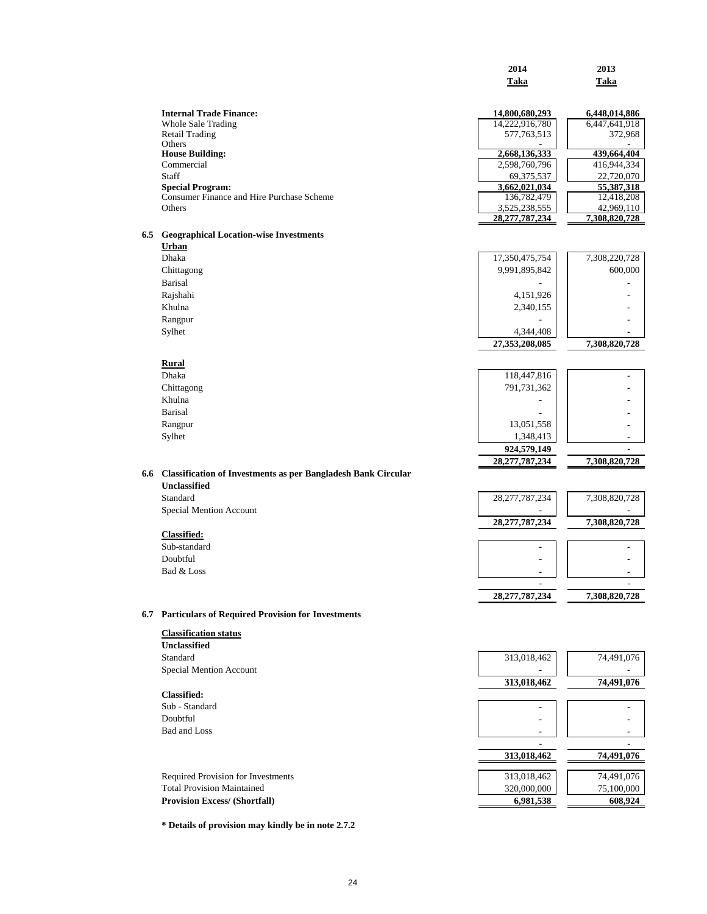| | 2014 Taka | 2013 Taka |
|---|---|---|
| **Internal Trade Finance:** | **14,800,680,293** | **6,448,014,886** |
| Whole Sale Trading | 14,222,916,780 | 6,447,641,918 |
| Retail Trading | 577,763,513 | 372,968 |
| Others | - | - |
| **House Building:** | **2,668,136,333** | **439,664,404** |
| Commercial | 2,598,760,796 | 416,944,334 |
| Staff | 69,375,537 | 22,720,070 |
| **Special Program:** | **3,662,021,034** | **55,387,318** |
| Consumer Finance and Hire Purchase Scheme | 136,782,479 | 12,418,208 |
| Others | 3,525,238,555 | 42,969,110 |
| | **28,277,787,234** | **7,308,820,728** |

### 6.5 Geographical Location-wise Investments

| | 2014 Taka | 2013 Taka |
|---|---|---|
| **Urban** | | |
| Dhaka | 17,350,475,754 | 7,308,220,728 |
| Chittagong | 9,991,895,842 | 600,000 |
| Barisal | - | - |
| Rajshahi | 4,151,926 | - |
| Khulna | 2,340,155 | - |
| Rangpur | - | - |
| Sylhet | 4,344,408 | - |
| | **27,353,208,085** | **7,308,820,728** |
| **Rural** | | |
| Dhaka | 118,447,816 | - |
| Chittagong | 791,731,362 | - |
| Khulna | - | - |
| Barisal | - | - |
| Rangpur | 13,051,558 | - |
| Sylhet | 1,348,413 | - |
| | **924,579,149** | - |
| | **28,277,787,234** | **7,308,820,728** |

### 6.6 Classification of Investments as per Bangladesh Bank Circular

| | 2014 Taka | 2013 Taka |
|---|---|---|
| **Unclassified** | | |
| Standard | 28,277,787,234 | 7,308,820,728 |
| Special Mention Account | - | - |
| | **28,277,787,234** | **7,308,820,728** |
| **Classified:** | | |
| Sub-standard | - | - |
| Doubtful | - | - |
| Bad & Loss | - | - |
| | - | - |
| | **28,277,787,234** | **7,308,820,728** |

### 6.7 Particulars of Required Provision for Investments

| | 2014 Taka | 2013 Taka |
|---|---|---|
| **Classification status** | | |
| **Unclassified** | | |
| Standard | 313,018,462 | 74,491,076 |
| Special Mention Account | - | - |
| | **313,018,462** | **74,491,076** |
| **Classified:** | | |
| Sub - Standard | - | - |
| Doubtful | - | - |
| Bad and Loss | - | - |
| | - | - |
| | **313,018,462** | **74,491,076** |
| Required Provision for Investments | 313,018,462 | 74,491,076 |
| Total Provision Maintained | 320,000,000 | 75,100,000 |
| **Provision Excess/ (Shortfall)** | **6,981,538** | **608,924** |

**\* Details of provision may kindly be in note 2.7.2**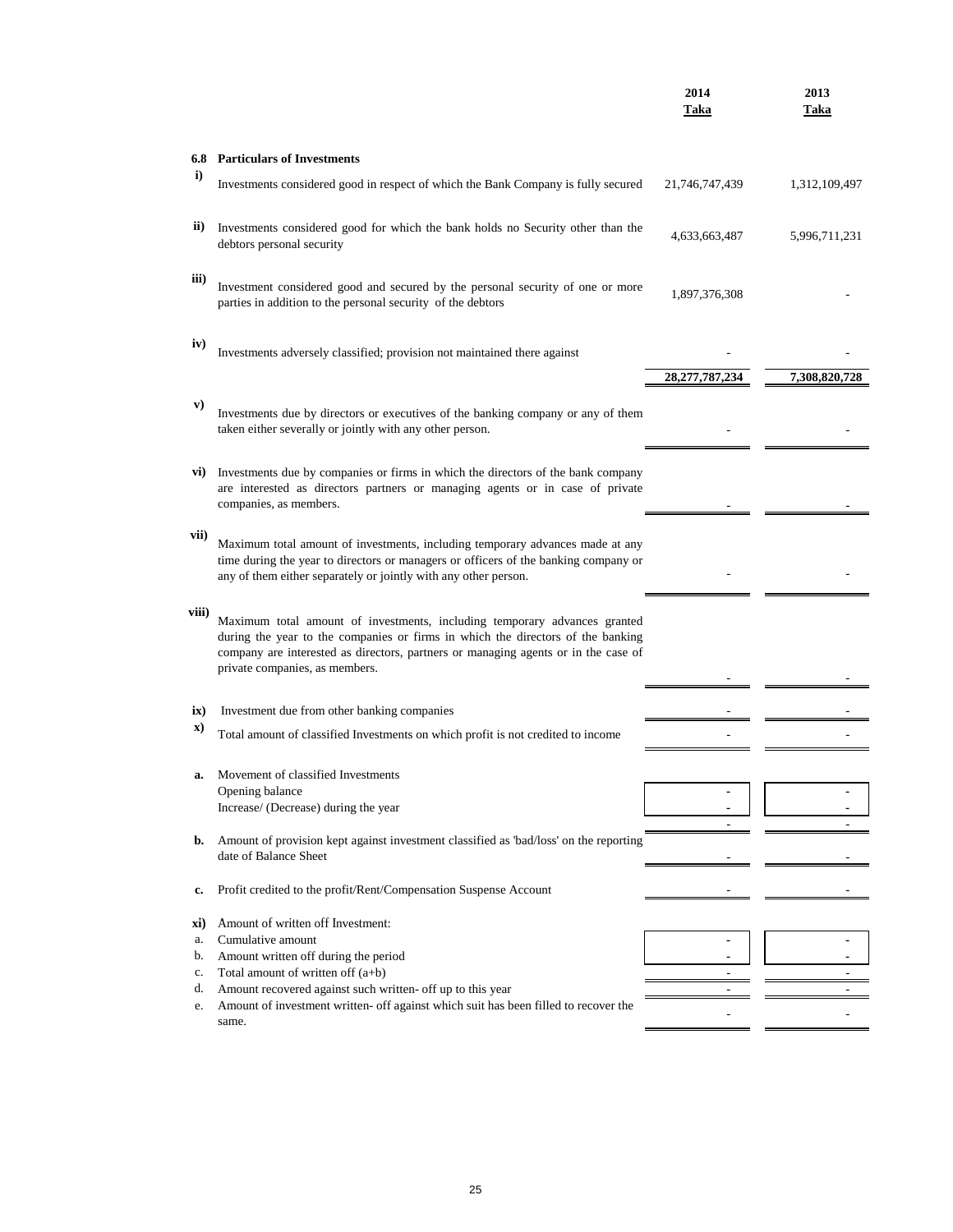| | | 2014<br>Taka | 2013<br>Taka |
|---|---|---|---|
| **6.8** | **Particulars of Investments** | | |
| **i)** | Investments considered good in respect of which the Bank Company is fully secured | 21,746,747,439 | 1,312,109,497 |
| **ii)** | Investments considered good for which the bank holds no Security other than the debtors personal security | 4,633,663,487 | 5,996,711,231 |
| **iii)** | Investment considered good and secured by the personal security of one or more parties in addition to the personal security of the debtors | 1,897,376,308 | - |
| **iv)** | Investments adversely classified; provision not maintained there against | - | - |
| | | **28,277,787,234** | **7,308,820,728** |
| **v)** | Investments due by directors or executives of the banking company or any of them taken either severally or jointly with any other person. | - | - |
| **vi)** | Investments due by companies or firms in which the directors of the bank company are interested as directors partners or managing agents or in case of private companies, as members. | - | - |
| **vii)** | Maximum total amount of investments, including temporary advances made at any time during the year to directors or managers or officers of the banking company or any of them either separately or jointly with any other person. | - | - |
| **viii)** | Maximum total amount of investments, including temporary advances granted during the year to the companies or firms in which the directors of the banking company are interested as directors, partners or managing agents or in the case of private companies, as members. | - | - |
| **ix)** | Investment due from other banking companies | - | - |
| **x)** | Total amount of classified Investments on which profit is not credited to income | - | - |
| **a.** | Movement of classified Investments | | |
| | Opening balance | - | - |
| | Increase/ (Decrease) during the year | - | - |
| | | - | - |
| **b.** | Amount of provision kept against investment classified as 'bad/loss' on the reporting date of Balance Sheet | - | - |
| **c.** | Profit credited to the profit/Rent/Compensation Suspense Account | - | - |
| **xi)** | Amount of written off Investment: | | |
| a. | Cumulative amount | - | - |
| b. | Amount written off during the period | - | - |
| c. | Total amount of written off (a+b) | - | - |
| d. | Amount recovered against such written- off up to this year | - | - |
| e. | Amount of investment written- off against which suit has been filled to recover the same. | - | - |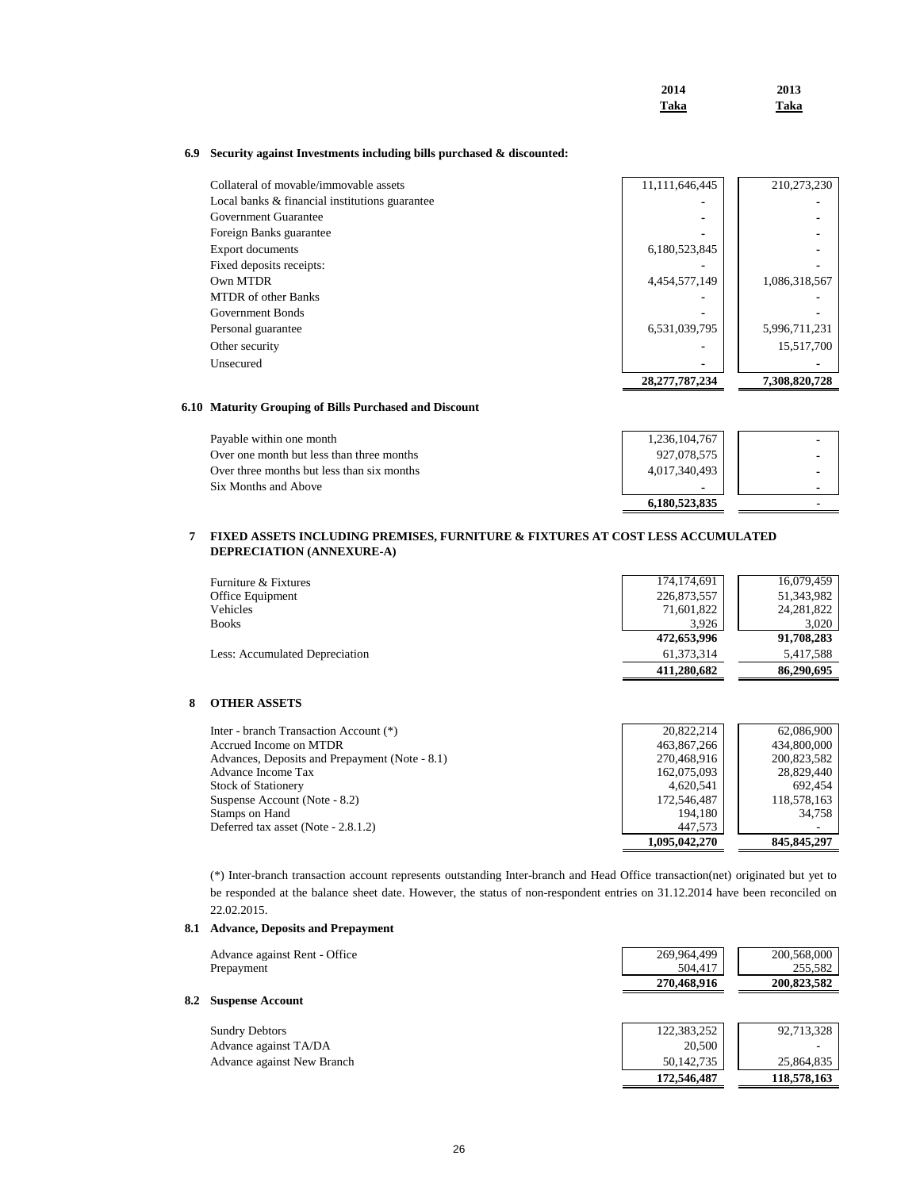| | 2014 Taka | 2013 Taka |
|---|---|---|

### 6.9 Security against Investments including bills purchased & discounted:

| | 2014 Taka | 2013 Taka |
|---|---|---|
| Collateral of movable/immovable assets | 11,111,646,445 | 210,273,230 |
| Local banks & financial institutions guarantee | - | - |
| Government Guarantee | - | - |
| Foreign Banks guarantee | - | - |
| Export documents | 6,180,523,845 | - |
| Fixed deposits receipts: | - | - |
| Own MTDR | 4,454,577,149 | 1,086,318,567 |
| MTDR of other Banks | - | - |
| Government Bonds | - | - |
| Personal guarantee | 6,531,039,795 | 5,996,711,231 |
| Other security | - | 15,517,700 |
| Unsecured | - | - |
| | **28,277,787,234** | **7,308,820,728** |

### 6.10 Maturity Grouping of Bills Purchased and Discount

| | 2014 Taka | 2013 Taka |
|---|---|---|
| Payable within one month | 1,236,104,767 | - |
| Over one month but less than three months | 927,078,575 | - |
| Over three months but less than six months | 4,017,340,493 | - |
| Six Months and Above | - | - |
| | **6,180,523,835** | - |

## 7 FIXED ASSETS INCLUDING PREMISES, FURNITURE & FIXTURES AT COST LESS ACCUMULATED DEPRECIATION (ANNEXURE-A)

| | 2014 Taka | 2013 Taka |
|---|---|---|
| Furniture & Fixtures | 174,174,691 | 16,079,459 |
| Office Equipment | 226,873,557 | 51,343,982 |
| Vehicles | 71,601,822 | 24,281,822 |
| Books | 3,926 | 3,020 |
| | **472,653,996** | **91,708,283** |
| Less: Accumulated Depreciation | 61,373,314 | 5,417,588 |
| | **411,280,682** | **86,290,695** |

## 8 OTHER ASSETS

| | 2014 Taka | 2013 Taka |
|---|---|---|
| Inter - branch Transaction Account (*) | 20,822,214 | 62,086,900 |
| Accrued Income on MTDR | 463,867,266 | 434,800,000 |
| Advances, Deposits and Prepayment (Note - 8.1) | 270,468,916 | 200,823,582 |
| Advance Income Tax | 162,075,093 | 28,829,440 |
| Stock of Stationery | 4,620,541 | 692,454 |
| Suspense Account (Note - 8.2) | 172,546,487 | 118,578,163 |
| Stamps on Hand | 194,180 | 34,758 |
| Deferred tax asset (Note - 2.8.1.2) | 447,573 | - |
| | **1,095,042,270** | **845,845,297** |

(*) Inter-branch transaction account represents outstanding Inter-branch and Head Office transaction(net) originated but yet to be responded at the balance sheet date. However, the status of non-respondent entries on 31.12.2014 have been reconciled on 22.02.2015.

### 8.1 Advance, Deposits and Prepayment

| | 2014 Taka | 2013 Taka |
|---|---|---|
| Advance against Rent - Office | 269,964,499 | 200,568,000 |
| Prepayment | 504,417 | 255,582 |
| | **270,468,916** | **200,823,582** |

### 8.2 Suspense Account

| | 2014 Taka | 2013 Taka |
|---|---|---|
| Sundry Debtors | 122,383,252 | 92,713,328 |
| Advance against TA/DA | 20,500 | - |
| Advance against New Branch | 50,142,735 | 25,864,835 |
| | **172,546,487** | **118,578,163** |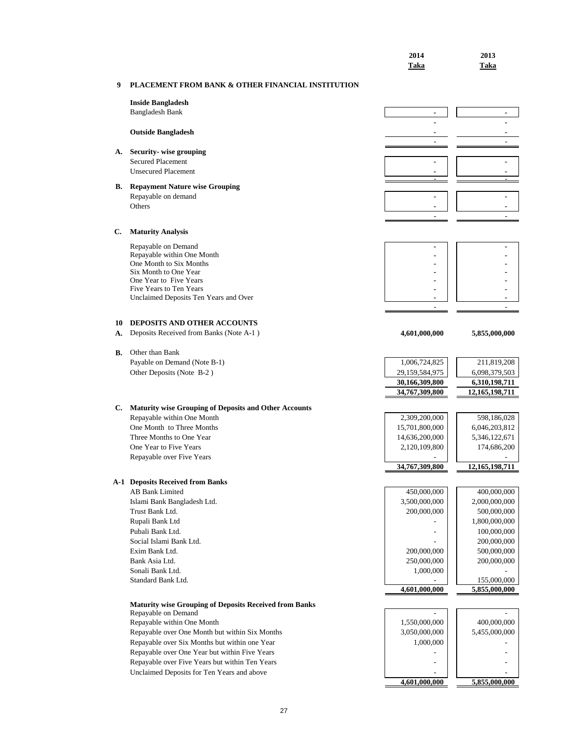| | | 2014 Taka | 2013 Taka |
|---|---|---|---|
| **9** | **PLACEMENT FROM BANK & OTHER FINANCIAL INSTITUTION** | | |
| | **Inside Bangladesh** | | |
| | Bangladesh Bank | - | - |
| | | - | - |
| | **Outside Bangladesh** | - | - |
| | | - | - |
| **A.** | **Security- wise grouping** | | |
| | Secured Placement | - | - |
| | Unsecured Placement | - | - |
| | | - | - |
| **B.** | **Repayment Nature wise Grouping** | | |
| | Repayable on demand | - | - |
| | Others | - | - |
| | | - | - |
| **C.** | **Maturity Analysis** | | |
| | Repayable on Demand | - | - |
| | Repayable within One Month | - | - |
| | One Month to Six Months | - | - |
| | Six Month to One Year | - | - |
| | One Year to Five Years | - | - |
| | Five Years to Ten Years | - | - |
| | Unclaimed Deposits Ten Years and Over | - | - |
| | | - | - |
| **10** | **DEPOSITS AND OTHER ACCOUNTS** | | |
| **A.** | Deposits Received from Banks (Note A-1 ) | **4,601,000,000** | **5,855,000,000** |
| **B.** | Other than Bank | | |
| | Payable on Demand (Note B-1) | 1,006,724,825 | 211,819,208 |
| | Other Deposits (Note B-2 ) | 29,159,584,975 | 6,098,379,503 |
| | | **30,166,309,800** | **6,310,198,711** |
| | | **34,767,309,800** | **12,165,198,711** |
| **C.** | **Maturity wise Grouping of Deposits and Other Accounts** | | |
| | Repayable within One Month | 2,309,200,000 | 598,186,028 |
| | One Month to Three Months | 15,701,800,000 | 6,046,203,812 |
| | Three Months to One Year | 14,636,200,000 | 5,346,122,671 |
| | One Year to Five Years | 2,120,109,800 | 174,686,200 |
| | Repayable over Five Years | - | - |
| | | **34,767,309,800** | **12,165,198,711** |
| **A-1** | **Deposits Received from Banks** | | |
| | AB Bank Limited | 450,000,000 | 400,000,000 |
| | Islami Bank Bangladesh Ltd. | 3,500,000,000 | 2,000,000,000 |
| | Trust Bank Ltd. | 200,000,000 | 500,000,000 |
| | Rupali Bank Ltd | - | 1,800,000,000 |
| | Pubali Bank Ltd. | - | 100,000,000 |
| | Social Islami Bank Ltd. | - | 200,000,000 |
| | Exim Bank Ltd. | 200,000,000 | 500,000,000 |
| | Bank Asia Ltd. | 250,000,000 | 200,000,000 |
| | Sonali Bank Ltd. | 1,000,000 | - |
| | Standard Bank Ltd. | - | 155,000,000 |
| | | **4,601,000,000** | **5,855,000,000** |
| | **Maturity wise Grouping of Deposits Received from Banks** | | |
| | Repayable on Demand | - | - |
| | Repayable within One Month | 1,550,000,000 | 400,000,000 |
| | Repayable over One Month but within Six Months | 3,050,000,000 | 5,455,000,000 |
| | Repayable over Six Months but within one Year | 1,000,000 | - |
| | Repayable over One Year but within Five Years | - | - |
| | Repayable over Five Years but within Ten Years | - | - |
| | Unclaimed Deposits for Ten Years and above | - | - |
| | | **4,601,000,000** | **5,855,000,000** |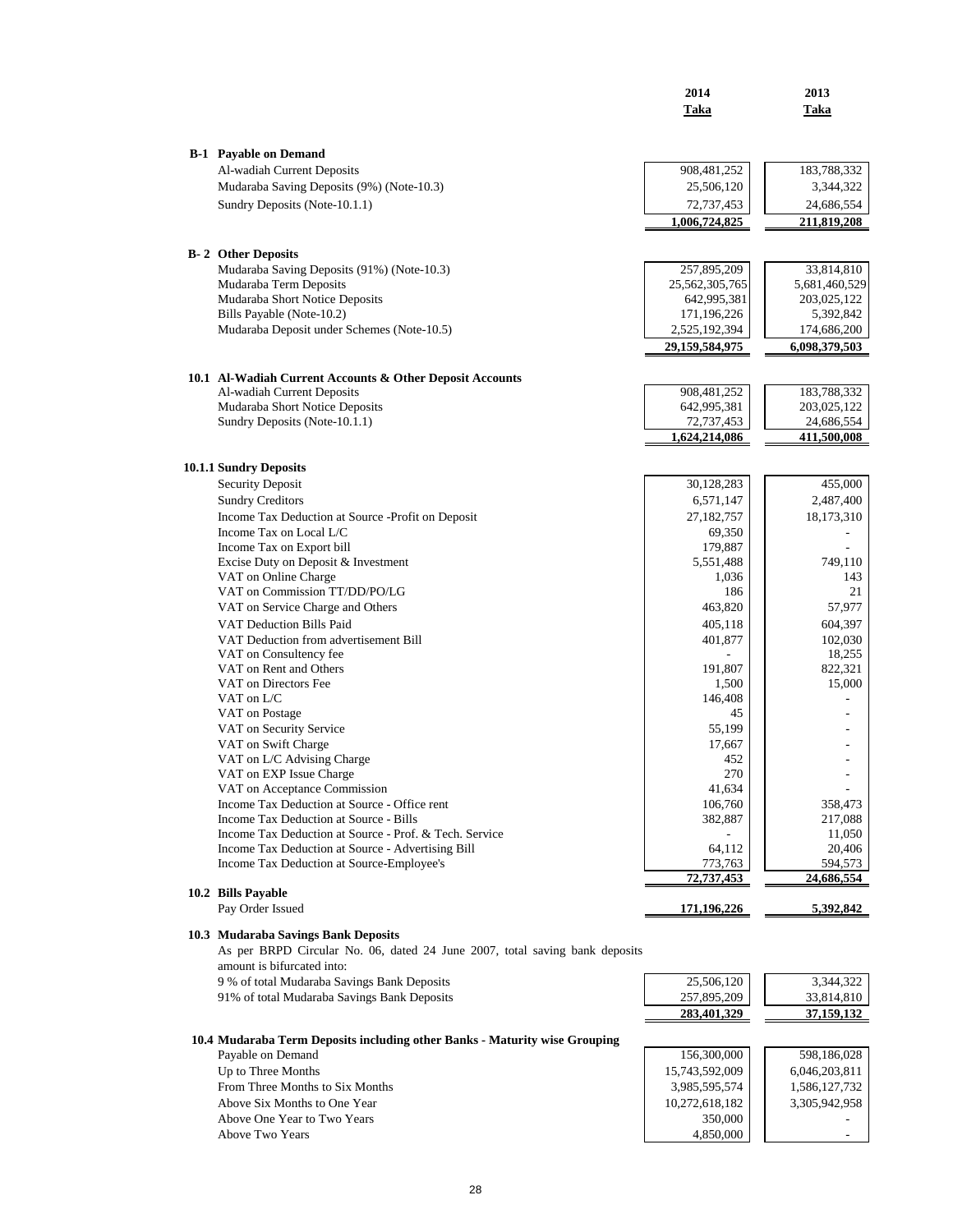| | 2014 Taka | 2013 Taka |
|---|---|---|
| **B-1 Payable on Demand** | | |
| Al-wadiah Current Deposits | 908,481,252 | 183,788,332 |
| Mudaraba Saving Deposits (9%) (Note-10.3) | 25,506,120 | 3,344,322 |
| Sundry Deposits (Note-10.1.1) | 72,737,453 | 24,686,554 |
| | **1,006,724,825** | **211,819,208** |
| **B- 2 Other Deposits** | | |
| Mudaraba Saving Deposits (91%) (Note-10.3) | 257,895,209 | 33,814,810 |
| Mudaraba Term Deposits | 25,562,305,765 | 5,681,460,529 |
| Mudaraba Short Notice Deposits | 642,995,381 | 203,025,122 |
| Bills Payable (Note-10.2) | 171,196,226 | 5,392,842 |
| Mudaraba Deposit under Schemes (Note-10.5) | 2,525,192,394 | 174,686,200 |
| | **29,159,584,975** | **6,098,379,503** |

**10.1 Al-Wadiah Current Accounts & Other Deposit Accounts**

| | 2014 Taka | 2013 Taka |
|---|---|---|
| Al-wadiah Current Deposits | 908,481,252 | 183,788,332 |
| Mudaraba Short Notice Deposits | 642,995,381 | 203,025,122 |
| Sundry Deposits (Note-10.1.1) | 72,737,453 | 24,686,554 |
| | **1,624,214,086** | **411,500,008** |

**10.1.1 Sundry Deposits**

| | 2014 Taka | 2013 Taka |
|---|---|---|
| Security Deposit | 30,128,283 | 455,000 |
| Sundry Creditors | 6,571,147 | 2,487,400 |
| Income Tax Deduction at Source -Profit on Deposit | 27,182,757 | 18,173,310 |
| Income Tax on Local L/C | 69,350 | - |
| Income Tax on Export bill | 179,887 | - |
| Excise Duty on Deposit & Investment | 5,551,488 | 749,110 |
| VAT on Online Charge | 1,036 | 143 |
| VAT on Commission TT/DD/PO/LG | 186 | 21 |
| VAT on Service Charge and Others | 463,820 | 57,977 |
| VAT Deduction Bills Paid | 405,118 | 604,397 |
| VAT Deduction from advertisement Bill | 401,877 | 102,030 |
| VAT on Consultency fee | - | 18,255 |
| VAT on Rent and Others | 191,807 | 822,321 |
| VAT on Directors Fee | 1,500 | 15,000 |
| VAT on L/C | 146,408 | - |
| VAT on Postage | 45 | - |
| VAT on Security Service | 55,199 | - |
| VAT on Swift Charge | 17,667 | - |
| VAT on L/C Advising Charge | 452 | - |
| VAT on EXP Issue Charge | 270 | - |
| VAT on Acceptance Commission | 41,634 | - |
| Income Tax Deduction at Source - Office rent | 106,760 | 358,473 |
| Income Tax Deduction at Source - Bills | 382,887 | 217,088 |
| Income Tax Deduction at Source - Prof. & Tech. Service | - | 11,050 |
| Income Tax Deduction at Source - Advertising Bill | 64,112 | 20,406 |
| Income Tax Deduction at Source-Employee's | 773,763 | 594,573 |
| | **72,737,453** | **24,686,554** |

**10.2 Bills Payable**

| | 2014 Taka | 2013 Taka |
|---|---|---|
| Pay Order Issued | **171,196,226** | **5,392,842** |

**10.3 Mudaraba Savings Bank Deposits**

As per BRPD Circular No. 06, dated 24 June 2007, total saving bank deposits amount is bifurcated into:

| | 2014 Taka | 2013 Taka |
|---|---|---|
| 9 % of total Mudaraba Savings Bank Deposits | 25,506,120 | 3,344,322 |
| 91% of total Mudaraba Savings Bank Deposits | 257,895,209 | 33,814,810 |
| | **283,401,329** | **37,159,132** |

**10.4 Mudaraba Term Deposits including other Banks - Maturity wise Grouping**

| | 2014 Taka | 2013 Taka |
|---|---|---|
| Payable on Demand | 156,300,000 | 598,186,028 |
| Up to Three Months | 15,743,592,009 | 6,046,203,811 |
| From Three Months to Six Months | 3,985,595,574 | 1,586,127,732 |
| Above Six Months to One Year | 10,272,618,182 | 3,305,942,958 |
| Above One Year to Two Years | 350,000 | - |
| Above Two Years | 4,850,000 | - |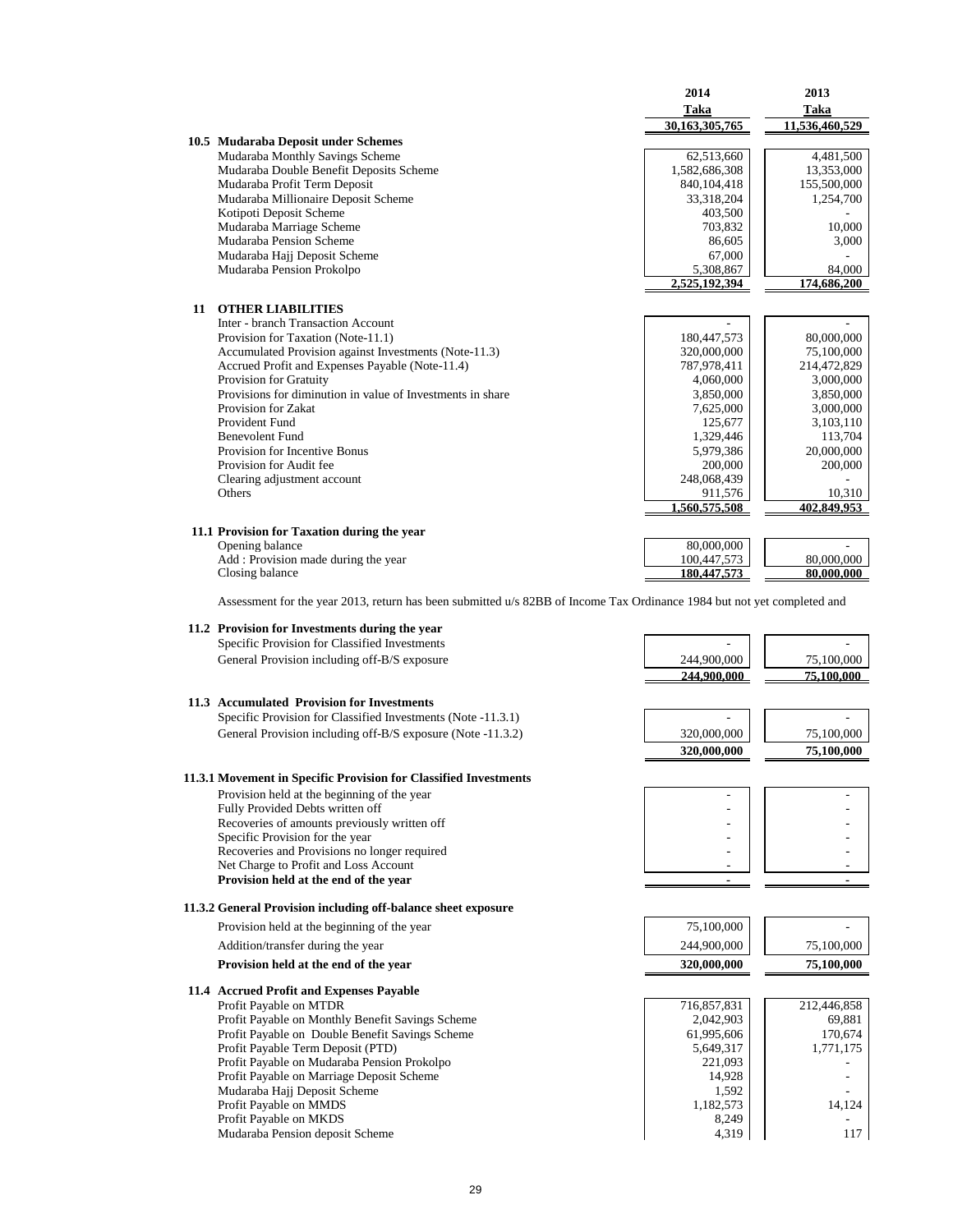| | 2014 | 2013 |
|---|---|---|
| | Taka | Taka |
| | 30,163,305,765 | 11,536,460,529 |
| **10.5 Mudaraba Deposit under Schemes** | | |
| Mudaraba Monthly Savings Scheme | 62,513,660 | 4,481,500 |
| Mudaraba Double Benefit Deposits Scheme | 1,582,686,308 | 13,353,000 |
| Mudaraba Profit Term Deposit | 840,104,418 | 155,500,000 |
| Mudaraba Millionaire Deposit Scheme | 33,318,204 | 1,254,700 |
| Kotipoti Deposit Scheme | 403,500 | - |
| Mudaraba Marriage Scheme | 703,832 | 10,000 |
| Mudaraba Pension Scheme | 86,605 | 3,000 |
| Mudaraba Hajj Deposit Scheme | 67,000 | - |
| Mudaraba Pension Prokolpo | 5,308,867 | 84,000 |
| | 2,525,192,394 | 174,686,200 |

**11 OTHER LIABILITIES**

| | 2014 | 2013 |
|---|---|---|
| Inter - branch Transaction Account | - | - |
| Provision for Taxation (Note-11.1) | 180,447,573 | 80,000,000 |
| Accumulated Provision against Investments (Note-11.3) | 320,000,000 | 75,100,000 |
| Accrued Profit and Expenses Payable (Note-11.4) | 787,978,411 | 214,472,829 |
| Provision for Gratuity | 4,060,000 | 3,000,000 |
| Provisions for diminution in value of Investments in share | 3,850,000 | 3,850,000 |
| Provision for Zakat | 7,625,000 | 3,000,000 |
| Provident Fund | 125,677 | 3,103,110 |
| Benevolent Fund | 1,329,446 | 113,704 |
| Provision for Incentive Bonus | 5,979,386 | 20,000,000 |
| Provision for Audit fee | 200,000 | 200,000 |
| Clearing adjustment account | 248,068,439 | - |
| Others | 911,576 | 10,310 |
| | 1,560,575,508 | 402,849,953 |

**11.1 Provision for Taxation during the year**

| | 2014 | 2013 |
|---|---|---|
| Opening balance | 80,000,000 | - |
| Add : Provision made during the year | 100,447,573 | 80,000,000 |
| Closing balance | 180,447,573 | 80,000,000 |

Assessment for the year 2013, return has been submitted u/s 82BB of Income Tax Ordinance 1984 but not yet completed and

**11.2 Provision for Investments during the year**

| | 2014 | 2013 |
|---|---|---|
| Specific Provision for Classified Investments | - | - |
| General Provision including off-B/S exposure | 244,900,000 | 75,100,000 |
| | 244,900,000 | 75,100,000 |

**11.3 Accumulated Provision for Investments**

| | 2014 | 2013 |
|---|---|---|
| Specific Provision for Classified Investments (Note -11.3.1) | - | - |
| General Provision including off-B/S exposure (Note -11.3.2) | 320,000,000 | 75,100,000 |
| | 320,000,000 | 75,100,000 |

**11.3.1 Movement in Specific Provision for Classified Investments**

| | 2014 | 2013 |
|---|---|---|
| Provision held at the beginning of the year | - | - |
| Fully Provided Debts written off | - | - |
| Recoveries of amounts previously written off | - | - |
| Specific Provision for the year | - | - |
| Recoveries and Provisions no longer required | - | - |
| Net Charge to Profit and Loss Account | - | - |
| **Provision held at the end of the year** | - | - |

**11.3.2 General Provision including off-balance sheet exposure**

| | 2014 | 2013 |
|---|---|---|
| Provision held at the beginning of the year | 75,100,000 | - |
| Addition/transfer during the year | 244,900,000 | 75,100,000 |
| **Provision held at the end of the year** | **320,000,000** | **75,100,000** |

**11.4 Accrued Profit and Expenses Payable**

| | 2014 | 2013 |
|---|---|---|
| Profit Payable on MTDR | 716,857,831 | 212,446,858 |
| Profit Payable on Monthly Benefit Savings Scheme | 2,042,903 | 69,881 |
| Profit Payable on Double Benefit Savings Scheme | 61,995,606 | 170,674 |
| Profit Payable Term Deposit (PTD) | 5,649,317 | 1,771,175 |
| Profit Payable on Mudaraba Pension Prokolpo | 221,093 | - |
| Profit Payable on Marriage Deposit Scheme | 14,928 | - |
| Mudaraba Hajj Deposit Scheme | 1,592 | - |
| Profit Payable on MMDS | 1,182,573 | 14,124 |
| Profit Payable on MKDS | 8,249 | - |
| Mudaraba Pension deposit Scheme | 4,319 | 117 |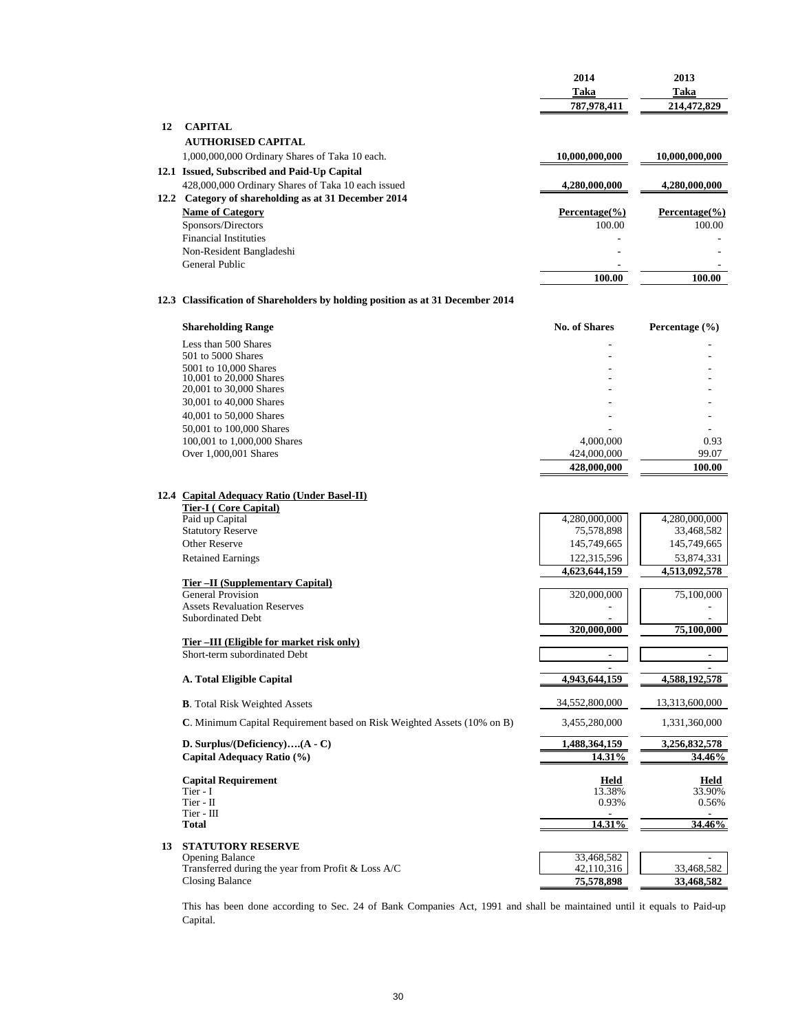| | 2014 | 2013 |
|---|---|---|
| | Taka | Taka |
| | 787,978,411 | 214,472,829 |

## 12 CAPITAL

**AUTHORISED CAPITAL**

| | 2014 | 2013 |
|---|---|---|
| 1,000,000,000 Ordinary Shares of Taka 10 each. | 10,000,000,000 | 10,000,000,000 |

### 12.1 Issued, Subscribed and Paid-Up Capital

| | 2014 | 2013 |
|---|---|---|
| 428,000,000 Ordinary Shares of Taka 10 each issued | 4,280,000,000 | 4,280,000,000 |

### 12.2 Category of shareholding as at 31 December 2014

| Name of Category | Percentage(%) | Percentage(%) |
|---|---|---|
| Sponsors/Directors | 100.00 | 100.00 |
| Financial Instituties | - | - |
| Non-Resident Bangladeshi | - | - |
| General Public | - | - |
| | 100.00 | 100.00 |

### 12.3 Classification of Shareholders by holding position as at 31 December 2014

| Shareholding Range | No. of Shares | Percentage (%) |
|---|---|---|
| Less than 500 Shares | - | - |
| 501 to 5000 Shares | - | - |
| 5001 to 10,000 Shares | - | - |
| 10,001 to 20,000 Shares | - | - |
| 20,001 to 30,000 Shares | - | - |
| 30,001 to 40,000 Shares | - | - |
| 40,001 to 50,000 Shares | - | - |
| 50,001 to 100,000 Shares | - | - |
| 100,001 to 1,000,000 Shares | 4,000,000 | 0.93 |
| Over 1,000,001 Shares | 424,000,000 | 99.07 |
| | 428,000,000 | 100.00 |

### 12.4 Capital Adequacy Ratio (Under Basel-II)

| | 2014 | 2013 |
|---|---|---|
| **Tier-I ( Core Capital)** | | |
| Paid up Capital | 4,280,000,000 | 4,280,000,000 |
| Statutory Reserve | 75,578,898 | 33,468,582 |
| Other Reserve | 145,749,665 | 145,749,665 |
| Retained Earnings | 122,315,596 | 53,874,331 |
| | 4,623,644,159 | 4,513,092,578 |
| **Tier –II (Supplementary Capital)** | | |
| General Provision | 320,000,000 | 75,100,000 |
| Assets Revaluation Reserves | - | - |
| Subordinated Debt | - | - |
| | 320,000,000 | 75,100,000 |
| **Tier –III (Eligible for market risk only)** | | |
| Short-term subordinated Debt | - | - |
| | - | - |
| **A. Total Eligible Capital** | 4,943,644,159 | 4,588,192,578 |
| **B**. Total Risk Weighted Assets | 34,552,800,000 | 13,313,600,000 |
| **C**. Minimum Capital Requirement based on Risk Weighted Assets (10% on B) | 3,455,280,000 | 1,331,360,000 |
| **D. Surplus/(Deficiency)….(A - C)** | 1,488,364,159 | 3,256,832,578 |
| **Capital Adequacy Ratio (%)** | 14.31% | 34.46% |

| Capital Requirement | Held | Held |
|---|---|---|
| Tier - I | 13.38% | 33.90% |
| Tier - II | 0.93% | 0.56% |
| Tier - III | - | - |
| **Total** | 14.31% | 34.46% |

## 13 STATUTORY RESERVE

| | 2014 | 2013 |
|---|---|---|
| Opening Balance | 33,468,582 | - |
| Transferred during the year from Profit & Loss A/C | 42,110,316 | 33,468,582 |
| Closing Balance | 75,578,898 | 33,468,582 |

This has been done according to Sec. 24 of Bank Companies Act, 1991 and shall be maintained until it equals to Paid-up Capital.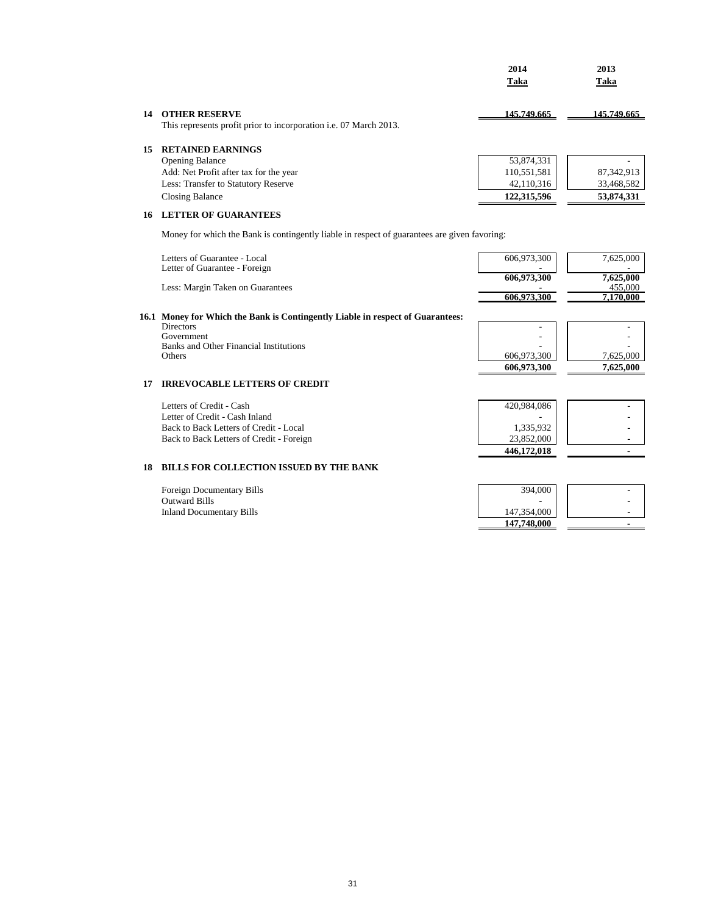| | | 2014 | 2013 |
|---|---|---|---|
| | | Taka | Taka |
| **14** | **OTHER RESERVE** | 145,749,665 | 145,749,665 |
| | This represents profit prior to incorporation i.e. 07 March 2013. | | |
| **15** | **RETAINED EARNINGS** | | |
| | Opening Balance | 53,874,331 | - |
| | Add: Net Profit after tax for the year | 110,551,581 | 87,342,913 |
| | Less: Transfer to Statutory Reserve | 42,110,316 | 33,468,582 |
| | Closing Balance | **122,315,596** | **53,874,331** |

**16 LETTER OF GUARANTEES**

Money for which the Bank is contingently liable in respect of guarantees are given favoring:

| | 2014 | 2013 |
|---|---|---|
| Letters of Guarantee - Local | 606,973,300 | 7,625,000 |
| Letter of Guarantee - Foreign | - | - |
| | **606,973,300** | **7,625,000** |
| Less: Margin Taken on Guarantees | - | 455,000 |
| | **606,973,300** | **7,170,000** |

**16.1 Money for Which the Bank is Contingently Liable in respect of Guarantees:**

| | 2014 | 2013 |
|---|---|---|
| Directors | - | - |
| Government | - | - |
| Banks and Other Financial Institutions | - | - |
| Others | 606,973,300 | 7,625,000 |
| | **606,973,300** | **7,625,000** |

**17 IRREVOCABLE LETTERS OF CREDIT**

| | 2014 | 2013 |
|---|---|---|
| Letters of Credit - Cash | 420,984,086 | - |
| Letter of Credit - Cash Inland | - | - |
| Back to Back Letters of Credit - Local | 1,335,932 | - |
| Back to Back Letters of Credit - Foreign | 23,852,000 | - |
| | **446,172,018** | **-** |

**18 BILLS FOR COLLECTION ISSUED BY THE BANK**

| | 2014 | 2013 |
|---|---|---|
| Foreign Documentary Bills | 394,000 | - |
| Outward Bills | - | - |
| Inland Documentary Bills | 147,354,000 | - |
| | **147,748,000** | **-** |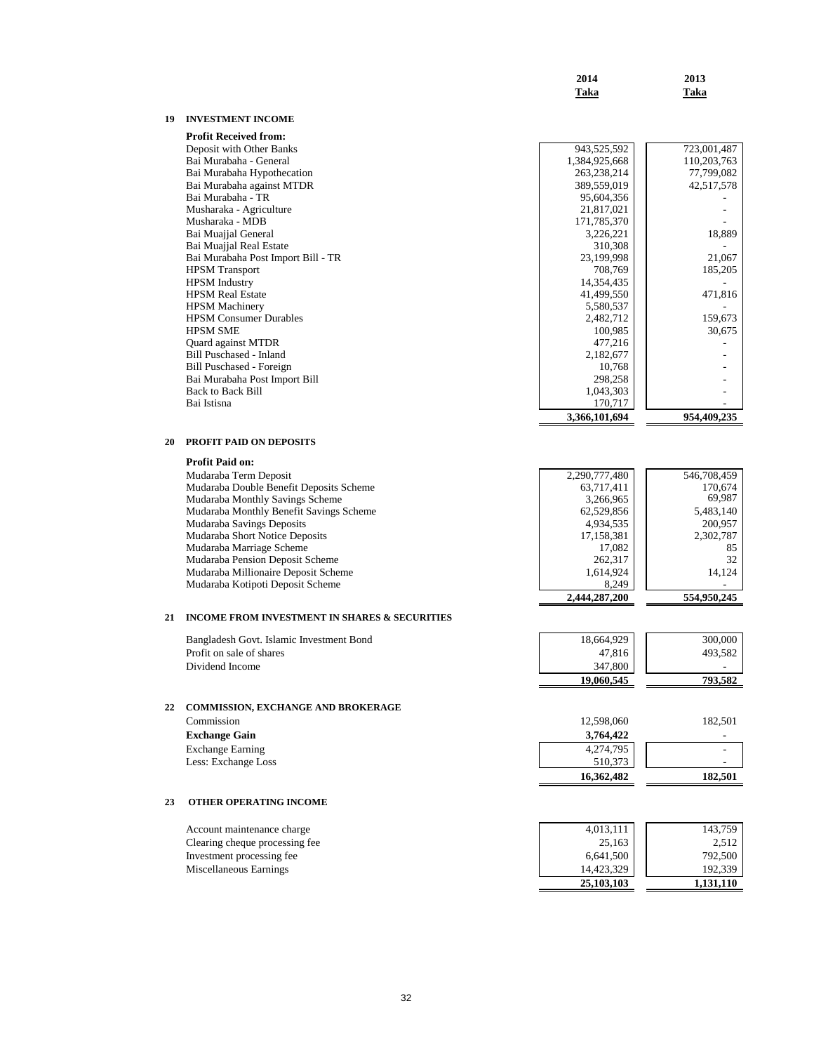| | 2014 Taka | 2013 Taka |
|---|---|---|
| **19 INVESTMENT INCOME** | | |
| **Profit Received from:** | | |
| Deposit with Other Banks | 943,525,592 | 723,001,487 |
| Bai Murabaha - General | 1,384,925,668 | 110,203,763 |
| Bai Murabaha Hypothecation | 263,238,214 | 77,799,082 |
| Bai Murabaha against MTDR | 389,559,019 | 42,517,578 |
| Bai Murabaha - TR | 95,604,356 | - |
| Musharaka - Agriculture | 21,817,021 | - |
| Musharaka - MDB | 171,785,370 | - |
| Bai Muajjal General | 3,226,221 | 18,889 |
| Bai Muajjal Real Estate | 310,308 | - |
| Bai Murabaha Post Import Bill - TR | 23,199,998 | 21,067 |
| HPSM Transport | 708,769 | 185,205 |
| HPSM Industry | 14,354,435 | - |
| HPSM Real Estate | 41,499,550 | 471,816 |
| HPSM Machinery | 5,580,537 | - |
| HPSM Consumer Durables | 2,482,712 | 159,673 |
| HPSM SME | 100,985 | 30,675 |
| Quard against MTDR | 477,216 | - |
| Bill Puschased - Inland | 2,182,677 | - |
| Bill Puschased - Foreign | 10,768 | - |
| Bai Murabaha Post Import Bill | 298,258 | - |
| Back to Back Bill | 1,043,303 | - |
| Bai Istisna | 170,717 | - |
| | **3,366,101,694** | **954,409,235** |
| **20 PROFIT PAID ON DEPOSITS** | | |
| **Profit Paid on:** | | |
| Mudaraba Term Deposit | 2,290,777,480 | 546,708,459 |
| Mudaraba Double Benefit Deposits Scheme | 63,717,411 | 170,674 |
| Mudaraba Monthly Savings Scheme | 3,266,965 | 69,987 |
| Mudaraba Monthly Benefit Savings Scheme | 62,529,856 | 5,483,140 |
| Mudaraba Savings Deposits | 4,934,535 | 200,957 |
| Mudaraba Short Notice Deposits | 17,158,381 | 2,302,787 |
| Mudaraba Marriage Scheme | 17,082 | 85 |
| Mudaraba Pension Deposit Scheme | 262,317 | 32 |
| Mudaraba Millionaire Deposit Scheme | 1,614,924 | 14,124 |
| Mudaraba Kotipoti Deposit Scheme | 8,249 | - |
| | **2,444,287,200** | **554,950,245** |
| **21 INCOME FROM INVESTMENT IN SHARES & SECURITIES** | | |
| Bangladesh Govt. Islamic Investment Bond | 18,664,929 | 300,000 |
| Profit on sale of shares | 47,816 | 493,582 |
| Dividend Income | 347,800 | - |
| | **19,060,545** | **793,582** |
| **22 COMMISSION, EXCHANGE AND BROKERAGE** | | |
| Commission | 12,598,060 | 182,501 |
| **Exchange Gain** | **3,764,422** | **-** |
| Exchange Earning | 4,274,795 | - |
| Less: Exchange Loss | 510,373 | - |
| | **16,362,482** | **182,501** |
| **23 OTHER OPERATING INCOME** | | |
| Account maintenance charge | 4,013,111 | 143,759 |
| Clearing cheque processing fee | 25,163 | 2,512 |
| Investment processing fee | 6,641,500 | 792,500 |
| Miscellaneous Earnings | 14,423,329 | 192,339 |
| | **25,103,103** | **1,131,110** |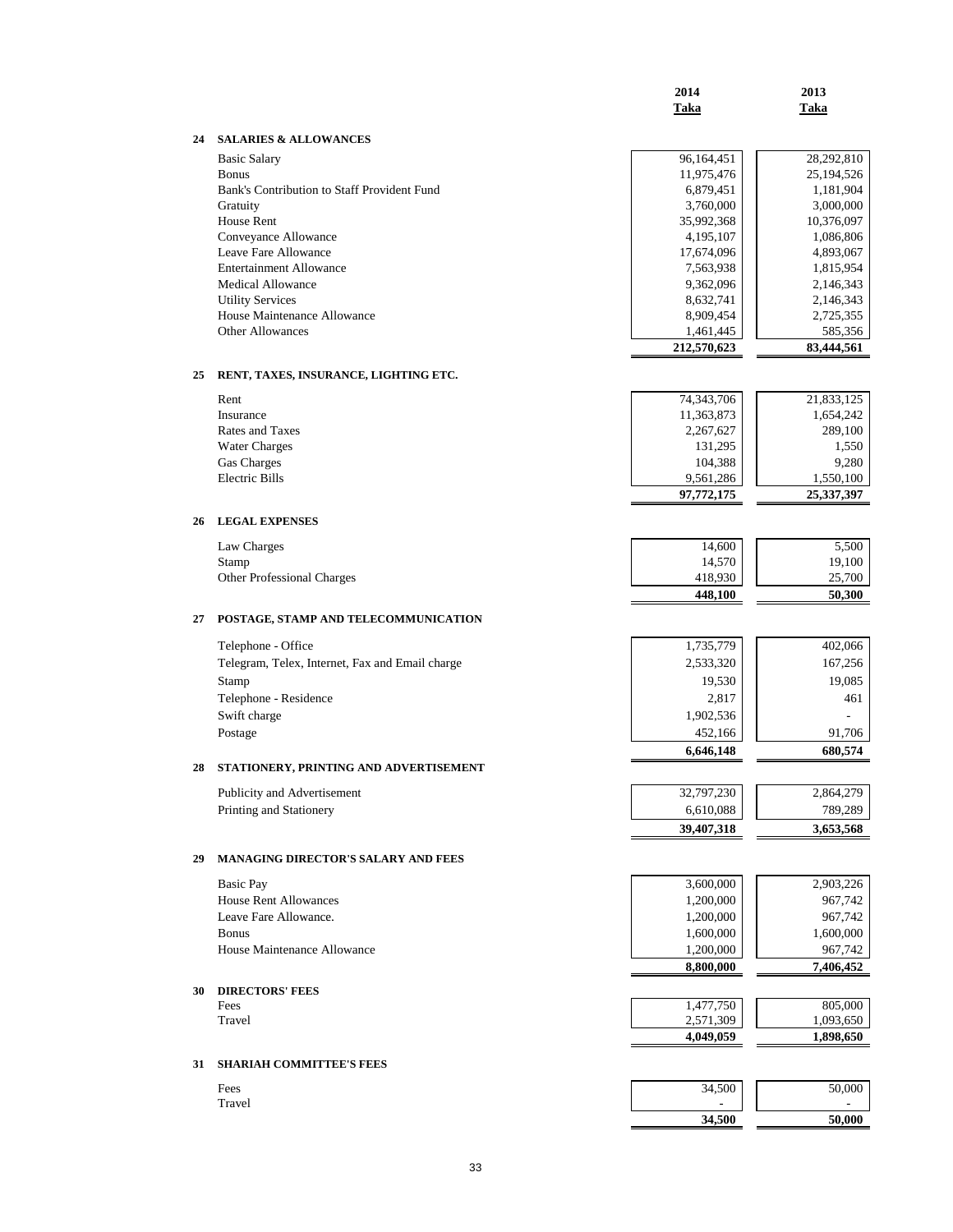| | | 2014<br>Taka | 2013<br>Taka |
|---|---|---|---|
| **24** | **SALARIES & ALLOWANCES** | | |
| | Basic Salary | 96,164,451 | 28,292,810 |
| | Bonus | 11,975,476 | 25,194,526 |
| | Bank's Contribution to Staff Provident Fund | 6,879,451 | 1,181,904 |
| | Gratuity | 3,760,000 | 3,000,000 |
| | House Rent | 35,992,368 | 10,376,097 |
| | Conveyance Allowance | 4,195,107 | 1,086,806 |
| | Leave Fare Allowance | 17,674,096 | 4,893,067 |
| | Entertainment Allowance | 7,563,938 | 1,815,954 |
| | Medical Allowance | 9,362,096 | 2,146,343 |
| | Utility Services | 8,632,741 | 2,146,343 |
| | House Maintenance Allowance | 8,909,454 | 2,725,355 |
| | Other Allowances | 1,461,445 | 585,356 |
| | | **212,570,623** | **83,444,561** |
| **25** | **RENT, TAXES, INSURANCE, LIGHTING ETC.** | | |
| | Rent | 74,343,706 | 21,833,125 |
| | Insurance | 11,363,873 | 1,654,242 |
| | Rates and Taxes | 2,267,627 | 289,100 |
| | Water Charges | 131,295 | 1,550 |
| | Gas Charges | 104,388 | 9,280 |
| | Electric Bills | 9,561,286 | 1,550,100 |
| | | **97,772,175** | **25,337,397** |
| **26** | **LEGAL EXPENSES** | | |
| | Law Charges | 14,600 | 5,500 |
| | Stamp | 14,570 | 19,100 |
| | Other Professional Charges | 418,930 | 25,700 |
| | | **448,100** | **50,300** |
| **27** | **POSTAGE, STAMP AND TELECOMMUNICATION** | | |
| | Telephone - Office | 1,735,779 | 402,066 |
| | Telegram, Telex, Internet, Fax and Email charge | 2,533,320 | 167,256 |
| | Stamp | 19,530 | 19,085 |
| | Telephone - Residence | 2,817 | 461 |
| | Swift charge | 1,902,536 | - |
| | Postage | 452,166 | 91,706 |
| | | **6,646,148** | **680,574** |
| **28** | **STATIONERY, PRINTING AND ADVERTISEMENT** | | |
| | Publicity and Advertisement | 32,797,230 | 2,864,279 |
| | Printing and Stationery | 6,610,088 | 789,289 |
| | | **39,407,318** | **3,653,568** |
| **29** | **MANAGING DIRECTOR'S SALARY AND FEES** | | |
| | Basic Pay | 3,600,000 | 2,903,226 |
| | House Rent Allowances | 1,200,000 | 967,742 |
| | Leave Fare Allowance. | 1,200,000 | 967,742 |
| | Bonus | 1,600,000 | 1,600,000 |
| | House Maintenance Allowance | 1,200,000 | 967,742 |
| | | **8,800,000** | **7,406,452** |
| **30** | **DIRECTORS' FEES** | | |
| | Fees | 1,477,750 | 805,000 |
| | Travel | 2,571,309 | 1,093,650 |
| | | **4,049,059** | **1,898,650** |
| **31** | **SHARIAH COMMITTEE'S FEES** | | |
| | Fees | 34,500 | 50,000 |
| | Travel | - | - |
| | | **34,500** | **50,000** |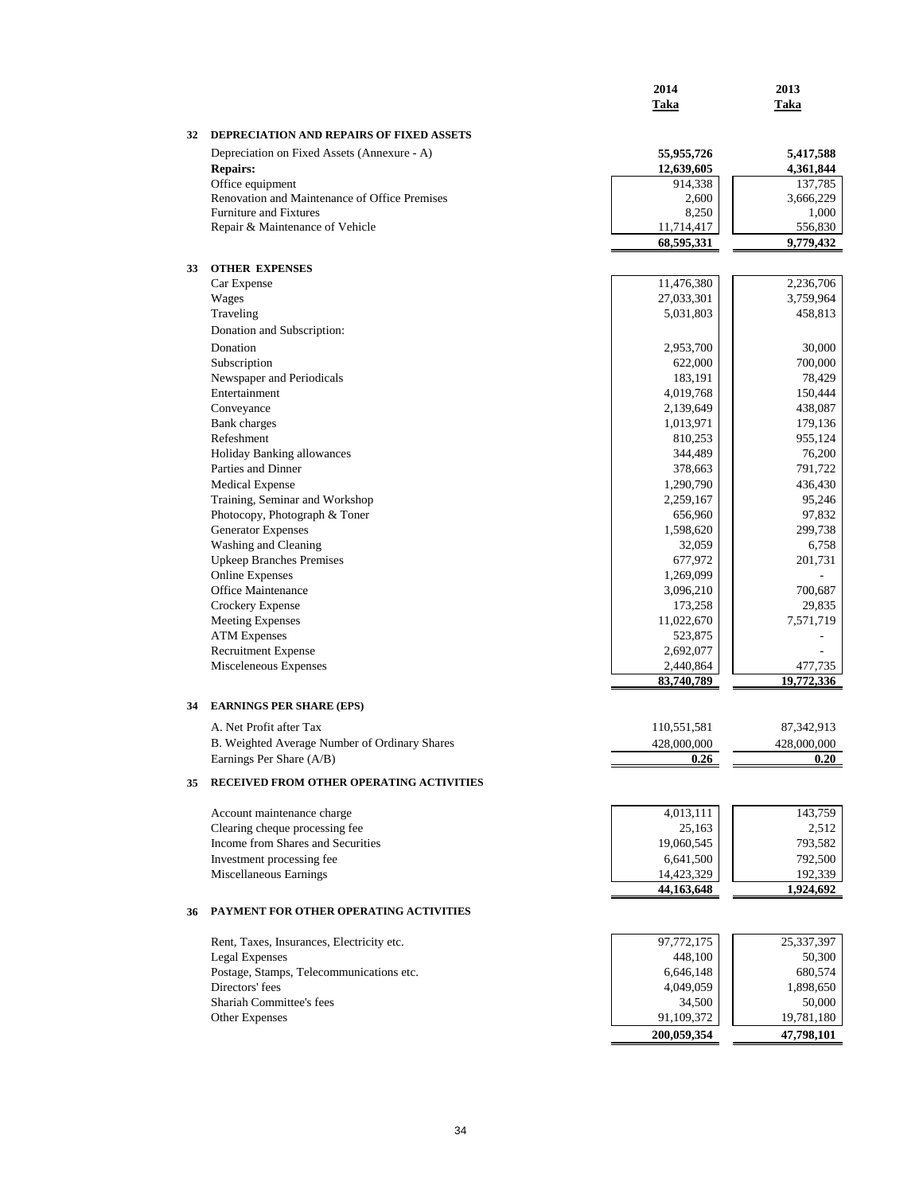| | | 2014<br>Taka | 2013<br>Taka |
|---|---|---|---|
| **32** | **DEPRECIATION AND REPAIRS OF FIXED ASSETS** | | |
| | Depreciation on Fixed Assets (Annexure - A) | **55,955,726** | **5,417,588** |
| | **Repairs:** | **12,639,605** | **4,361,844** |
| | Office equipment | 914,338 | 137,785 |
| | Renovation and Maintenance of Office Premises | 2,600 | 3,666,229 |
| | Furniture and Fixtures | 8,250 | 1,000 |
| | Repair & Maintenance of Vehicle | 11,714,417 | 556,830 |
| | | **68,595,331** | **9,779,432** |
| **33** | **OTHER EXPENSES** | | |
| | Car Expense | 11,476,380 | 2,236,706 |
| | Wages | 27,033,301 | 3,759,964 |
| | Traveling | 5,031,803 | 458,813 |
| | Donation and Subscription: | | |
| | Donation | 2,953,700 | 30,000 |
| | Subscription | 622,000 | 700,000 |
| | Newspaper and Periodicals | 183,191 | 78,429 |
| | Entertainment | 4,019,768 | 150,444 |
| | Conveyance | 2,139,649 | 438,087 |
| | Bank charges | 1,013,971 | 179,136 |
| | Refeshment | 810,253 | 955,124 |
| | Holiday Banking allowances | 344,489 | 76,200 |
| | Parties and Dinner | 378,663 | 791,722 |
| | Medical Expense | 1,290,790 | 436,430 |
| | Training, Seminar and Workshop | 2,259,167 | 95,246 |
| | Photocopy, Photograph & Toner | 656,960 | 97,832 |
| | Generator Expenses | 1,598,620 | 299,738 |
| | Washing and Cleaning | 32,059 | 6,758 |
| | Upkeep Branches Premises | 677,972 | 201,731 |
| | Online Expenses | 1,269,099 | - |
| | Office Maintenance | 3,096,210 | 700,687 |
| | Crockery Expense | 173,258 | 29,835 |
| | Meeting Expenses | 11,022,670 | 7,571,719 |
| | ATM Expenses | 523,875 | - |
| | Recruitment Expense | 2,692,077 | - |
| | Misceleneous Expenses | 2,440,864 | 477,735 |
| | | **83,740,789** | **19,772,336** |
| **34** | **EARNINGS PER SHARE (EPS)** | | |
| | A. Net Profit after Tax | 110,551,581 | 87,342,913 |
| | B. Weighted Average Number of Ordinary Shares | 428,000,000 | 428,000,000 |
| | Earnings Per Share (A/B) | **0.26** | **0.20** |
| **35** | **RECEIVED FROM OTHER OPERATING ACTIVITIES** | | |
| | Account maintenance charge | 4,013,111 | 143,759 |
| | Clearing cheque processing fee | 25,163 | 2,512 |
| | Income from Shares and Securities | 19,060,545 | 793,582 |
| | Investment processing fee | 6,641,500 | 792,500 |
| | Miscellaneous Earnings | 14,423,329 | 192,339 |
| | | **44,163,648** | **1,924,692** |
| **36** | **PAYMENT FOR OTHER OPERATING ACTIVITIES** | | |
| | Rent, Taxes, Insurances, Electricity etc. | 97,772,175 | 25,337,397 |
| | Legal Expenses | 448,100 | 50,300 |
| | Postage, Stamps, Telecommunications etc. | 6,646,148 | 680,574 |
| | Directors' fees | 4,049,059 | 1,898,650 |
| | Shariah Committee's fees | 34,500 | 50,000 |
| | Other Expenses | 91,109,372 | 19,781,180 |
| | | **200,059,354** | **47,798,101** |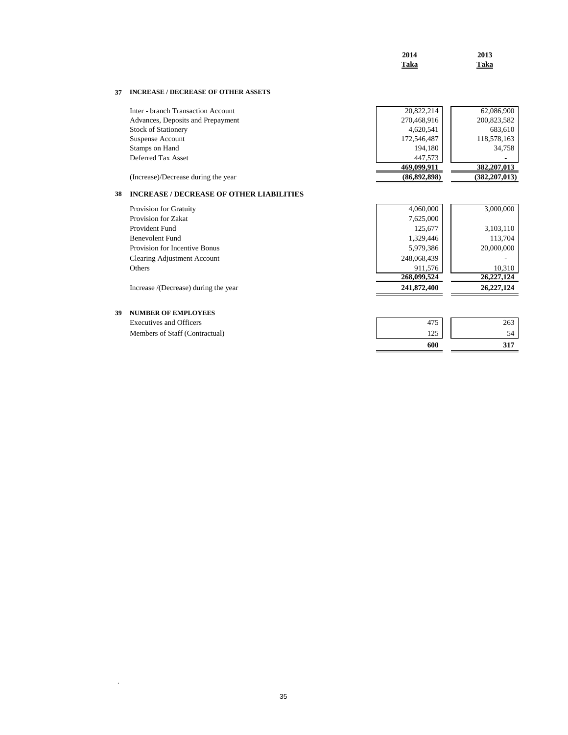| | 2014<br>Taka | 2013<br>Taka |
|---|---|---|

## 37 INCREASE / DECREASE OF OTHER ASSETS

| | 2014<br>Taka | 2013<br>Taka |
|---|---|---|
| Inter - branch Transaction Account | 20,822,214 | 62,086,900 |
| Advances, Deposits and Prepayment | 270,468,916 | 200,823,582 |
| Stock of Stationery | 4,620,541 | 683,610 |
| Suspense Account | 172,546,487 | 118,578,163 |
| Stamps on Hand | 194,180 | 34,758 |
| Deferred Tax Asset | 447,573 | - |
| | **469,099,911** | **382,207,013** |
| (Increase)/Decrease during the year | **(86,892,898)** | **(382,207,013)** |

## 38 INCREASE / DECREASE OF OTHER LIABILITIES

| | 2014<br>Taka | 2013<br>Taka |
|---|---|---|
| Provision for Gratuity | 4,060,000 | 3,000,000 |
| Provision for Zakat | 7,625,000 | |
| Provident Fund | 125,677 | 3,103,110 |
| Benevolent Fund | 1,329,446 | 113,704 |
| Provision for Incentive Bonus | 5,979,386 | 20,000,000 |
| Clearing Adjustment Account | 248,068,439 | - |
| Others | 911,576 | 10,310 |
| | **268,099,524** | **26,227,124** |
| Increase /(Decrease) during the year | **241,872,400** | **26,227,124** |

## 39 NUMBER OF EMPLOYEES

| | 2014 | 2013 |
|---|---|---|
| Executives and Officers | 475 | 263 |
| Members of Staff (Contractual) | 125 | 54 |
| | **600** | **317** |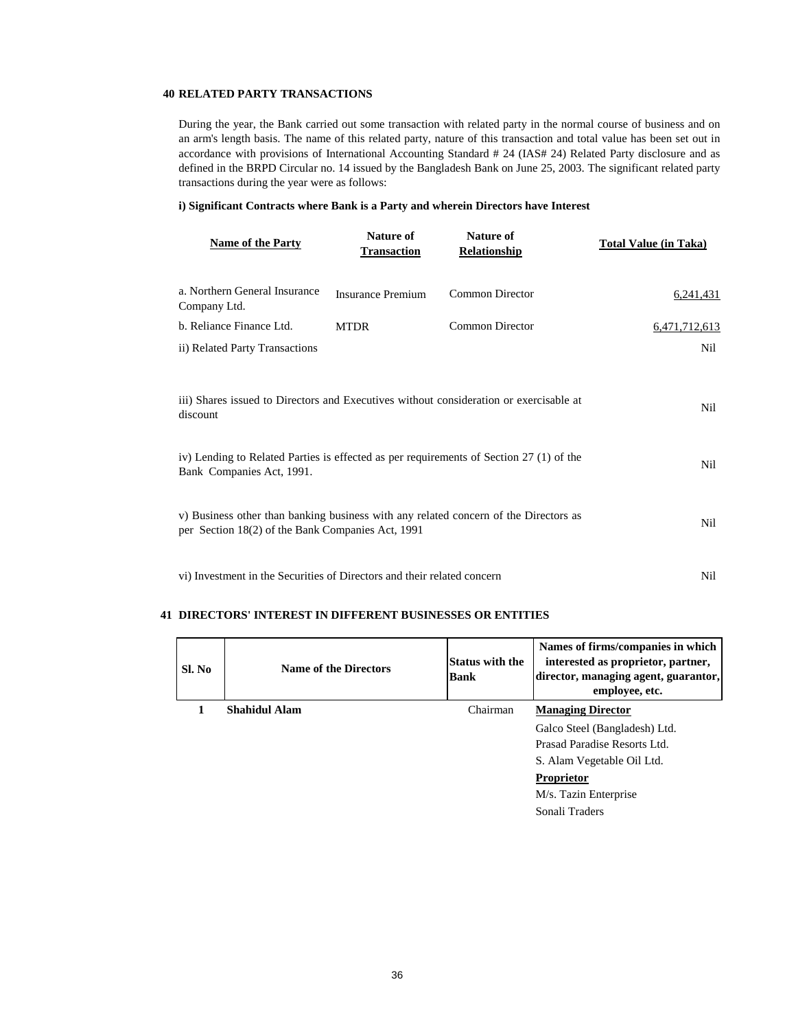## 40 RELATED PARTY TRANSACTIONS

During the year, the Bank carried out some transaction with related party in the normal course of business and on an arm's length basis. The name of this related party, nature of this transaction and total value has been set out in accordance with provisions of International Accounting Standard # 24 (IAS# 24) Related Party disclosure and as defined in the BRPD Circular no. 14 issued by the Bangladesh Bank on June 25, 2003. The significant related party transactions during the year were as follows:

**i) Significant Contracts where Bank is a Party and wherein Directors have Interest**

| Name of the Party | Nature of Transaction | Nature of Relationship | Total Value (in Taka) |
|---|---|---|---|
| a. Northern General Insurance Company Ltd. | Insurance Premium | Common Director | 6,241,431 |
| b. Reliance Finance Ltd. | MTDR | Common Director | 6,471,712,613 |

| | |
|---|---|
| ii) Related Party Transactions | Nil |
| iii) Shares issued to Directors and Executives without consideration or exercisable at discount | Nil |
| iv) Lending to Related Parties is effected as per requirements of Section 27 (1) of the Bank Companies Act, 1991. | Nil |
| v) Business other than banking business with any related concern of the Directors as per Section 18(2) of the Bank Companies Act, 1991 | Nil |
| vi) Investment in the Securities of Directors and their related concern | Nil |

## 41 DIRECTORS' INTEREST IN DIFFERENT BUSINESSES OR ENTITIES

| Sl. No | Name of the Directors | Status with the Bank | Names of firms/companies in which interested as proprietor, partner, director, managing agent, guarantor, employee, etc. |
|---|---|---|---|
| 1 | **Shahidul Alam** | Chairman | **Managing Director** |
| | | | Galco Steel (Bangladesh) Ltd. |
| | | | Prasad Paradise Resorts Ltd. |
| | | | S. Alam Vegetable Oil Ltd. |
| | | | **Proprietor** |
| | | | M/s. Tazin Enterprise |
| | | | Sonali Traders |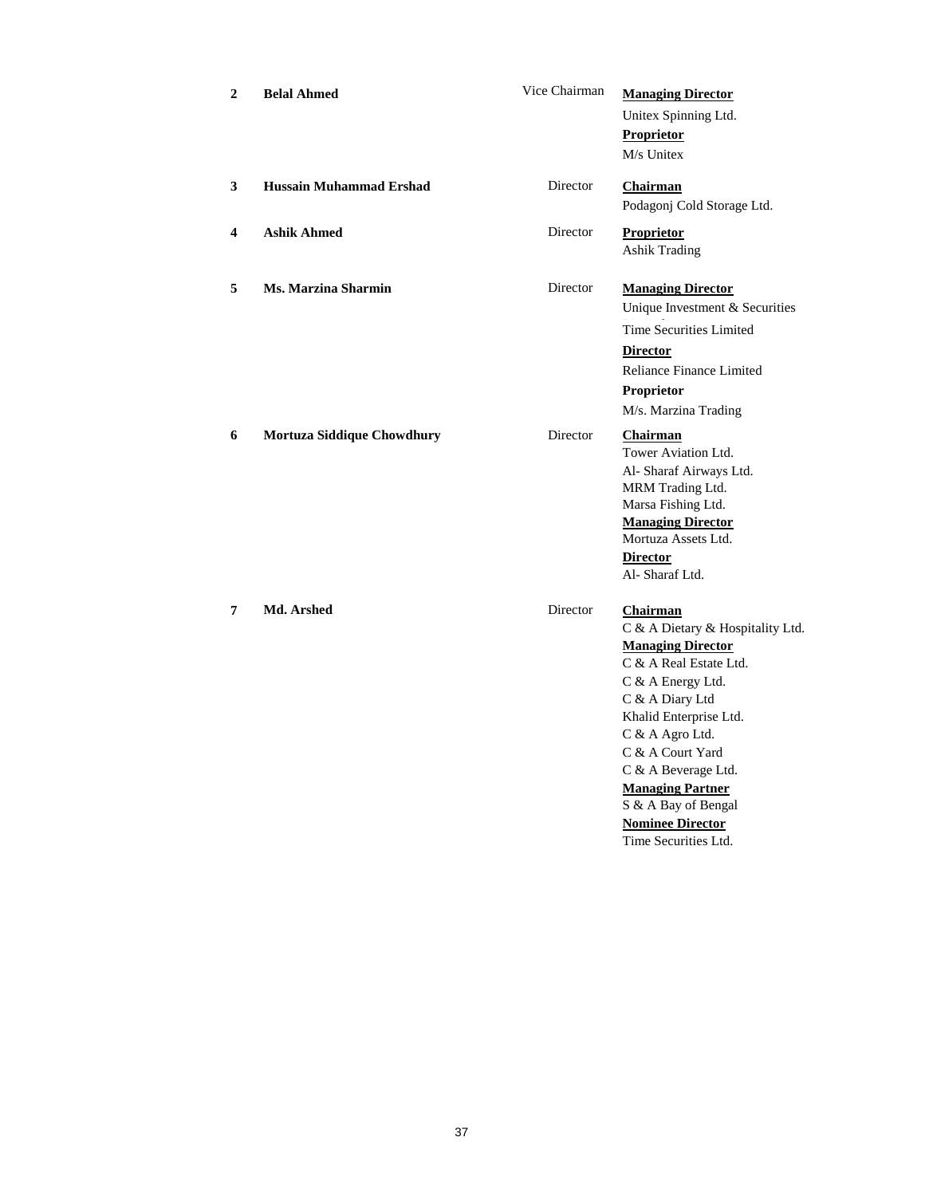| | | | |
|---|---|---|---|
| **2** | **Belal Ahmed** | Vice Chairman | **Managing Director**<br>Unitex Spinning Ltd.<br>**Proprietor**<br>M/s Unitex |
| **3** | **Hussain Muhammad Ershad** | Director | **Chairman**<br>Podagonj Cold Storage Ltd. |
| **4** | **Ashik Ahmed** | Director | **Proprietor**<br>Ashik Trading |
| **5** | **Ms. Marzina Sharmin** | Director | **Managing Director**<br>Unique Investment & Securities<br>Time Securities Limited<br>**Director**<br>Reliance Finance Limited<br>**Proprietor**<br>M/s. Marzina Trading |
| **6** | **Mortuza Siddique Chowdhury** | Director | **Chairman**<br>Tower Aviation Ltd.<br>Al- Sharaf Airways Ltd.<br>MRM Trading Ltd.<br>Marsa Fishing Ltd.<br>**Managing Director**<br>Mortuza Assets Ltd.<br>**Director**<br>Al- Sharaf Ltd. |
| **7** | **Md. Arshed** | Director | **Chairman**<br>C & A Dietary & Hospitality Ltd.<br>**Managing Director**<br>C & A Real Estate Ltd.<br>C & A Energy Ltd.<br>C & A Diary Ltd<br>Khalid Enterprise Ltd.<br>C & A Agro Ltd.<br>C & A Court Yard<br>C & A Beverage Ltd.<br>**Managing Partner**<br>S & A Bay of Bengal<br>**Nominee Director**<br>Time Securities Ltd. |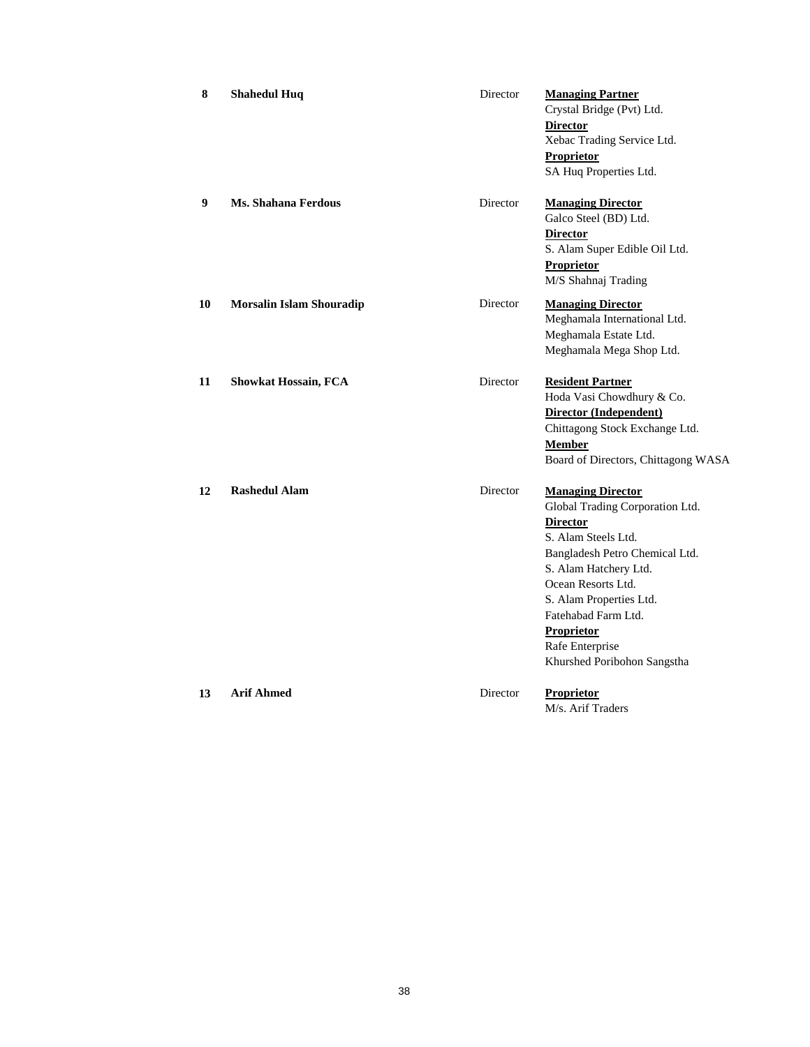| | | | |
|---|---|---|---|
| **8** | **Shahedul Huq** | Director | **Managing Partner**<br>Crystal Bridge (Pvt) Ltd.<br>**Director**<br>Xebac Trading Service Ltd.<br>**Proprietor**<br>SA Huq Properties Ltd. |
| **9** | **Ms. Shahana Ferdous** | Director | **Managing Director**<br>Galco Steel (BD) Ltd.<br>**Director**<br>S. Alam Super Edible Oil Ltd.<br>**Proprietor**<br>M/S Shahnaj Trading |
| **10** | **Morsalin Islam Shouradip** | Director | **Managing Director**<br>Meghamala International Ltd.<br>Meghamala Estate Ltd.<br>Meghamala Mega Shop Ltd. |
| **11** | **Showkat Hossain, FCA** | Director | **Resident Partner**<br>Hoda Vasi Chowdhury & Co.<br>**Director (Independent)**<br>Chittagong Stock Exchange Ltd.<br>**Member**<br>Board of Directors, Chittagong WASA |
| **12** | **Rashedul Alam** | Director | **Managing Director**<br>Global Trading Corporation Ltd.<br>**Director**<br>S. Alam Steels Ltd.<br>Bangladesh Petro Chemical Ltd.<br>S. Alam Hatchery Ltd.<br>Ocean Resorts Ltd.<br>S. Alam Properties Ltd.<br>Fatehabad Farm Ltd.<br>**Proprietor**<br>Rafe Enterprise<br>Khurshed Poribohon Sangstha |
| **13** | **Arif Ahmed** | Director | **Proprietor**<br>M/s. Arif Traders |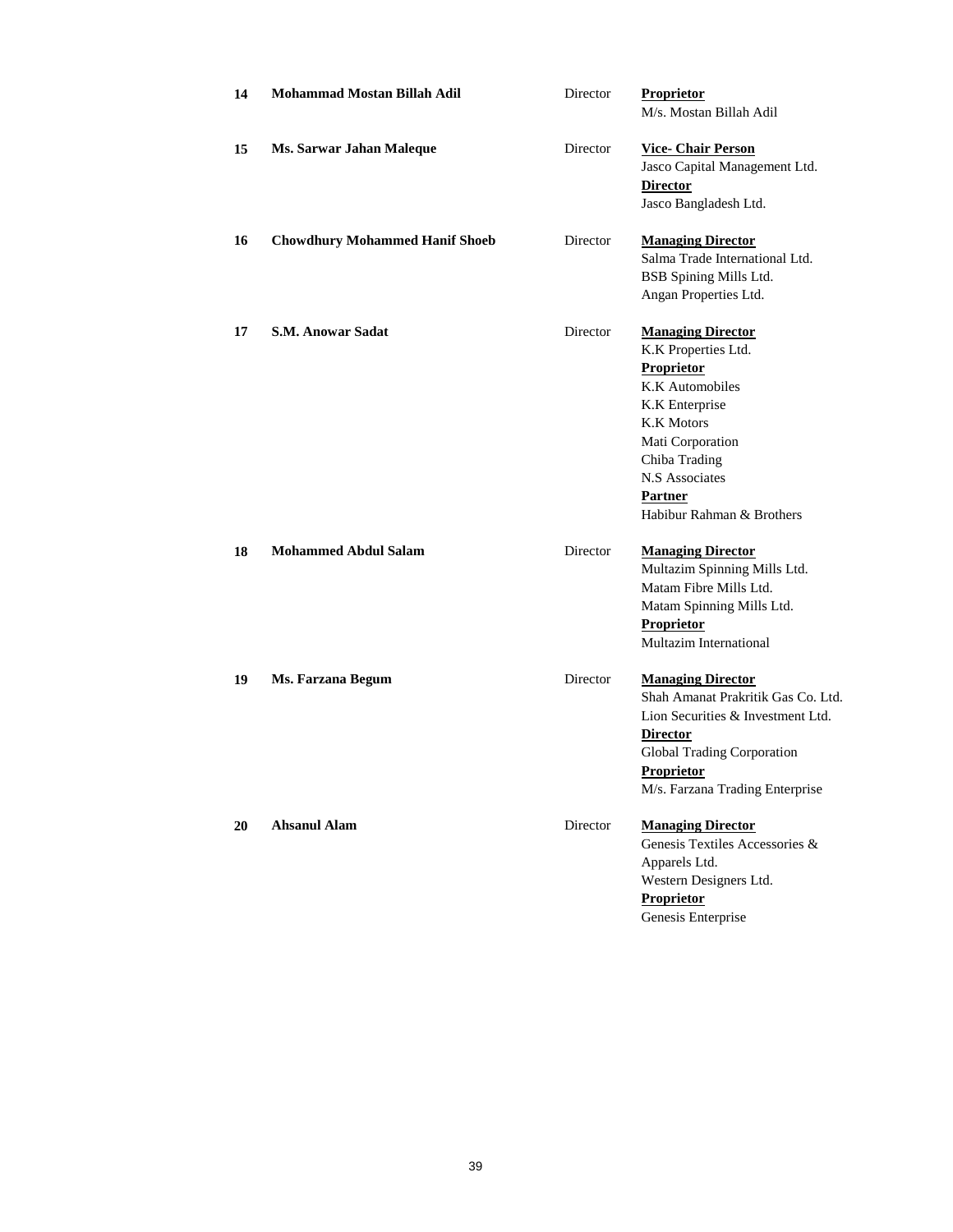| | | | |
|---|---|---|---|
| **14** | **Mohammad Mostan Billah Adil** | Director | **Proprietor**<br>M/s. Mostan Billah Adil |
| **15** | **Ms. Sarwar Jahan Maleque** | Director | **Vice- Chair Person**<br>Jasco Capital Management Ltd.<br>**Director**<br>Jasco Bangladesh Ltd. |
| **16** | **Chowdhury Mohammed Hanif Shoeb** | Director | **Managing Director**<br>Salma Trade International Ltd.<br>BSB Spining Mills Ltd.<br>Angan Properties Ltd. |
| **17** | **S.M. Anowar Sadat** | Director | **Managing Director**<br>K.K Properties Ltd.<br>**Proprietor**<br>K.K Automobiles<br>K.K Enterprise<br>K.K Motors<br>Mati Corporation<br>Chiba Trading<br>N.S Associates<br>**Partner**<br>Habibur Rahman & Brothers |
| **18** | **Mohammed Abdul Salam** | Director | **Managing Director**<br>Multazim Spinning Mills Ltd.<br>Matam Fibre Mills Ltd.<br>Matam Spinning Mills Ltd.<br>**Proprietor**<br>Multazim International |
| **19** | **Ms. Farzana Begum** | Director | **Managing Director**<br>Shah Amanat Prakritik Gas Co. Ltd.<br>Lion Securities & Investment Ltd.<br>**Director**<br>Global Trading Corporation<br>**Proprietor**<br>M/s. Farzana Trading Enterprise |
| **20** | **Ahsanul Alam** | Director | **Managing Director**<br>Genesis Textiles Accessories & Apparels Ltd.<br>Western Designers Ltd.<br>**Proprietor**<br>Genesis Enterprise |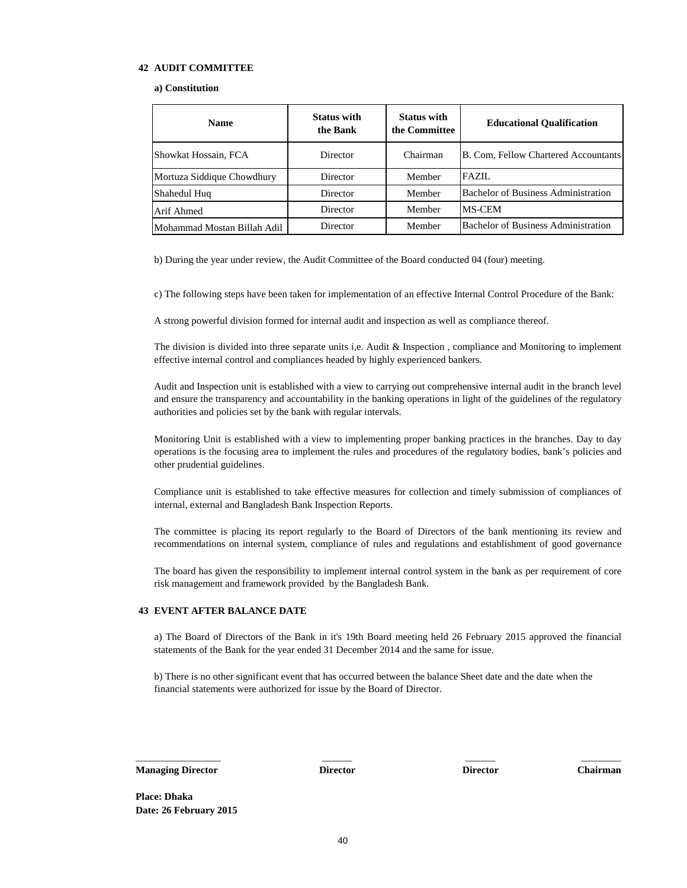## 42 AUDIT COMMITTEE

### a) Constitution

| Name | Status with the Bank | Status with the Committee | Educational Qualification |
|---|---|---|---|
| Showkat Hossain, FCA | Director | Chairman | B. Com, Fellow Chartered Accountants |
| Mortuza Siddique Chowdhury | Director | Member | FAZIL |
| Shahedul Huq | Director | Member | Bachelor of Business Administration |
| Arif Ahmed | Director | Member | MS-CEM |
| Mohammad Mostan Billah Adil | Director | Member | Bachelor of Business Administration |

b) During the year under review, the Audit Committee of the Board conducted 04 (four) meeting.

c) The following steps have been taken for implementation of an effective Internal Control Procedure of the Bank:

A strong powerful division formed for internal audit and inspection as well as compliance thereof.

The division is divided into three separate units i,e. Audit & Inspection , compliance and Monitoring to implement effective internal control and compliances headed by highly experienced bankers.

Audit and Inspection unit is established with a view to carrying out comprehensive internal audit in the branch level and ensure the transparency and accountability in the banking operations in light of the guidelines of the regulatory authorities and policies set by the bank with regular intervals.

Monitoring Unit is established with a view to implementing proper banking practices in the branches. Day to day operations is the focusing area to implement the rules and procedures of the regulatory bodies, bank's policies and other prudential guidelines.

Compliance unit is established to take effective measures for collection and timely submission of compliances of internal, external and Bangladesh Bank Inspection Reports.

The committee is placing its report regularly to the Board of Directors of the bank mentioning its review and recommendations on internal system, compliance of rules and regulations and establishment of good governance

The board has given the responsibility to implement internal control system in the bank as per requirement of core risk management and framework provided by the Bangladesh Bank.

## 43 EVENT AFTER BALANCE DATE

a) The Board of Directors of the Bank in it's 19th Board meeting held 26 February 2015 approved the financial statements of the Bank for the year ended 31 December 2014 and the same for issue.

b) There is no other significant event that has occurred between the balance Sheet date and the date when the financial statements were authorized for issue by the Board of Director.

| Managing Director | Director | Director | Chairman |
|---|---|---|---|

**Place: Dhaka**
**Date: 26 February 2015**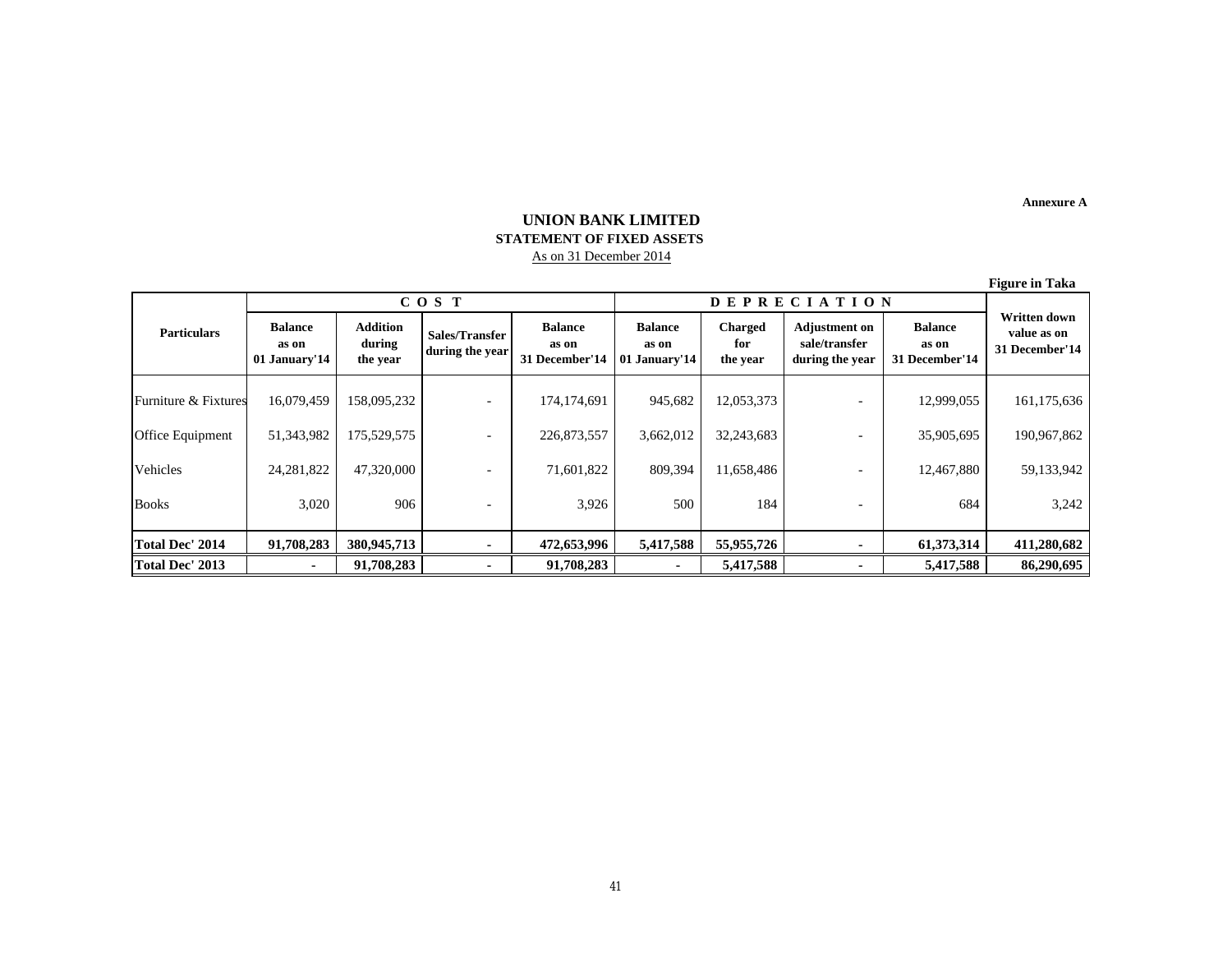Annexure A

# UNION BANK LIMITED
## STATEMENT OF FIXED ASSETS
As on 31 December 2014

**Figure in Taka**

| Particulars | COST | | | | DEPRECIATION | | | | Written down value as on 31 December'14 |
|---|---|---|---|---|---|---|---|---|---|
| | Balance as on 01 January'14 | Addition during the year | Sales/Transfer during the year | Balance as on 31 December'14 | Balance as on 01 January'14 | Charged for the year | Adjustment on sale/transfer during the year | Balance as on 31 December'14 | |
| Furniture & Fixtures | 16,079,459 | 158,095,232 | - | 174,174,691 | 945,682 | 12,053,373 | - | 12,999,055 | 161,175,636 |
| Office Equipment | 51,343,982 | 175,529,575 | - | 226,873,557 | 3,662,012 | 32,243,683 | - | 35,905,695 | 190,967,862 |
| Vehicles | 24,281,822 | 47,320,000 | - | 71,601,822 | 809,394 | 11,658,486 | - | 12,467,880 | 59,133,942 |
| Books | 3,020 | 906 | - | 3,926 | 500 | 184 | - | 684 | 3,242 |
| **Total Dec' 2014** | **91,708,283** | **380,945,713** | **-** | **472,653,996** | **5,417,588** | **55,955,726** | **-** | **61,373,314** | **411,280,682** |
| **Total Dec' 2013** | **-** | **91,708,283** | **-** | **91,708,283** | **-** | **5,417,588** | **-** | **5,417,588** | **86,290,695** |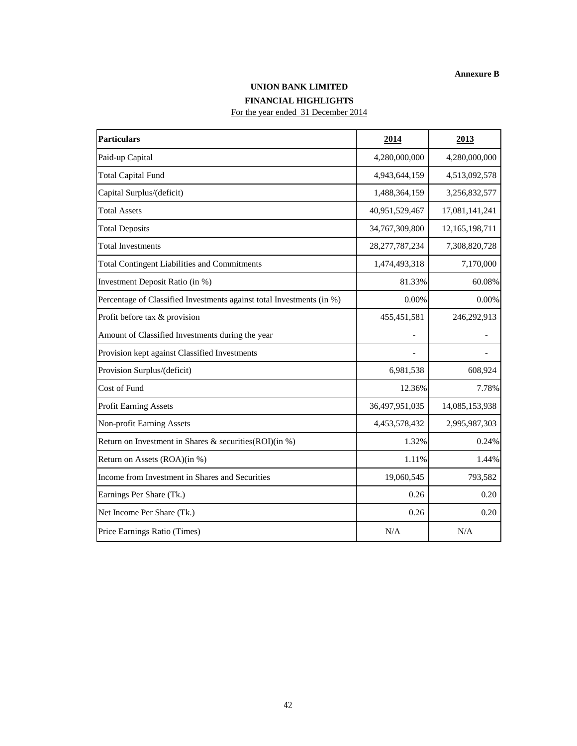**Annexure B**

# UNION BANK LIMITED

## FINANCIAL HIGHLIGHTS

For the year ended 31 December 2014

| Particulars | 2014 | 2013 |
|---|---|---|
| Paid-up Capital | 4,280,000,000 | 4,280,000,000 |
| Total Capital Fund | 4,943,644,159 | 4,513,092,578 |
| Capital Surplus/(deficit) | 1,488,364,159 | 3,256,832,577 |
| Total Assets | 40,951,529,467 | 17,081,141,241 |
| Total Deposits | 34,767,309,800 | 12,165,198,711 |
| Total Investments | 28,277,787,234 | 7,308,820,728 |
| Total Contingent Liabilities and Commitments | 1,474,493,318 | 7,170,000 |
| Investment Deposit Ratio (in %) | 81.33% | 60.08% |
| Percentage of Classified Investments against total Investments (in %) | 0.00% | 0.00% |
| Profit before tax & provision | 455,451,581 | 246,292,913 |
| Amount of Classified Investments during the year | - | - |
| Provision kept against Classified Investments | - | - |
| Provision Surplus/(deficit) | 6,981,538 | 608,924 |
| Cost of Fund | 12.36% | 7.78% |
| Profit Earning Assets | 36,497,951,035 | 14,085,153,938 |
| Non-profit Earning Assets | 4,453,578,432 | 2,995,987,303 |
| Return on Investment in Shares & securities(ROI)(in %) | 1.32% | 0.24% |
| Return on Assets (ROA)(in %) | 1.11% | 1.44% |
| Income from Investment in Shares and Securities | 19,060,545 | 793,582 |
| Earnings Per Share (Tk.) | 0.26 | 0.20 |
| Net Income Per Share (Tk.) | 0.26 | 0.20 |
| Price Earnings Ratio (Times) | N/A | N/A |